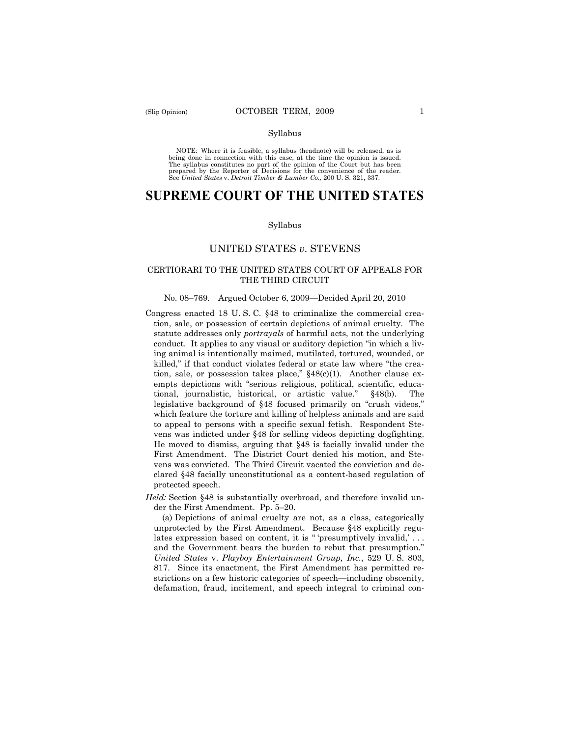Syllabus

NOTE: Where it is feasible, a syllabus (headnote) will be released, as is being done in connection with this case, at the time the opinion is issued. The syllabus constitutes no part of the opinion of the Court but has been prepared by the Reporter of Decisions for the convenience of the reader. See *United States* v. *Detroit Timber & Lumber Co.,* 200 U. S. 321, 337.

# SUPREME COURT OF THE UNITED STATES

Syllabus

## UNITED STATES *v.* STEVENS

### CERTIORARI TO THE UNITED STATES COURT OF APPEALS FOR THE THIRD CIRCUIT

No. 08–769. Argued October 6, 2009—Decided April 20, 2010

Congress enacted 18 U. S. C. §48 to criminalize the commercial creation, sale, or possession of certain depictions of animal cruelty. The statute addresses only *portrayals* of harmful acts, not the underlying conduct. It applies to any visual or auditory depiction "in which a living animal is intentionally maimed, mutilated, tortured, wounded, or killed," if that conduct violates federal or state law where "the creation, sale, or possession takes place," §48(c)(1). Another clause exempts depictions with "serious religious, political, scientific, educational, journalistic, historical, or artistic value." §48(b). The legislative background of §48 focused primarily on "crush videos," which feature the torture and killing of helpless animals and are said to appeal to persons with a specific sexual fetish. Respondent Stevens was indicted under §48 for selling videos depicting dogfighting. He moved to dismiss, arguing that §48 is facially invalid under the First Amendment. The District Court denied his motion, and Stevens was convicted. The Third Circuit vacated the conviction and declared §48 facially unconstitutional as a content-based regulation of protected speech.

*Held:* Section §48 is substantially overbroad, and therefore invalid under the First Amendment. Pp. 5–20.

(a) Depictions of animal cruelty are not, as a class, categorically unprotected by the First Amendment. Because §48 explicitly regulates expression based on content, it is " 'presumptively invalid,' . . . and the Government bears the burden to rebut that presumption." *United States* v. *Playboy Entertainment Group, Inc.*, 529 U. S. 803, 817. Since its enactment, the First Amendment has permitted restrictions on a few historic categories of speech—including obscenity, defamation, fraud, incitement, and speech integral to criminal con-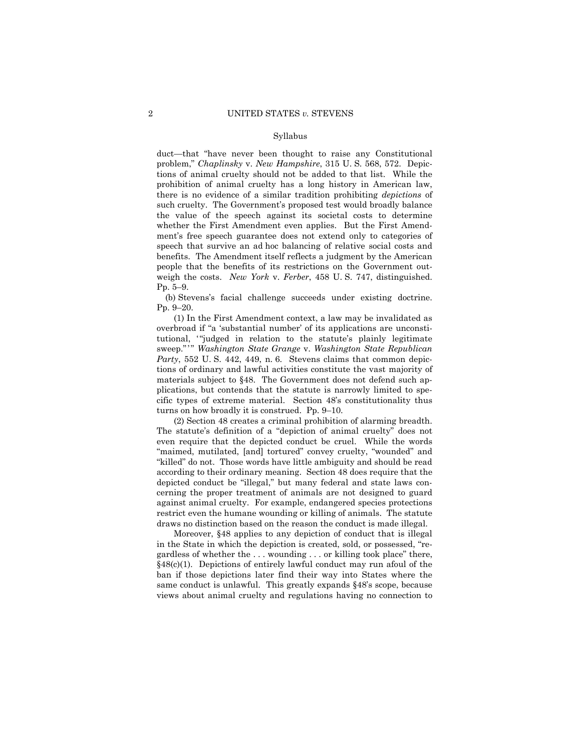duct—that "have never been thought to raise any Constitutional problem," *Chaplinsky* v. *New Hampshire*, 315 U. S. 568, 572. Depictions of animal cruelty should not be added to that list. While the prohibition of animal cruelty has a long history in American law, there is no evidence of a similar tradition prohibiting *depictions* of such cruelty. The Government's proposed test would broadly balance the value of the speech against its societal costs to determine whether the First Amendment even applies. But the First Amendment's free speech guarantee does not extend only to categories of speech that survive an ad hoc balancing of relative social costs and benefits. The Amendment itself reflects a judgment by the American people that the benefits of its restrictions on the Government outweigh the costs. *New York* v. *Ferber*, 458 U. S. 747, distinguished. Pp. 5–9.

(b) Stevens's facial challenge succeeds under existing doctrine. Pp. 9–20.

(1) In the First Amendment context, a law may be invalidated as overbroad if "a 'substantial number' of its applications are unconstitutional, '"judged in relation to the statute's plainly legitimate sweep."'" *Washington State Grange* v. *Washington State Republican Party*, 552 U. S. 442, 449, n. 6. Stevens claims that common depictions of ordinary and lawful activities constitute the vast majority of materials subject to §48. The Government does not defend such applications, but contends that the statute is narrowly limited to specific types of extreme material. Section 48's constitutionality thus turns on how broadly it is construed. Pp. 9–10.

(2) Section 48 creates a criminal prohibition of alarming breadth. The statute's definition of a "depiction of animal cruelty" does not even require that the depicted conduct be cruel. While the words "maimed, mutilated, [and] tortured" convey cruelty, "wounded" and "killed" do not. Those words have little ambiguity and should be read according to their ordinary meaning. Section 48 does require that the depicted conduct be "illegal," but many federal and state laws concerning the proper treatment of animals are not designed to guard against animal cruelty. For example, endangered species protections restrict even the humane wounding or killing of animals. The statute draws no distinction based on the reason the conduct is made illegal.

Moreover, §48 applies to any depiction of conduct that is illegal in the State in which the depiction is created, sold, or possessed, "regardless of whether the . . . wounding . . . or killing took place" there, §48(c)(1). Depictions of entirely lawful conduct may run afoul of the ban if those depictions later find their way into States where the same conduct is unlawful. This greatly expands §48's scope, because views about animal cruelty and regulations having no connection to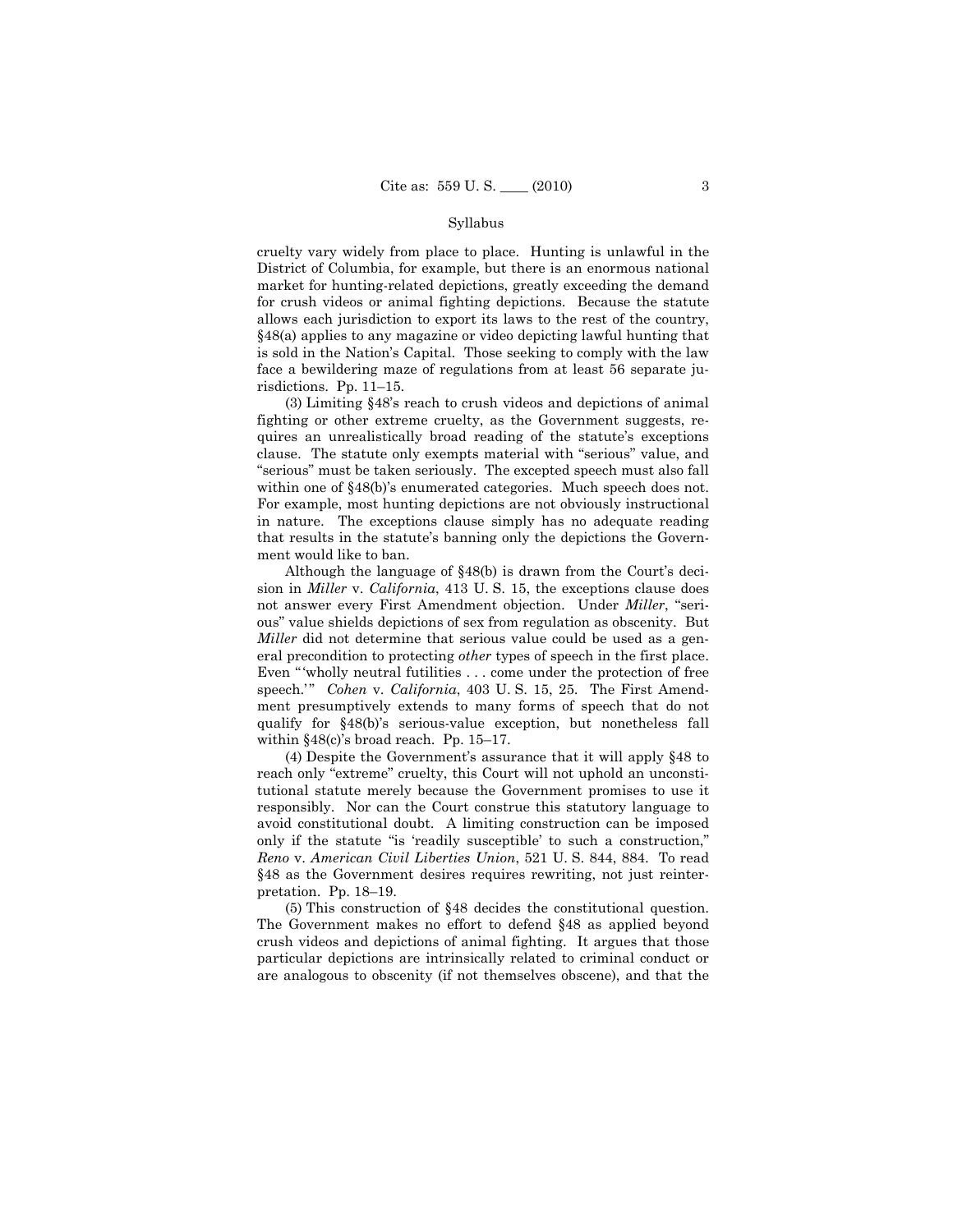cruelty vary widely from place to place. Hunting is unlawful in the District of Columbia, for example, but there is an enormous national market for hunting-related depictions, greatly exceeding the demand for crush videos or animal fighting depictions. Because the statute allows each jurisdiction to export its laws to the rest of the country, §48(a) applies to any magazine or video depicting lawful hunting that is sold in the Nation's Capital. Those seeking to comply with the law face a bewildering maze of regulations from at least 56 separate jurisdictions. Pp. 11–15.

(3) Limiting §48's reach to crush videos and depictions of animal fighting or other extreme cruelty, as the Government suggests, requires an unrealistically broad reading of the statute's exceptions clause. The statute only exempts material with "serious" value, and "serious" must be taken seriously. The excepted speech must also fall within one of §48(b)'s enumerated categories. Much speech does not. For example, most hunting depictions are not obviously instructional in nature. The exceptions clause simply has no adequate reading that results in the statute's banning only the depictions the Government would like to ban.

Although the language of §48(b) is drawn from the Court's decision in *Miller* v. *California*, 413 U. S. 15, the exceptions clause does not answer every First Amendment objection. Under *Miller*, "serious" value shields depictions of sex from regulation as obscenity. But *Miller* did not determine that serious value could be used as a general precondition to protecting *other* types of speech in the first place. Even "'wholly neutral futilities . . . come under the protection of free speech.'" *Cohen* v. *California*, 403 U. S. 15, 25. The First Amendment presumptively extends to many forms of speech that do not qualify for §48(b)'s serious-value exception, but nonetheless fall within §48(c)'s broad reach. Pp. 15–17.

(4) Despite the Government's assurance that it will apply §48 to reach only "extreme" cruelty, this Court will not uphold an unconstitutional statute merely because the Government promises to use it responsibly. Nor can the Court construe this statutory language to avoid constitutional doubt. A limiting construction can be imposed only if the statute "is 'readily susceptible' to such a construction," *Reno* v. *American Civil Liberties Union*, 521 U. S. 844, 884. To read §48 as the Government desires requires rewriting, not just reinterpretation. Pp. 18–19.

(5) This construction of §48 decides the constitutional question. The Government makes no effort to defend §48 as applied beyond crush videos and depictions of animal fighting. It argues that those particular depictions are intrinsically related to criminal conduct or are analogous to obscenity (if not themselves obscene), and that the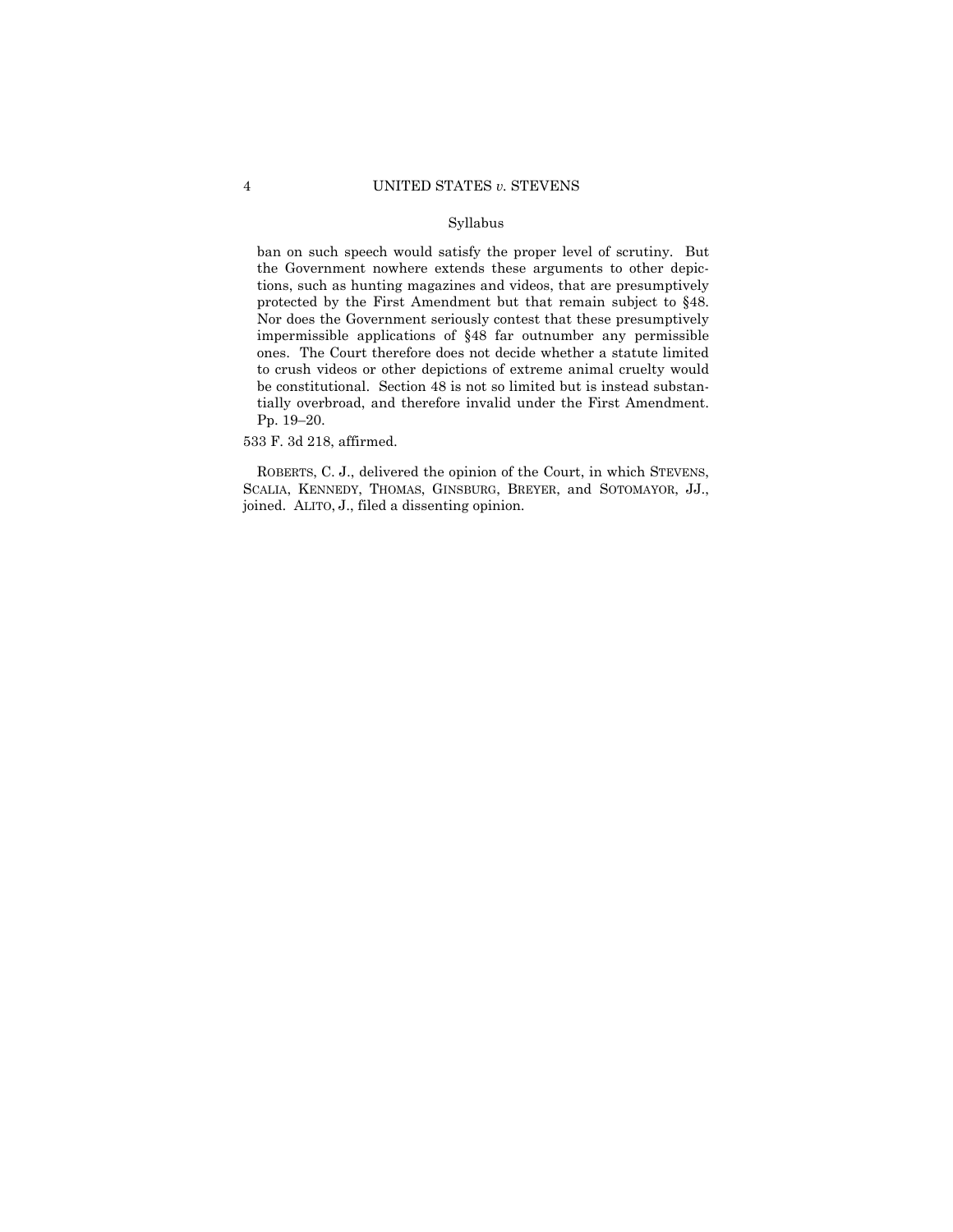ban on such speech would satisfy the proper level of scrutiny. But the Government nowhere extends these arguments to other depictions, such as hunting magazines and videos, that are presumptively protected by the First Amendment but that remain subject to §48. Nor does the Government seriously contest that these presumptively impermissible applications of §48 far outnumber any permissible ones. The Court therefore does not decide whether a statute limited to crush videos or other depictions of extreme animal cruelty would be constitutional. Section 48 is not so limited but is instead substantially overbroad, and therefore invalid under the First Amendment. Pp. 19–20.

533 F. 3d 218, affirmed.

ROBERTS, C. J., delivered the opinion of the Court, in which STEVENS, SCALIA, KENNEDY, THOMAS, GINSBURG, BREYER, and SOTOMAYOR, JJ., joined. ALITO, J., filed a dissenting opinion.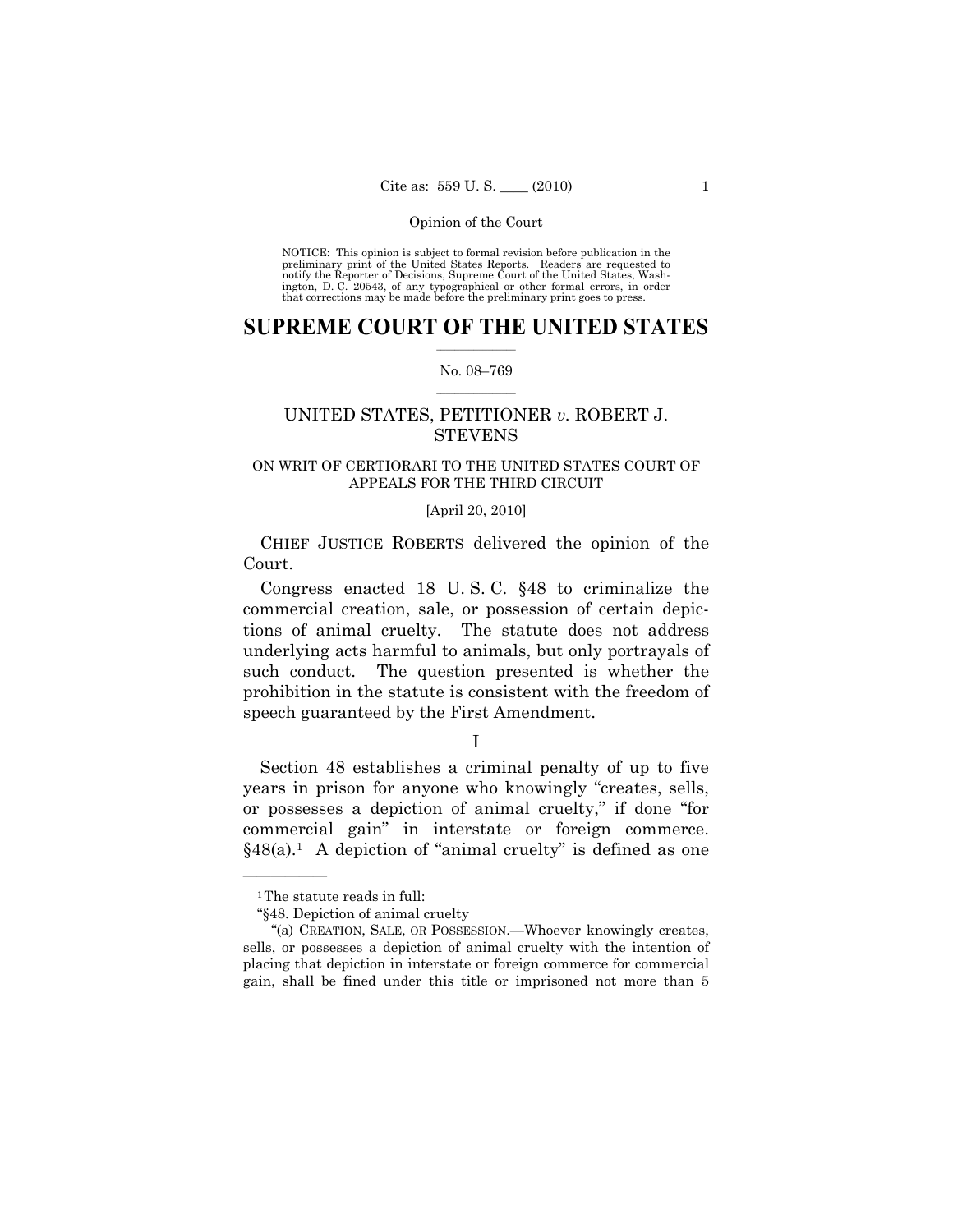Opinion of the Court

NOTICE: This opinion is subject to formal revision before publication in the preliminary print of the United States Reports. Readers are requested to notify the Reporter of Decisions, Supreme Court of the United States, Washington, D. C. 20543, of any typographical or other formal errors, in order that corrections may be made before the preliminary print goes to press.

# SUPREME COURT OF THE UNITED STATES

No. 08–769

## UNITED STATES, PETITIONER *v.* ROBERT J. STEVENS

ON WRIT OF CERTIORARI TO THE UNITED STATES COURT OF APPEALS FOR THE THIRD CIRCUIT

[April 20, 2010]

CHIEF JUSTICE ROBERTS delivered the opinion of the Court.

Congress enacted 18 U. S. C. §48 to criminalize the commercial creation, sale, or possession of certain depictions of animal cruelty. The statute does not address underlying acts harmful to animals, but only portrayals of such conduct. The question presented is whether the prohibition in the statute is consistent with the freedom of speech guaranteed by the First Amendment.

I

Section 48 establishes a criminal penalty of up to five years in prison for anyone who knowingly "creates, sells, or possesses a depiction of animal cruelty," if done "for commercial gain" in interstate or foreign commerce. §48(a).[1] A depiction of "animal cruelty" is defined as one

---

[1] The statute reads in full:

"§48. Depiction of animal cruelty

"(a) CREATION, SALE, OR POSSESSION.—Whoever knowingly creates, sells, or possesses a depiction of animal cruelty with the intention of placing that depiction in interstate or foreign commerce for commercial gain, shall be fined under this title or imprisoned not more than 5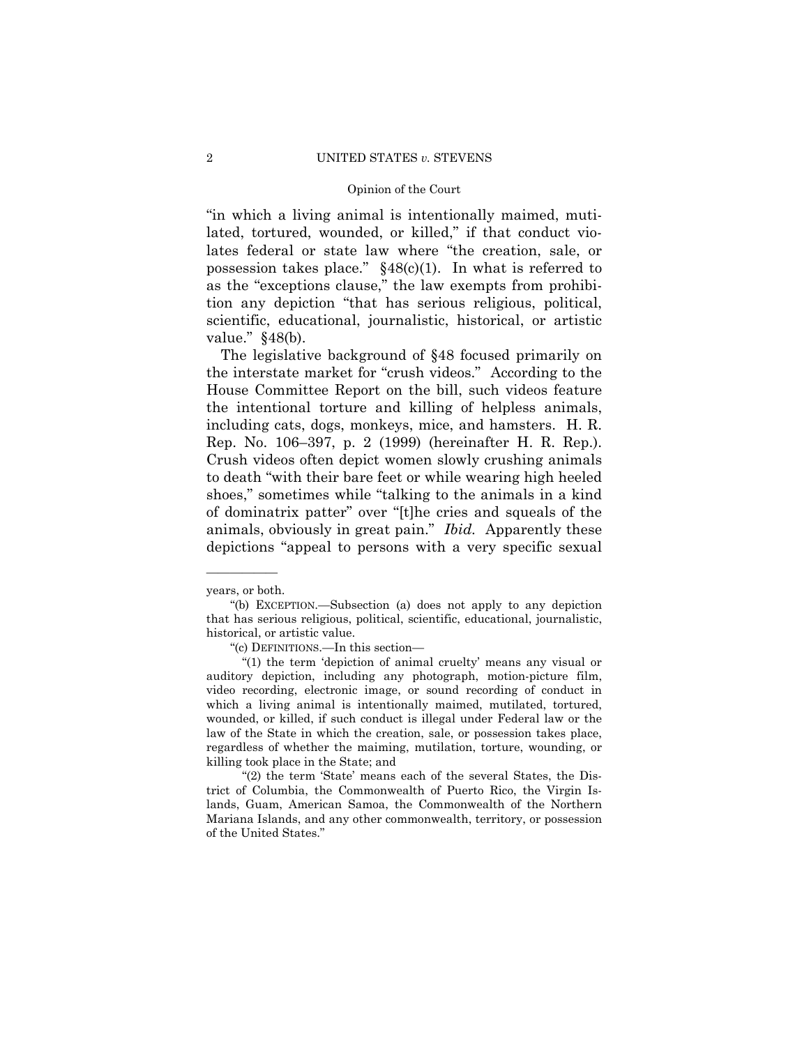"in which a living animal is intentionally maimed, mutilated, tortured, wounded, or killed," if that conduct violates federal or state law where "the creation, sale, or possession takes place." §48(c)(1). In what is referred to as the "exceptions clause," the law exempts from prohibition any depiction "that has serious religious, political, scientific, educational, journalistic, historical, or artistic value." §48(b).

The legislative background of §48 focused primarily on the interstate market for "crush videos." According to the House Committee Report on the bill, such videos feature the intentional torture and killing of helpless animals, including cats, dogs, monkeys, mice, and hamsters. H. R. Rep. No. 106–397, p. 2 (1999) (hereinafter H. R. Rep.). Crush videos often depict women slowly crushing animals to death "with their bare feet or while wearing high heeled shoes," sometimes while "talking to the animals in a kind of dominatrix patter" over "[t]he cries and squeals of the animals, obviously in great pain." *Ibid.* Apparently these depictions "appeal to persons with a very specific sexual

---

years, or both.

"(b) EXCEPTION.—Subsection (a) does not apply to any depiction that has serious religious, political, scientific, educational, journalistic, historical, or artistic value.

"(c) DEFINITIONS.—In this section—

"(1) the term 'depiction of animal cruelty' means any visual or auditory depiction, including any photograph, motion-picture film, video recording, electronic image, or sound recording of conduct in which a living animal is intentionally maimed, mutilated, tortured, wounded, or killed, if such conduct is illegal under Federal law or the law of the State in which the creation, sale, or possession takes place, regardless of whether the maiming, mutilation, torture, wounding, or killing took place in the State; and

"(2) the term 'State' means each of the several States, the District of Columbia, the Commonwealth of Puerto Rico, the Virgin Islands, Guam, American Samoa, the Commonwealth of the Northern Mariana Islands, and any other commonwealth, territory, or possession of the United States."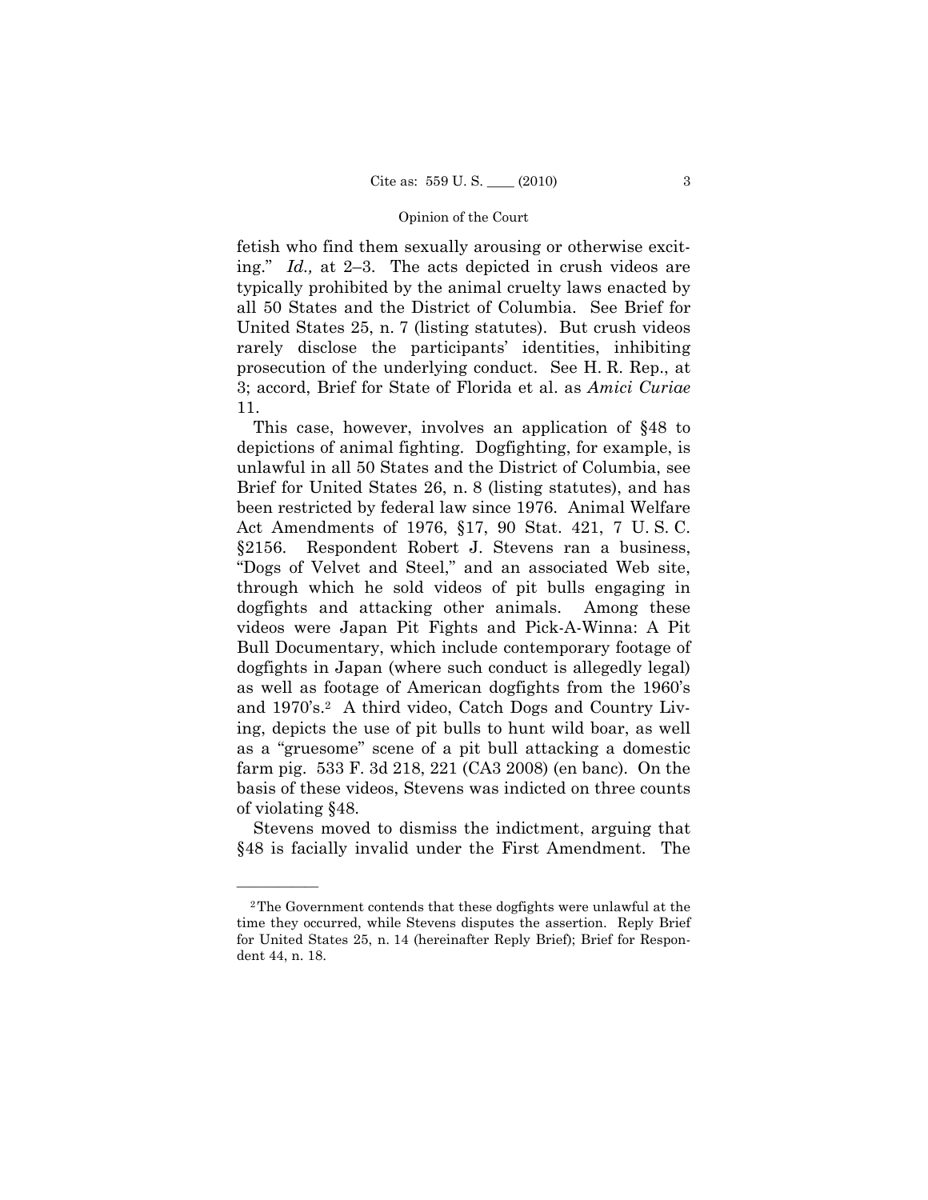fetish who find them sexually arousing or otherwise exciting." *Id.,* at 2–3. The acts depicted in crush videos are typically prohibited by the animal cruelty laws enacted by all 50 States and the District of Columbia. See Brief for United States 25, n. 7 (listing statutes). But crush videos rarely disclose the participants' identities, inhibiting prosecution of the underlying conduct. See H. R. Rep., at 3; accord, Brief for State of Florida et al. as *Amici Curiae* 11.

This case, however, involves an application of §48 to depictions of animal fighting. Dogfighting, for example, is unlawful in all 50 States and the District of Columbia, see Brief for United States 26, n. 8 (listing statutes), and has been restricted by federal law since 1976. Animal Welfare Act Amendments of 1976, §17, 90 Stat. 421, 7 U. S. C. §2156. Respondent Robert J. Stevens ran a business, "Dogs of Velvet and Steel," and an associated Web site, through which he sold videos of pit bulls engaging in dogfights and attacking other animals. Among these videos were Japan Pit Fights and Pick-A-Winna: A Pit Bull Documentary, which include contemporary footage of dogfights in Japan (where such conduct is allegedly legal) as well as footage of American dogfights from the 1960's and 1970's.[2] A third video, Catch Dogs and Country Living, depicts the use of pit bulls to hunt wild boar, as well as a "gruesome" scene of a pit bull attacking a domestic farm pig. 533 F. 3d 218, 221 (CA3 2008) (en banc). On the basis of these videos, Stevens was indicted on three counts of violating §48.

Stevens moved to dismiss the indictment, arguing that §48 is facially invalid under the First Amendment. The

---

[2] The Government contends that these dogfights were unlawful at the time they occurred, while Stevens disputes the assertion. Reply Brief for United States 25, n. 14 (hereinafter Reply Brief); Brief for Respondent 44, n. 18.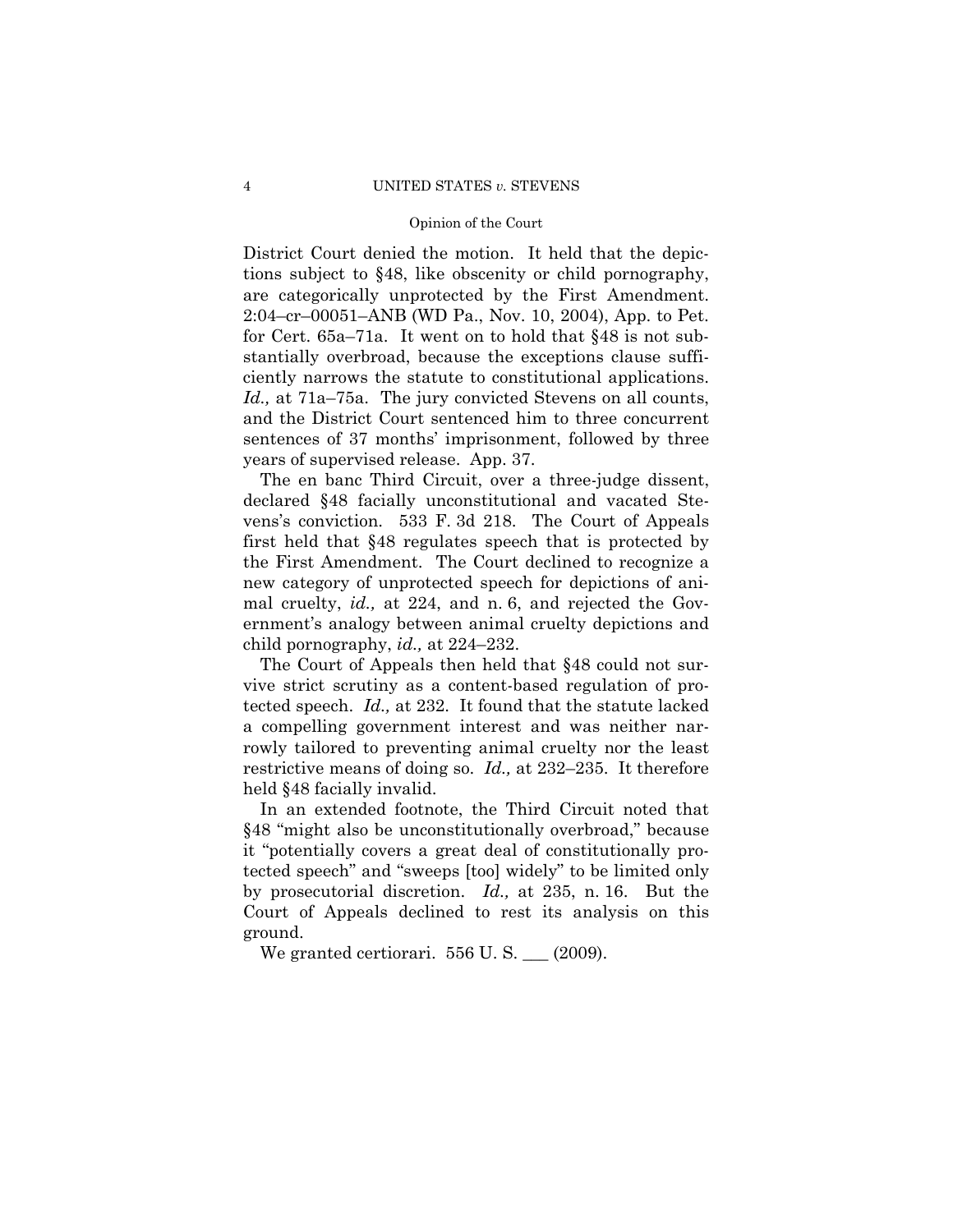District Court denied the motion. It held that the depictions subject to §48, like obscenity or child pornography, are categorically unprotected by the First Amendment. 2:04–cr–00051–ANB (WD Pa., Nov. 10, 2004), App. to Pet. for Cert. 65a–71a. It went on to hold that §48 is not substantially overbroad, because the exceptions clause sufficiently narrows the statute to constitutional applications. *Id.,* at 71a–75a. The jury convicted Stevens on all counts, and the District Court sentenced him to three concurrent sentences of 37 months' imprisonment, followed by three years of supervised release. App. 37.

The en banc Third Circuit, over a three-judge dissent, declared §48 facially unconstitutional and vacated Stevens's conviction. 533 F. 3d 218. The Court of Appeals first held that §48 regulates speech that is protected by the First Amendment. The Court declined to recognize a new category of unprotected speech for depictions of animal cruelty, *id.,* at 224, and n. 6, and rejected the Government's analogy between animal cruelty depictions and child pornography, *id.,* at 224–232.

The Court of Appeals then held that §48 could not survive strict scrutiny as a content-based regulation of protected speech. *Id.,* at 232. It found that the statute lacked a compelling government interest and was neither narrowly tailored to preventing animal cruelty nor the least restrictive means of doing so. *Id.,* at 232–235. It therefore held §48 facially invalid.

In an extended footnote, the Third Circuit noted that §48 "might also be unconstitutionally overbroad," because it "potentially covers a great deal of constitutionally protected speech" and "sweeps [too] widely" to be limited only by prosecutorial discretion. *Id.,* at 235, n. 16. But the Court of Appeals declined to rest its analysis on this ground.

We granted certiorari. 556 U. S. ___ (2009).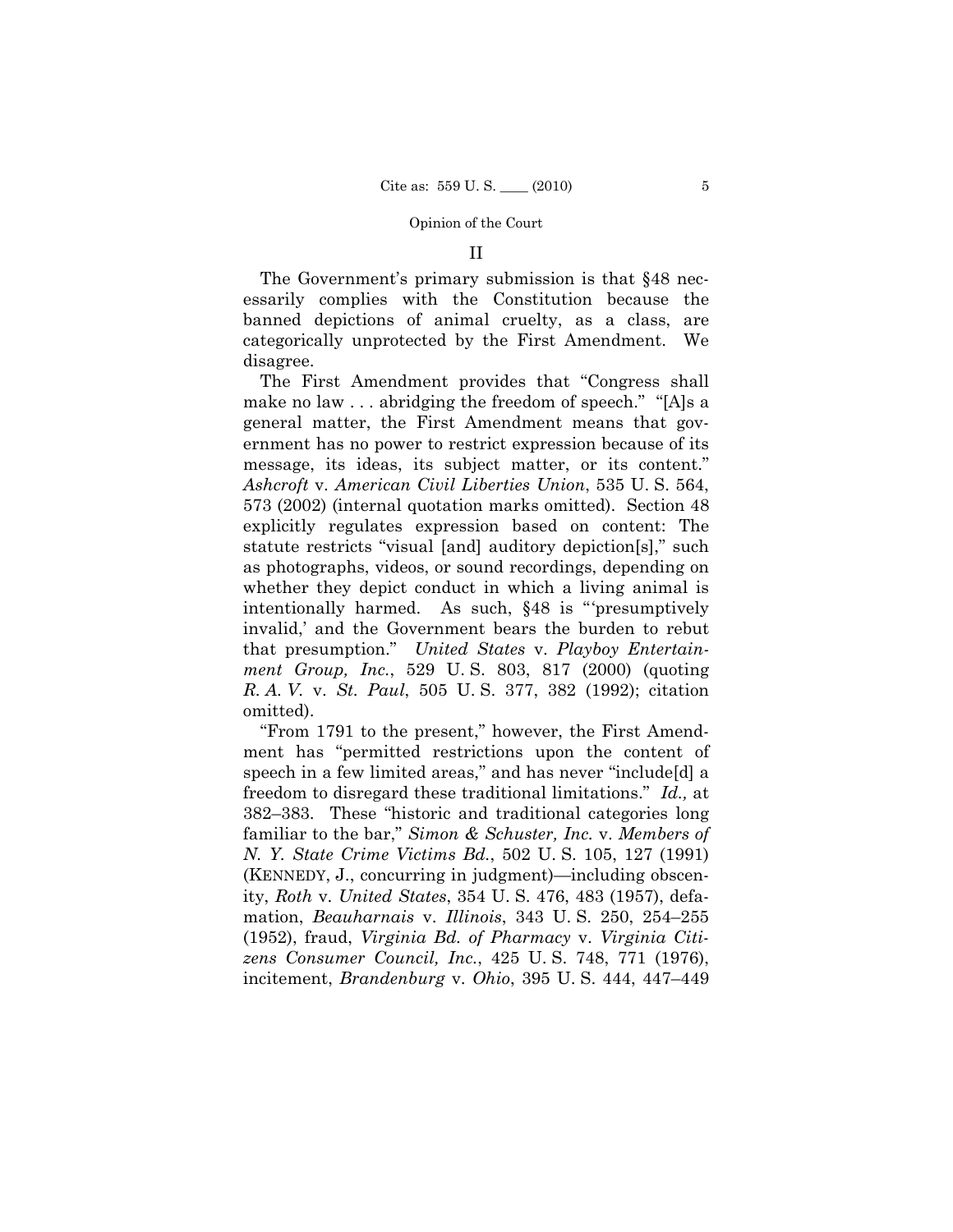## II

The Government's primary submission is that §48 necessarily complies with the Constitution because the banned depictions of animal cruelty, as a class, are categorically unprotected by the First Amendment. We disagree.

The First Amendment provides that "Congress shall make no law . . . abridging the freedom of speech." "[A]s a general matter, the First Amendment means that government has no power to restrict expression because of its message, its ideas, its subject matter, or its content." *Ashcroft* v. *American Civil Liberties Union*, 535 U. S. 564, 573 (2002) (internal quotation marks omitted). Section 48 explicitly regulates expression based on content: The statute restricts "visual [and] auditory depiction[s]," such as photographs, videos, or sound recordings, depending on whether they depict conduct in which a living animal is intentionally harmed. As such, §48 is "'presumptively invalid,' and the Government bears the burden to rebut that presumption." *United States* v. *Playboy Entertainment Group, Inc.*, 529 U. S. 803, 817 (2000) (quoting *R. A. V.* v. *St. Paul*, 505 U. S. 377, 382 (1992); citation omitted).

"From 1791 to the present," however, the First Amendment has "permitted restrictions upon the content of speech in a few limited areas," and has never "include[d] a freedom to disregard these traditional limitations." *Id.,* at 382–383. These "historic and traditional categories long familiar to the bar," *Simon & Schuster, Inc.* v. *Members of N. Y. State Crime Victims Bd.*, 502 U. S. 105, 127 (1991) (KENNEDY, J., concurring in judgment)—including obscenity, *Roth* v. *United States*, 354 U. S. 476, 483 (1957), defamation, *Beauharnais* v. *Illinois*, 343 U. S. 250, 254–255 (1952), fraud, *Virginia Bd. of Pharmacy* v. *Virginia Citizens Consumer Council, Inc.*, 425 U. S. 748, 771 (1976), incitement, *Brandenburg* v. *Ohio*, 395 U. S. 444, 447–449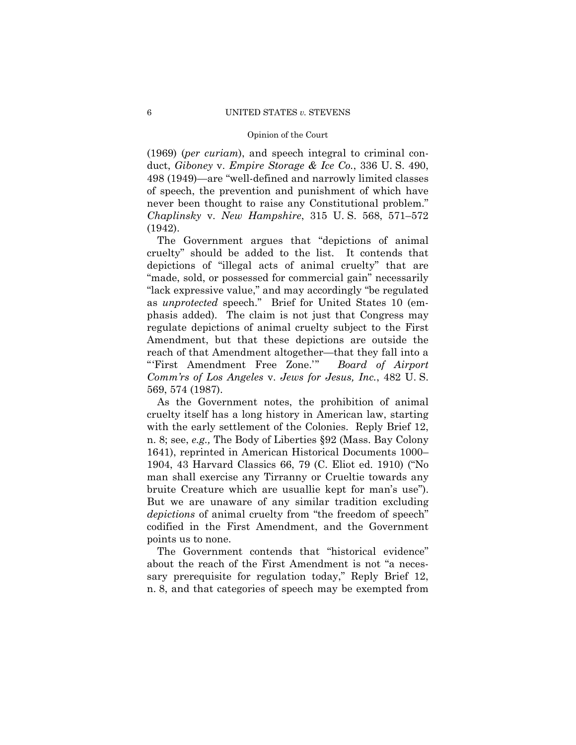(1969) (*per curiam*), and speech integral to criminal conduct, *Giboney* v. *Empire Storage & Ice Co.*, 336 U. S. 490, 498 (1949)—are "well-defined and narrowly limited classes of speech, the prevention and punishment of which have never been thought to raise any Constitutional problem." *Chaplinsky* v. *New Hampshire*, 315 U. S. 568, 571–572 (1942).

The Government argues that "depictions of animal cruelty" should be added to the list. It contends that depictions of "illegal acts of animal cruelty" that are "made, sold, or possessed for commercial gain" necessarily "lack expressive value," and may accordingly "be regulated as *unprotected* speech." Brief for United States 10 (emphasis added). The claim is not just that Congress may regulate depictions of animal cruelty subject to the First Amendment, but that these depictions are outside the reach of that Amendment altogether—that they fall into a "'First Amendment Free Zone.'" *Board of Airport Comm'rs of Los Angeles* v. *Jews for Jesus, Inc.*, 482 U. S. 569, 574 (1987).

As the Government notes, the prohibition of animal cruelty itself has a long history in American law, starting with the early settlement of the Colonies. Reply Brief 12, n. 8; see, *e.g.,* The Body of Liberties §92 (Mass. Bay Colony 1641), reprinted in American Historical Documents 1000–1904, 43 Harvard Classics 66, 79 (C. Eliot ed. 1910) ("No man shall exercise any Tirranny or Crueltie towards any bruite Creature which are usuallie kept for man's use"). But we are unaware of any similar tradition excluding *depictions* of animal cruelty from "the freedom of speech" codified in the First Amendment, and the Government points us to none.

The Government contends that "historical evidence" about the reach of the First Amendment is not "a necessary prerequisite for regulation today," Reply Brief 12, n. 8, and that categories of speech may be exempted from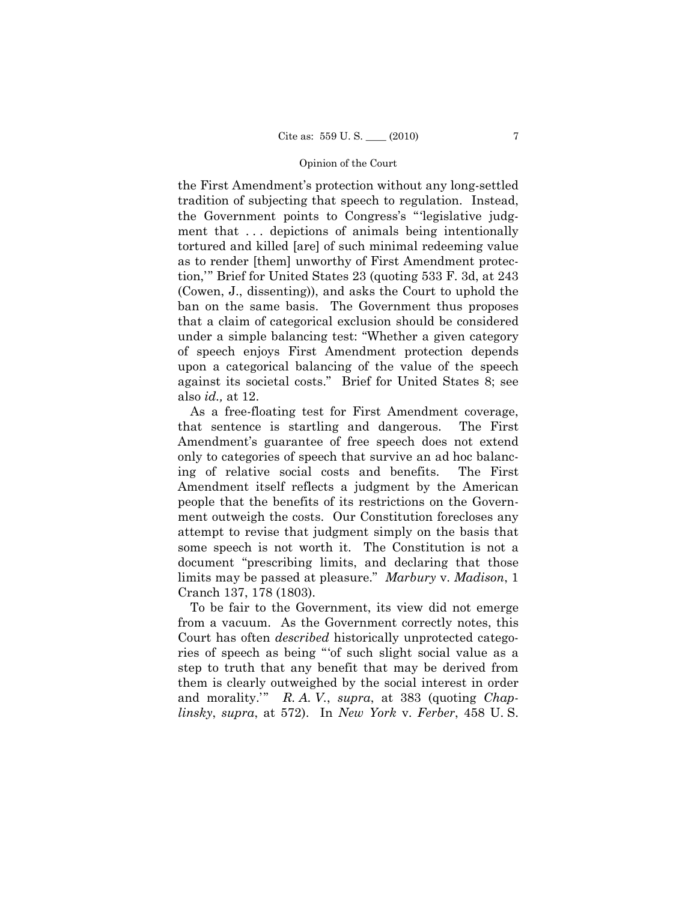the First Amendment's protection without any long-settled tradition of subjecting that speech to regulation. Instead, the Government points to Congress's "'legislative judgment that . . . depictions of animals being intentionally tortured and killed [are] of such minimal redeeming value as to render [them] unworthy of First Amendment protection,'" Brief for United States 23 (quoting 533 F. 3d, at 243 (Cowen, J., dissenting)), and asks the Court to uphold the ban on the same basis. The Government thus proposes that a claim of categorical exclusion should be considered under a simple balancing test: "Whether a given category of speech enjoys First Amendment protection depends upon a categorical balancing of the value of the speech against its societal costs." Brief for United States 8; see also *id.,* at 12.

As a free-floating test for First Amendment coverage, that sentence is startling and dangerous. The First Amendment's guarantee of free speech does not extend only to categories of speech that survive an ad hoc balancing of relative social costs and benefits. The First Amendment itself reflects a judgment by the American people that the benefits of its restrictions on the Government outweigh the costs. Our Constitution forecloses any attempt to revise that judgment simply on the basis that some speech is not worth it. The Constitution is not a document "prescribing limits, and declaring that those limits may be passed at pleasure." *Marbury* v. *Madison*, 1 Cranch 137, 178 (1803).

To be fair to the Government, its view did not emerge from a vacuum. As the Government correctly notes, this Court has often *described* historically unprotected categories of speech as being "'of such slight social value as a step to truth that any benefit that may be derived from them is clearly outweighed by the social interest in order and morality.'" *R. A. V.*, *supra*, at 383 (quoting *Chaplinsky*, *supra*, at 572). In *New York* v. *Ferber*, 458 U. S.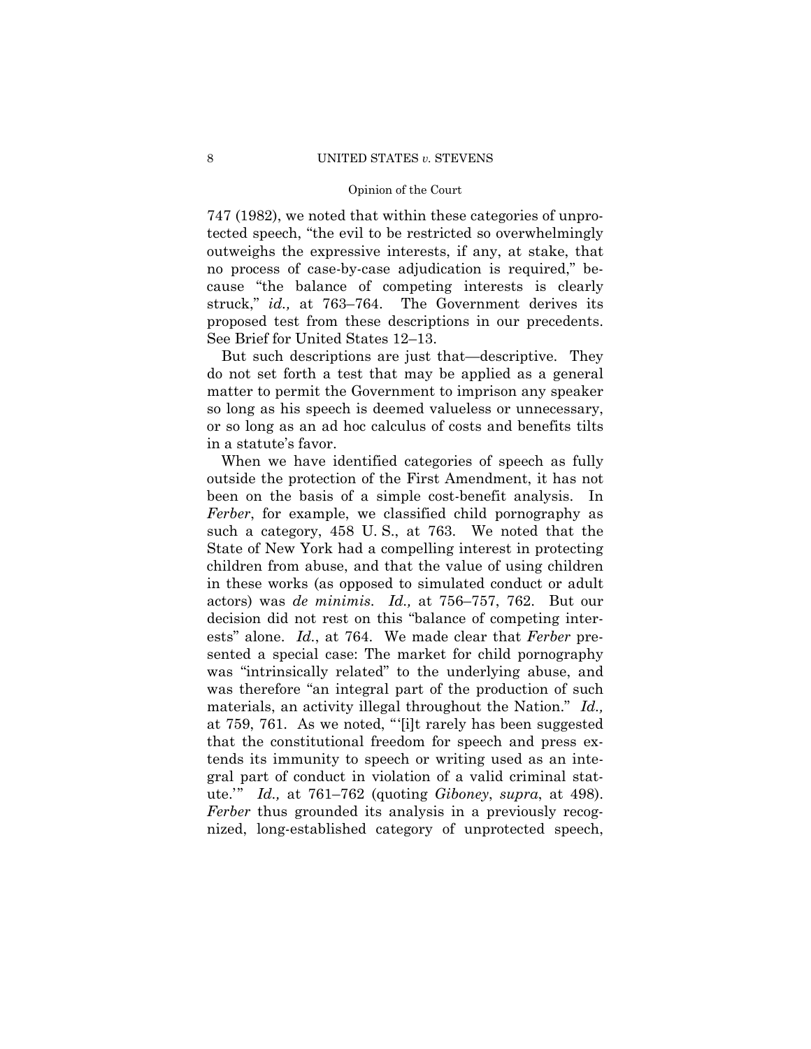747 (1982), we noted that within these categories of unprotected speech, "the evil to be restricted so overwhelmingly outweighs the expressive interests, if any, at stake, that no process of case-by-case adjudication is required," because "the balance of competing interests is clearly struck," *id.,* at 763–764. The Government derives its proposed test from these descriptions in our precedents. See Brief for United States 12–13.

But such descriptions are just that—descriptive. They do not set forth a test that may be applied as a general matter to permit the Government to imprison any speaker so long as his speech is deemed valueless or unnecessary, or so long as an ad hoc calculus of costs and benefits tilts in a statute's favor.

When we have identified categories of speech as fully outside the protection of the First Amendment, it has not been on the basis of a simple cost-benefit analysis. In *Ferber*, for example, we classified child pornography as such a category, 458 U. S., at 763. We noted that the State of New York had a compelling interest in protecting children from abuse, and that the value of using children in these works (as opposed to simulated conduct or adult actors) was *de minimis*. *Id.,* at 756–757, 762. But our decision did not rest on this "balance of competing interests" alone. *Id.*, at 764. We made clear that *Ferber* presented a special case: The market for child pornography was "intrinsically related" to the underlying abuse, and was therefore "an integral part of the production of such materials, an activity illegal throughout the Nation." *Id.,* at 759, 761. As we noted, "'[i]t rarely has been suggested that the constitutional freedom for speech and press extends its immunity to speech or writing used as an integral part of conduct in violation of a valid criminal statute.'" *Id.,* at 761–762 (quoting *Giboney*, *supra*, at 498). *Ferber* thus grounded its analysis in a previously recognized, long-established category of unprotected speech,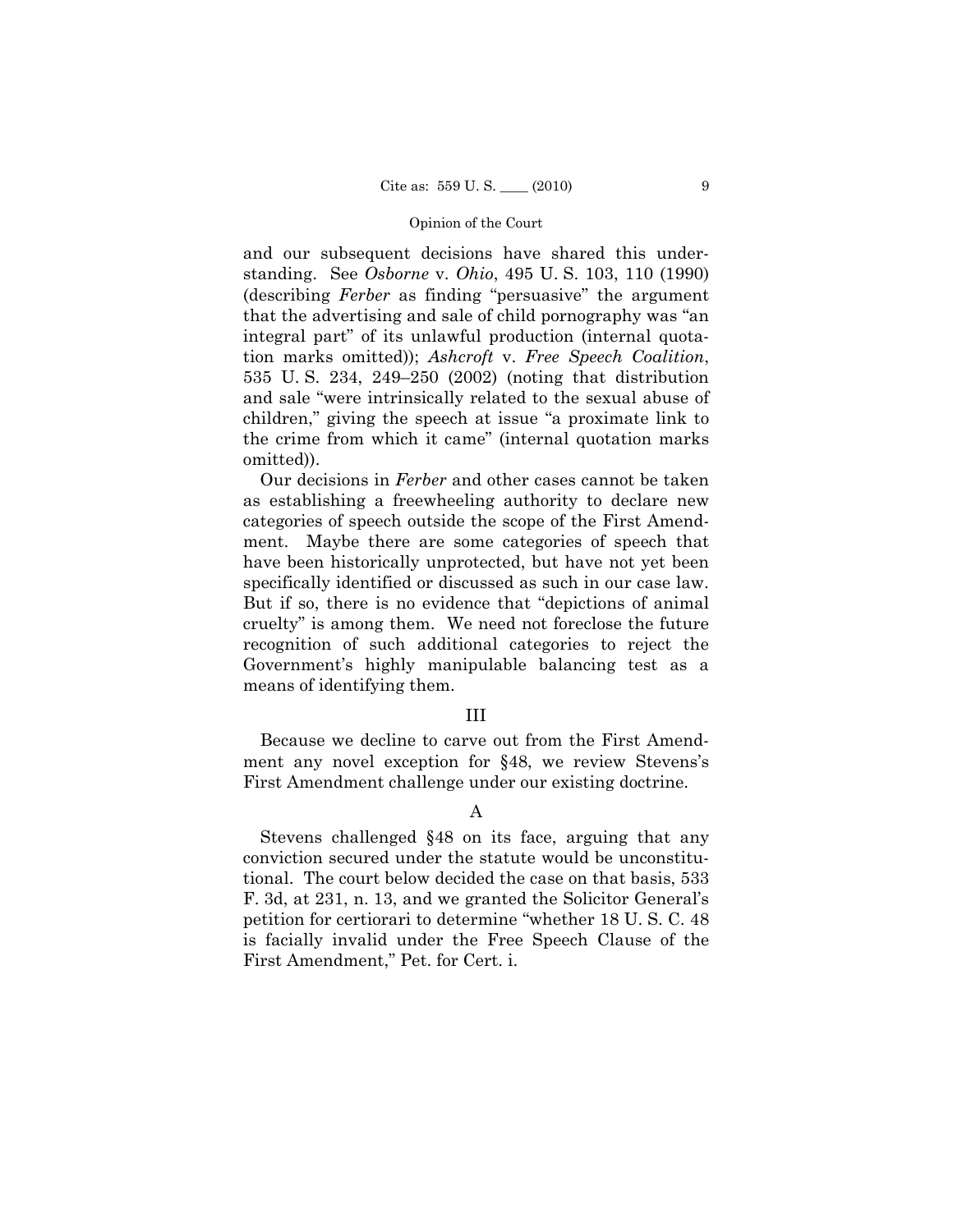and our subsequent decisions have shared this understanding. See *Osborne* v. *Ohio*, 495 U. S. 103, 110 (1990) (describing *Ferber* as finding "persuasive" the argument that the advertising and sale of child pornography was "an integral part" of its unlawful production (internal quotation marks omitted)); *Ashcroft* v. *Free Speech Coalition*, 535 U. S. 234, 249–250 (2002) (noting that distribution and sale "were intrinsically related to the sexual abuse of children," giving the speech at issue "a proximate link to the crime from which it came" (internal quotation marks omitted)).

Our decisions in *Ferber* and other cases cannot be taken as establishing a freewheeling authority to declare new categories of speech outside the scope of the First Amendment. Maybe there are some categories of speech that have been historically unprotected, but have not yet been specifically identified or discussed as such in our case law. But if so, there is no evidence that "depictions of animal cruelty" is among them. We need not foreclose the future recognition of such additional categories to reject the Government's highly manipulable balancing test as a means of identifying them.

## III

Because we decline to carve out from the First Amendment any novel exception for §48, we review Stevens's First Amendment challenge under our existing doctrine.

### A

Stevens challenged §48 on its face, arguing that any conviction secured under the statute would be unconstitutional. The court below decided the case on that basis, 533 F. 3d, at 231, n. 13, and we granted the Solicitor General's petition for certiorari to determine "whether 18 U. S. C. 48 is facially invalid under the Free Speech Clause of the First Amendment," Pet. for Cert. i.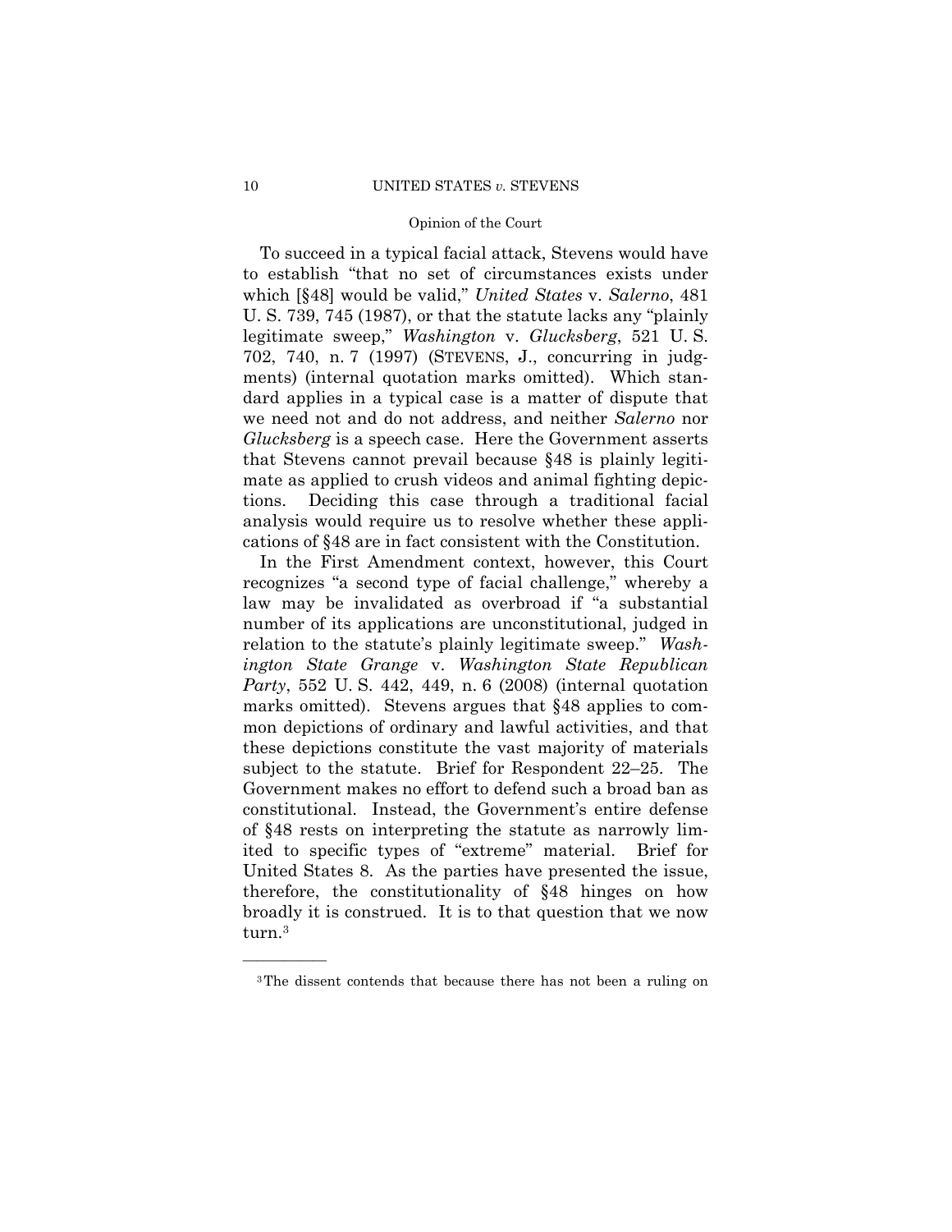To succeed in a typical facial attack, Stevens would have to establish "that no set of circumstances exists under which [§48] would be valid," *United States* v. *Salerno*, 481 U. S. 739, 745 (1987), or that the statute lacks any "plainly legitimate sweep," *Washington* v. *Glucksberg*, 521 U. S. 702, 740, n. 7 (1997) (STEVENS, J., concurring in judgments) (internal quotation marks omitted). Which standard applies in a typical case is a matter of dispute that we need not and do not address, and neither *Salerno* nor *Glucksberg* is a speech case. Here the Government asserts that Stevens cannot prevail because §48 is plainly legitimate as applied to crush videos and animal fighting depictions. Deciding this case through a traditional facial analysis would require us to resolve whether these applications of §48 are in fact consistent with the Constitution.

In the First Amendment context, however, this Court recognizes "a second type of facial challenge," whereby a law may be invalidated as overbroad if "a substantial number of its applications are unconstitutional, judged in relation to the statute's plainly legitimate sweep." *Washington State Grange* v. *Washington State Republican Party*, 552 U. S. 442, 449, n. 6 (2008) (internal quotation marks omitted). Stevens argues that §48 applies to common depictions of ordinary and lawful activities, and that these depictions constitute the vast majority of materials subject to the statute. Brief for Respondent 22–25. The Government makes no effort to defend such a broad ban as constitutional. Instead, the Government's entire defense of §48 rests on interpreting the statute as narrowly limited to specific types of "extreme" material. Brief for United States 8. As the parties have presented the issue, therefore, the constitutionality of §48 hinges on how broadly it is construed. It is to that question that we now turn.[3]

---

[3] The dissent contends that because there has not been a ruling on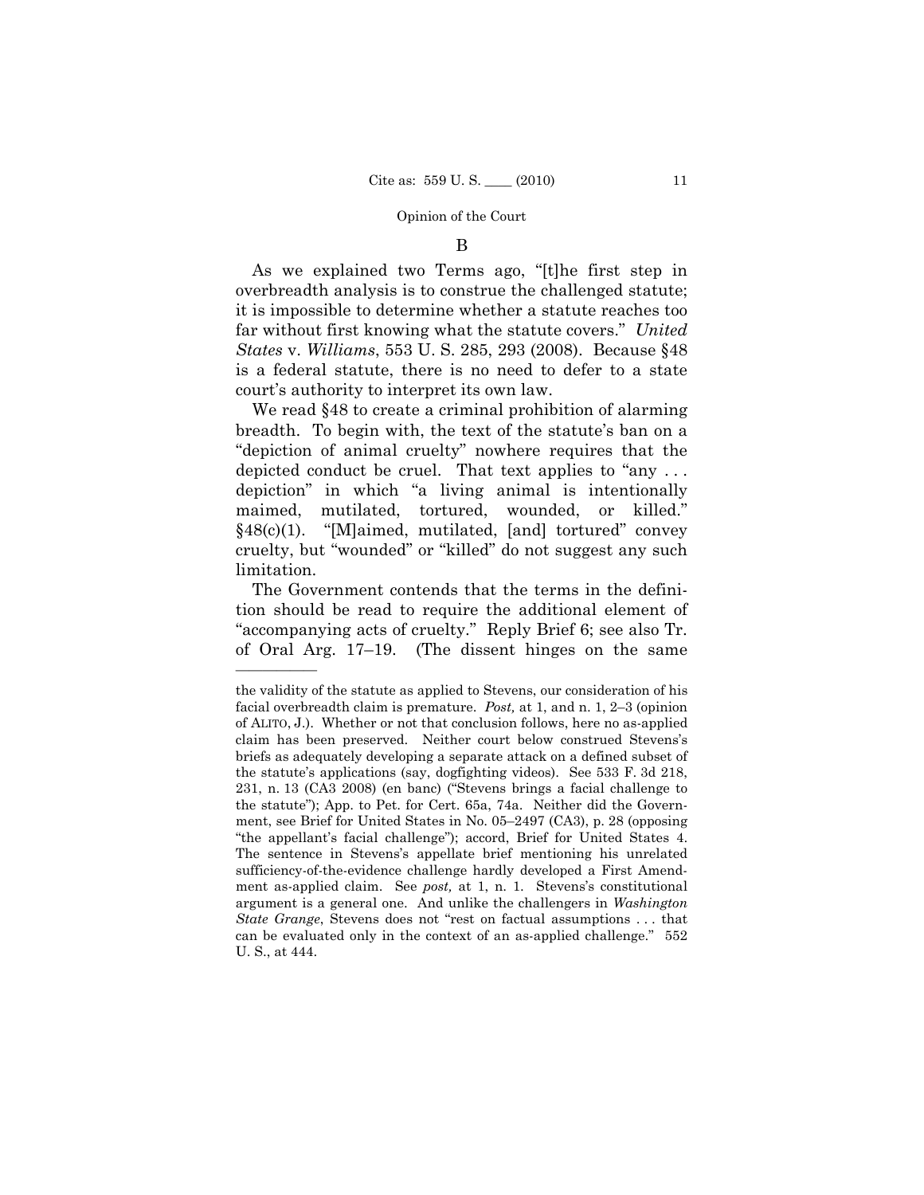### B

As we explained two Terms ago, "[t]he first step in overbreadth analysis is to construe the challenged statute; it is impossible to determine whether a statute reaches too far without first knowing what the statute covers." *United States* v. *Williams*, 553 U. S. 285, 293 (2008). Because §48 is a federal statute, there is no need to defer to a state court's authority to interpret its own law.

We read §48 to create a criminal prohibition of alarming breadth. To begin with, the text of the statute's ban on a "depiction of animal cruelty" nowhere requires that the depicted conduct be cruel. That text applies to "any . . . depiction" in which "a living animal is intentionally maimed, mutilated, tortured, wounded, or killed." §48(c)(1). "[M]aimed, mutilated, [and] tortured" convey cruelty, but "wounded" or "killed" do not suggest any such limitation.

The Government contends that the terms in the definition should be read to require the additional element of "accompanying acts of cruelty." Reply Brief 6; see also Tr. of Oral Arg. 17–19. (The dissent hinges on the same

---

the validity of the statute as applied to Stevens, our consideration of his facial overbreadth claim is premature. *Post,* at 1, and n. 1, 2–3 (opinion of ALITO, J.). Whether or not that conclusion follows, here no as-applied claim has been preserved. Neither court below construed Stevens's briefs as adequately developing a separate attack on a defined subset of the statute's applications (say, dogfighting videos). See 533 F. 3d 218, 231, n. 13 (CA3 2008) (en banc) ("Stevens brings a facial challenge to the statute"); App. to Pet. for Cert. 65a, 74a. Neither did the Government, see Brief for United States in No. 05–2497 (CA3), p. 28 (opposing "the appellant's facial challenge"); accord, Brief for United States 4. The sentence in Stevens's appellate brief mentioning his unrelated sufficiency-of-the-evidence challenge hardly developed a First Amendment as-applied claim. See *post,* at 1, n. 1. Stevens's constitutional argument is a general one. And unlike the challengers in *Washington State Grange*, Stevens does not "rest on factual assumptions . . . that can be evaluated only in the context of an as-applied challenge." 552 U. S., at 444.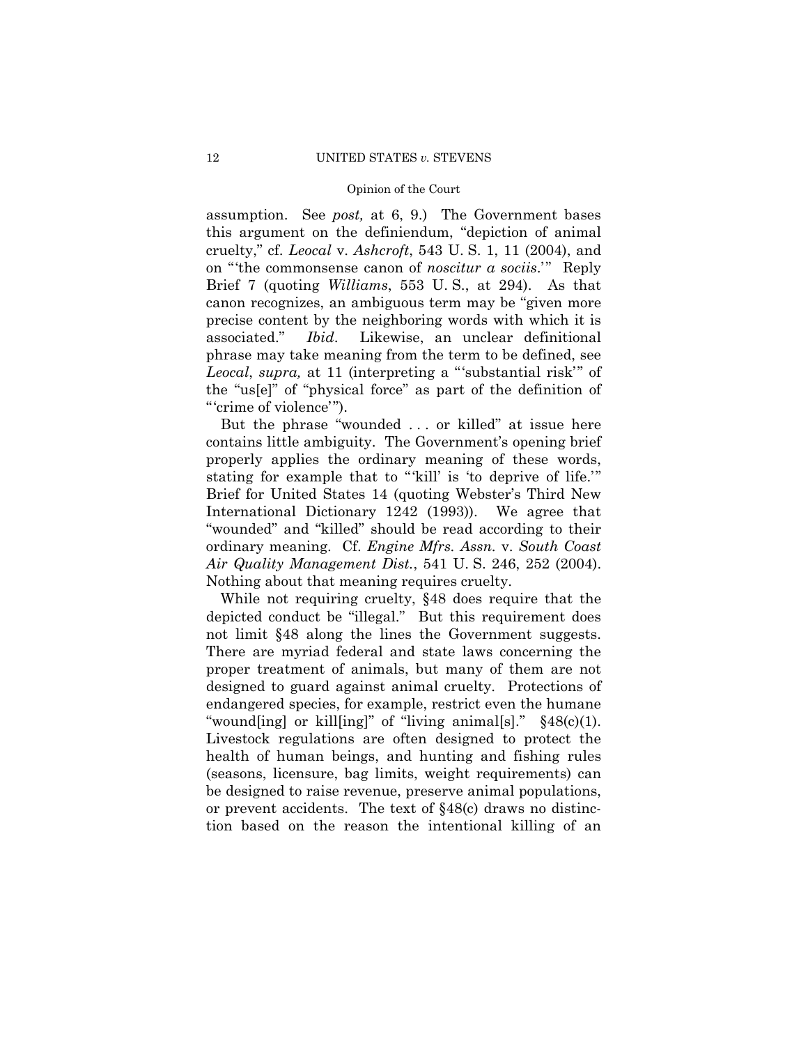assumption. See *post,* at 6, 9.) The Government bases this argument on the definiendum, "depiction of animal cruelty," cf. *Leocal* v. *Ashcroft*, 543 U. S. 1, 11 (2004), and on "'the commonsense canon of *noscitur a sociis*.'" Reply Brief 7 (quoting *Williams*, 553 U. S., at 294). As that canon recognizes, an ambiguous term may be "given more precise content by the neighboring words with which it is associated." *Ibid*. Likewise, an unclear definitional phrase may take meaning from the term to be defined, see *Leocal*, *supra,* at 11 (interpreting a "'substantial risk'" of the "us[e]" of "physical force" as part of the definition of "'crime of violence'").

But the phrase "wounded . . . or killed" at issue here contains little ambiguity. The Government's opening brief properly applies the ordinary meaning of these words, stating for example that to "'kill' is 'to deprive of life.'" Brief for United States 14 (quoting Webster's Third New International Dictionary 1242 (1993)). We agree that "wounded" and "killed" should be read according to their ordinary meaning. Cf. *Engine Mfrs. Assn.* v. *South Coast Air Quality Management Dist.*, 541 U. S. 246, 252 (2004). Nothing about that meaning requires cruelty.

While not requiring cruelty, §48 does require that the depicted conduct be "illegal." But this requirement does not limit §48 along the lines the Government suggests. There are myriad federal and state laws concerning the proper treatment of animals, but many of them are not designed to guard against animal cruelty. Protections of endangered species, for example, restrict even the humane "wound[ing] or kill[ing]" of "living animal[s]." §48(c)(1). Livestock regulations are often designed to protect the health of human beings, and hunting and fishing rules (seasons, licensure, bag limits, weight requirements) can be designed to raise revenue, preserve animal populations, or prevent accidents. The text of §48(c) draws no distinction based on the reason the intentional killing of an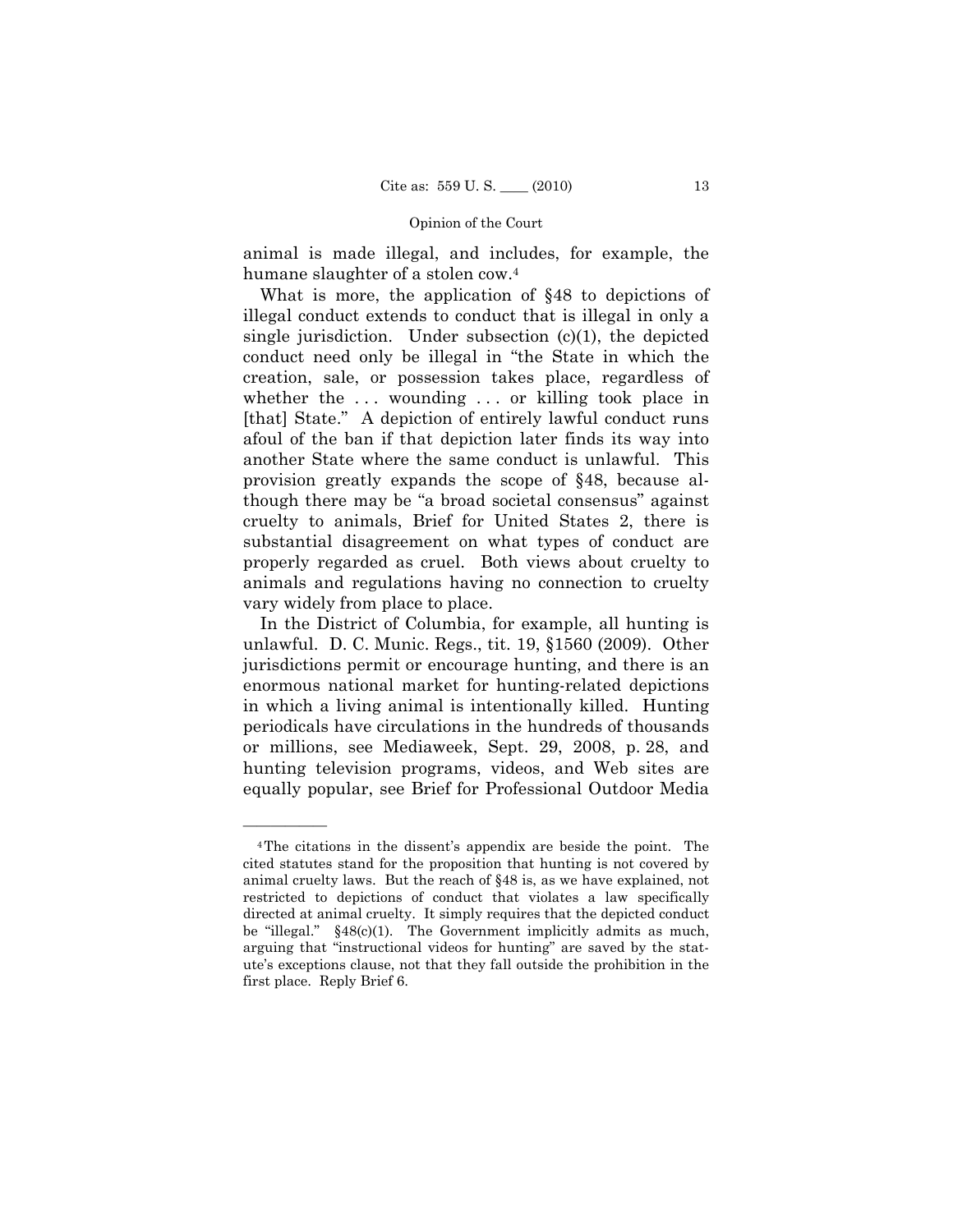animal is made illegal, and includes, for example, the humane slaughter of a stolen cow.[4]

What is more, the application of §48 to depictions of illegal conduct extends to conduct that is illegal in only a single jurisdiction. Under subsection (c)(1), the depicted conduct need only be illegal in "the State in which the creation, sale, or possession takes place, regardless of whether the . . . wounding . . . or killing took place in [that] State." A depiction of entirely lawful conduct runs afoul of the ban if that depiction later finds its way into another State where the same conduct is unlawful. This provision greatly expands the scope of §48, because although there may be "a broad societal consensus" against cruelty to animals, Brief for United States 2, there is substantial disagreement on what types of conduct are properly regarded as cruel. Both views about cruelty to animals and regulations having no connection to cruelty vary widely from place to place.

In the District of Columbia, for example, all hunting is unlawful. D. C. Munic. Regs., tit. 19, §1560 (2009). Other jurisdictions permit or encourage hunting, and there is an enormous national market for hunting-related depictions in which a living animal is intentionally killed. Hunting periodicals have circulations in the hundreds of thousands or millions, see Mediaweek, Sept. 29, 2008, p. 28, and hunting television programs, videos, and Web sites are equally popular, see Brief for Professional Outdoor Media

---

[4] The citations in the dissent's appendix are beside the point. The cited statutes stand for the proposition that hunting is not covered by animal cruelty laws. But the reach of §48 is, as we have explained, not restricted to depictions of conduct that violates a law specifically directed at animal cruelty. It simply requires that the depicted conduct be "illegal." §48(c)(1). The Government implicitly admits as much, arguing that "instructional videos for hunting" are saved by the statute's exceptions clause, not that they fall outside the prohibition in the first place. Reply Brief 6.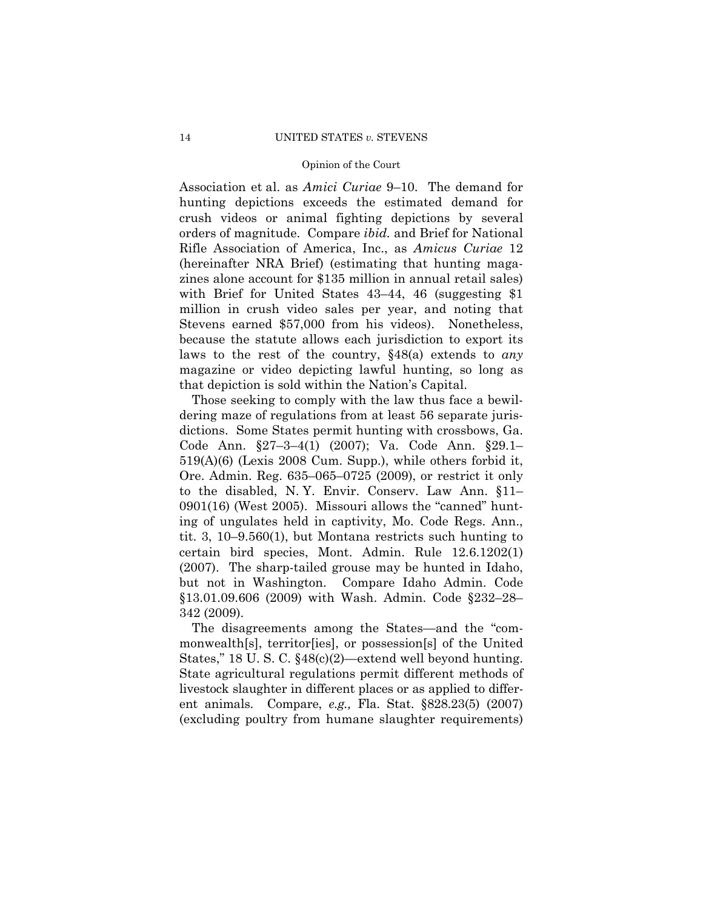Association et al. as *Amici Curiae* 9–10. The demand for hunting depictions exceeds the estimated demand for crush videos or animal fighting depictions by several orders of magnitude. Compare *ibid.* and Brief for National Rifle Association of America, Inc., as *Amicus Curiae* 12 (hereinafter NRA Brief) (estimating that hunting magazines alone account for $135 million in annual retail sales) with Brief for United States 43–44, 46 (suggesting $1 million in crush video sales per year, and noting that Stevens earned $57,000 from his videos). Nonetheless, because the statute allows each jurisdiction to export its laws to the rest of the country, §48(a) extends to *any* magazine or video depicting lawful hunting, so long as that depiction is sold within the Nation's Capital.

Those seeking to comply with the law thus face a bewildering maze of regulations from at least 56 separate jurisdictions. Some States permit hunting with crossbows, Ga. Code Ann. §27–3–4(1) (2007); Va. Code Ann. §29.1–519(A)(6) (Lexis 2008 Cum. Supp.), while others forbid it, Ore. Admin. Reg. 635–065–0725 (2009), or restrict it only to the disabled, N. Y. Envir. Conserv. Law Ann. §11–0901(16) (West 2005). Missouri allows the "canned" hunting of ungulates held in captivity, Mo. Code Regs. Ann., tit. 3, 10–9.560(1), but Montana restricts such hunting to certain bird species, Mont. Admin. Rule 12.6.1202(1) (2007). The sharp-tailed grouse may be hunted in Idaho, but not in Washington. Compare Idaho Admin. Code §13.01.09.606 (2009) with Wash. Admin. Code §232–28–342 (2009).

The disagreements among the States—and the "commonwealth[s], territor[ies], or possession[s] of the United States," 18 U. S. C. §48(c)(2)—extend well beyond hunting. State agricultural regulations permit different methods of livestock slaughter in different places or as applied to different animals. Compare, *e.g.,* Fla. Stat. §828.23(5) (2007) (excluding poultry from humane slaughter requirements)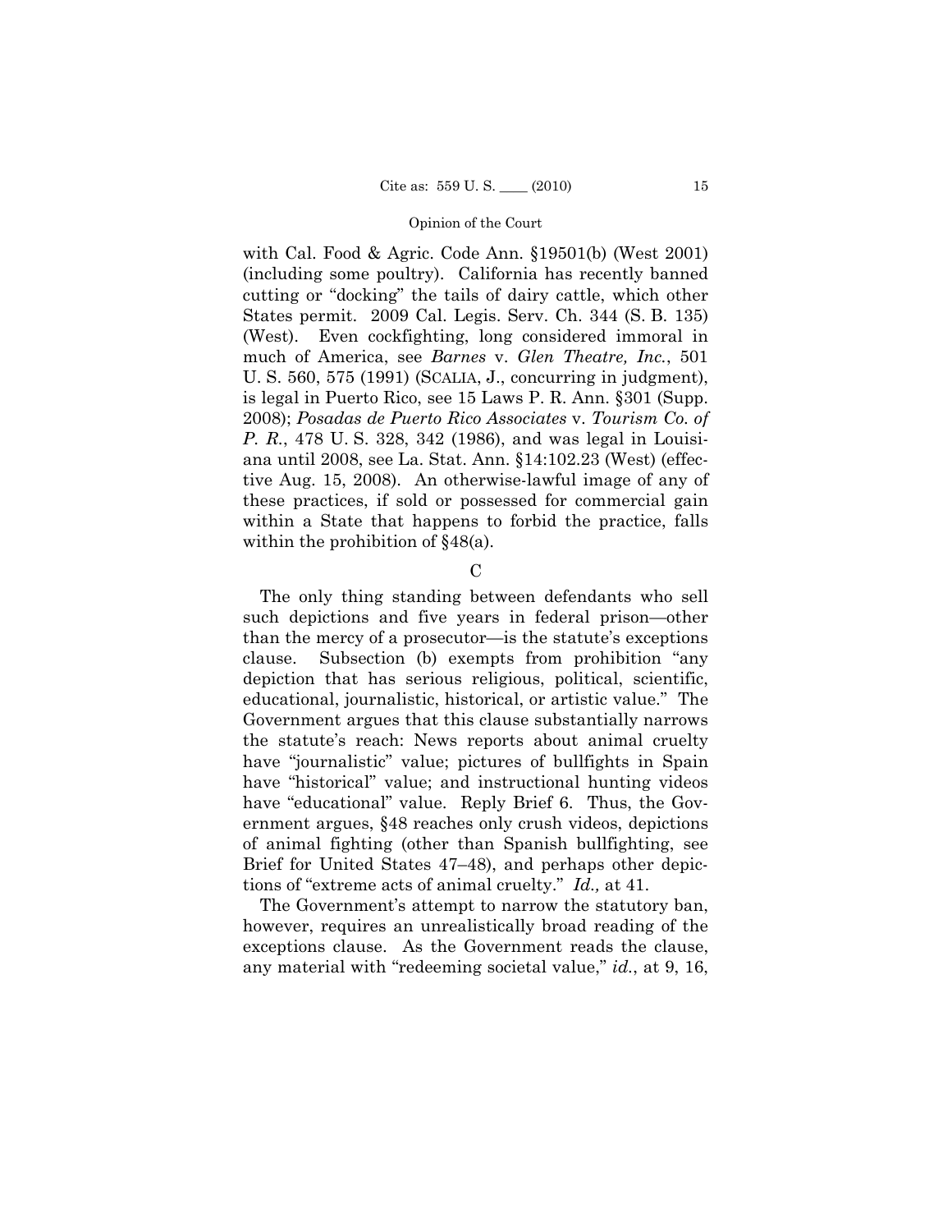with Cal. Food & Agric. Code Ann. §19501(b) (West 2001) (including some poultry). California has recently banned cutting or "docking" the tails of dairy cattle, which other States permit. 2009 Cal. Legis. Serv. Ch. 344 (S. B. 135) (West). Even cockfighting, long considered immoral in much of America, see *Barnes* v. *Glen Theatre, Inc.*, 501 U. S. 560, 575 (1991) (SCALIA, J., concurring in judgment), is legal in Puerto Rico, see 15 Laws P. R. Ann. §301 (Supp. 2008); *Posadas de Puerto Rico Associates* v. *Tourism Co. of P. R.*, 478 U. S. 328, 342 (1986), and was legal in Louisiana until 2008, see La. Stat. Ann. §14:102.23 (West) (effective Aug. 15, 2008). An otherwise-lawful image of any of these practices, if sold or possessed for commercial gain within a State that happens to forbid the practice, falls within the prohibition of §48(a).

### C

The only thing standing between defendants who sell such depictions and five years in federal prison—other than the mercy of a prosecutor—is the statute's exceptions clause. Subsection (b) exempts from prohibition "any depiction that has serious religious, political, scientific, educational, journalistic, historical, or artistic value." The Government argues that this clause substantially narrows the statute's reach: News reports about animal cruelty have "journalistic" value; pictures of bullfights in Spain have "historical" value; and instructional hunting videos have "educational" value. Reply Brief 6. Thus, the Government argues, §48 reaches only crush videos, depictions of animal fighting (other than Spanish bullfighting, see Brief for United States 47–48), and perhaps other depictions of "extreme acts of animal cruelty." *Id.,* at 41.

The Government's attempt to narrow the statutory ban, however, requires an unrealistically broad reading of the exceptions clause. As the Government reads the clause, any material with "redeeming societal value," *id.*, at 9, 16,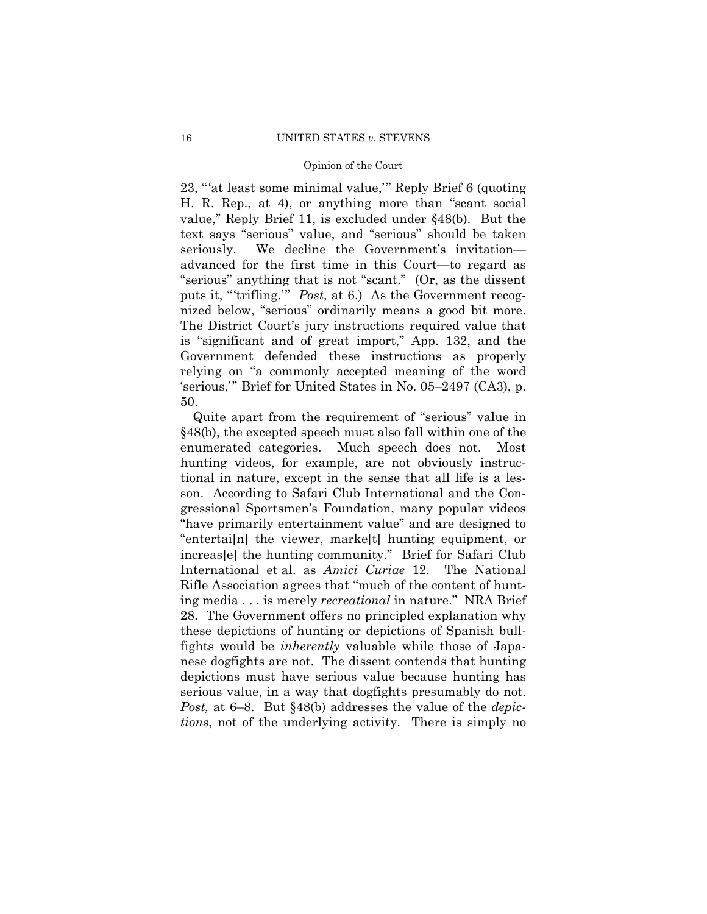23, "'at least some minimal value,'" Reply Brief 6 (quoting H. R. Rep., at 4), or anything more than "scant social value," Reply Brief 11, is excluded under §48(b). But the text says "serious" value, and "serious" should be taken seriously. We decline the Government's invitation—advanced for the first time in this Court—to regard as "serious" anything that is not "scant." (Or, as the dissent puts it, "'trifling.'" *Post*, at 6.) As the Government recognized below, "serious" ordinarily means a good bit more. The District Court's jury instructions required value that is "significant and of great import," App. 132, and the Government defended these instructions as properly relying on "a commonly accepted meaning of the word 'serious,'" Brief for United States in No. 05–2497 (CA3), p. 50.

Quite apart from the requirement of "serious" value in §48(b), the excepted speech must also fall within one of the enumerated categories. Much speech does not. Most hunting videos, for example, are not obviously instructional in nature, except in the sense that all life is a lesson. According to Safari Club International and the Congressional Sportsmen's Foundation, many popular videos "have primarily entertainment value" and are designed to "entertai[n] the viewer, marke[t] hunting equipment, or increas[e] the hunting community." Brief for Safari Club International et al. as *Amici Curiae* 12. The National Rifle Association agrees that "much of the content of hunting media . . . is merely *recreational* in nature." NRA Brief 28. The Government offers no principled explanation why these depictions of hunting or depictions of Spanish bullfights would be *inherently* valuable while those of Japanese dogfights are not. The dissent contends that hunting depictions must have serious value because hunting has serious value, in a way that dogfights presumably do not. *Post,* at 6–8. But §48(b) addresses the value of the *depictions*, not of the underlying activity. There is simply no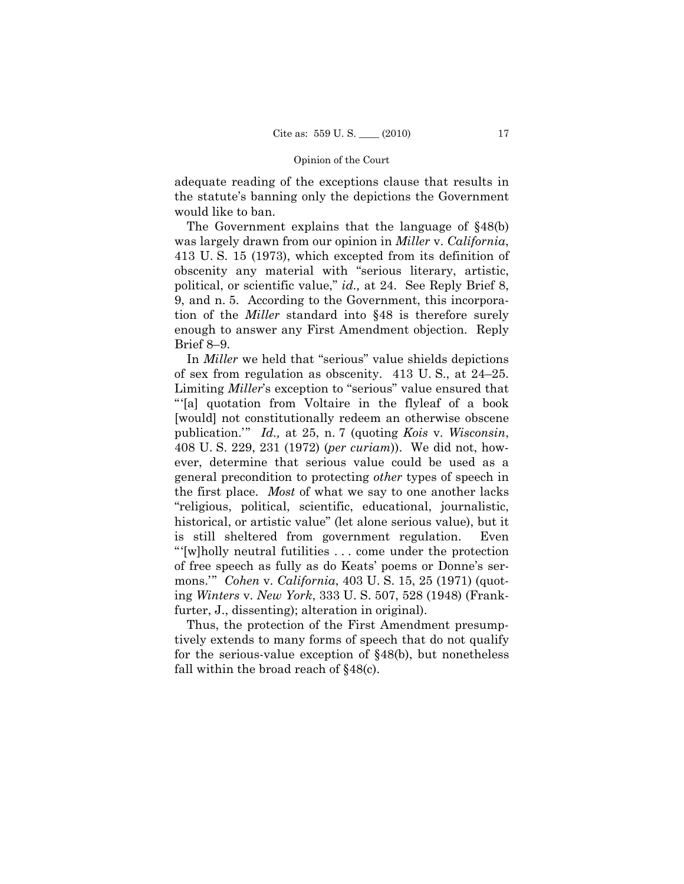adequate reading of the exceptions clause that results in the statute's banning only the depictions the Government would like to ban.

The Government explains that the language of §48(b) was largely drawn from our opinion in *Miller* v. *California*, 413 U. S. 15 (1973), which excepted from its definition of obscenity any material with "serious literary, artistic, political, or scientific value," *id.,* at 24. See Reply Brief 8, 9, and n. 5. According to the Government, this incorporation of the *Miller* standard into §48 is therefore surely enough to answer any First Amendment objection. Reply Brief 8–9.

In *Miller* we held that "serious" value shields depictions of sex from regulation as obscenity. 413 U. S., at 24–25. Limiting *Miller*'s exception to "serious" value ensured that "'[a] quotation from Voltaire in the flyleaf of a book [would] not constitutionally redeem an otherwise obscene publication.'" *Id.,* at 25, n. 7 (quoting *Kois* v. *Wisconsin*, 408 U. S. 229, 231 (1972) (*per curiam*)). We did not, however, determine that serious value could be used as a general precondition to protecting *other* types of speech in the first place. *Most* of what we say to one another lacks "religious, political, scientific, educational, journalistic, historical, or artistic value" (let alone serious value), but it is still sheltered from government regulation. Even "'[w]holly neutral futilities . . . come under the protection of free speech as fully as do Keats' poems or Donne's sermons.'" *Cohen* v. *California*, 403 U. S. 15, 25 (1971) (quoting *Winters* v. *New York*, 333 U. S. 507, 528 (1948) (Frankfurter, J., dissenting); alteration in original).

Thus, the protection of the First Amendment presumptively extends to many forms of speech that do not qualify for the serious-value exception of §48(b), but nonetheless fall within the broad reach of §48(c).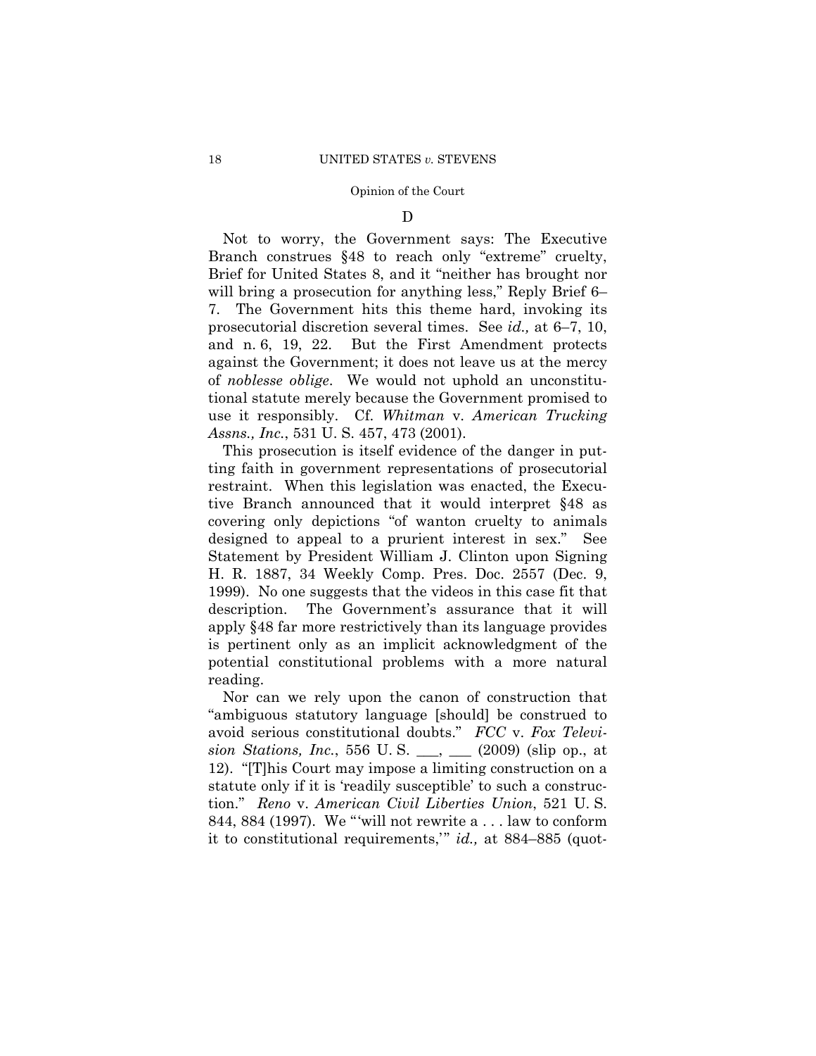### D

Not to worry, the Government says: The Executive Branch construes §48 to reach only "extreme" cruelty, Brief for United States 8, and it "neither has brought nor will bring a prosecution for anything less," Reply Brief 6–7. The Government hits this theme hard, invoking its prosecutorial discretion several times. See *id.,* at 6–7, 10, and n. 6, 19, 22. But the First Amendment protects against the Government; it does not leave us at the mercy of *noblesse oblige*. We would not uphold an unconstitutional statute merely because the Government promised to use it responsibly. Cf. *Whitman* v. *American Trucking Assns., Inc.*, 531 U. S. 457, 473 (2001).

This prosecution is itself evidence of the danger in putting faith in government representations of prosecutorial restraint. When this legislation was enacted, the Executive Branch announced that it would interpret §48 as covering only depictions "of wanton cruelty to animals designed to appeal to a prurient interest in sex." See Statement by President William J. Clinton upon Signing H. R. 1887, 34 Weekly Comp. Pres. Doc. 2557 (Dec. 9, 1999). No one suggests that the videos in this case fit that description. The Government's assurance that it will apply §48 far more restrictively than its language provides is pertinent only as an implicit acknowledgment of the potential constitutional problems with a more natural reading.

Nor can we rely upon the canon of construction that "ambiguous statutory language [should] be construed to avoid serious constitutional doubts." *FCC* v. *Fox Television Stations, Inc.*, 556 U. S. ___, ___ (2009) (slip op., at 12). "[T]his Court may impose a limiting construction on a statute only if it is 'readily susceptible' to such a construction." *Reno* v. *American Civil Liberties Union*, 521 U. S. 844, 884 (1997). We "'will not rewrite a . . . law to conform it to constitutional requirements,'" *id.,* at 884–885 (quot-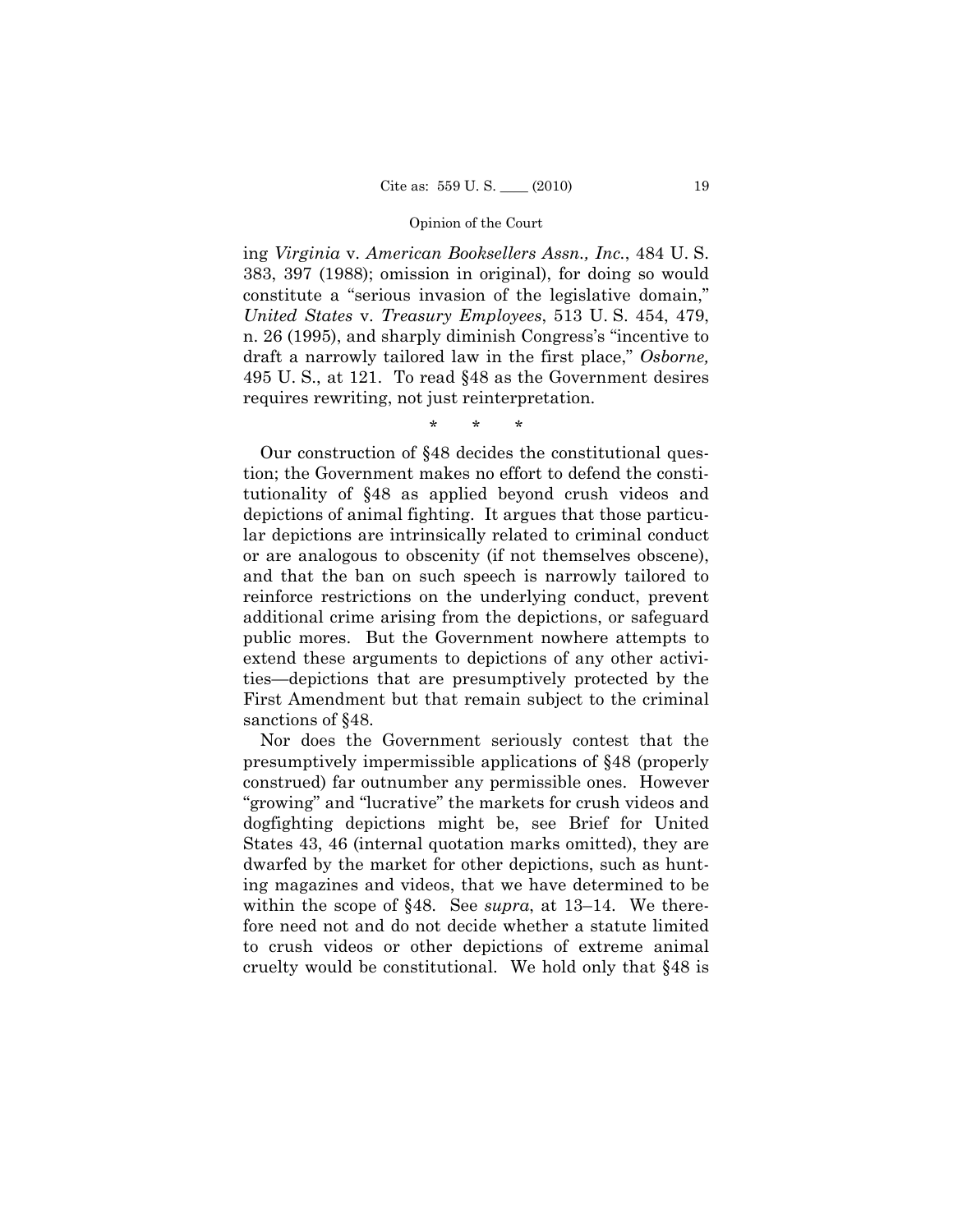ing *Virginia* v. *American Booksellers Assn., Inc.*, 484 U. S. 383, 397 (1988); omission in original), for doing so would constitute a "serious invasion of the legislative domain," *United States* v. *Treasury Employees*, 513 U. S. 454, 479, n. 26 (1995), and sharply diminish Congress's "incentive to draft a narrowly tailored law in the first place," *Osborne,* 495 U. S., at 121. To read §48 as the Government desires requires rewriting, not just reinterpretation.

\* \* \*

Our construction of §48 decides the constitutional question; the Government makes no effort to defend the constitutionality of §48 as applied beyond crush videos and depictions of animal fighting. It argues that those particular depictions are intrinsically related to criminal conduct or are analogous to obscenity (if not themselves obscene), and that the ban on such speech is narrowly tailored to reinforce restrictions on the underlying conduct, prevent additional crime arising from the depictions, or safeguard public mores. But the Government nowhere attempts to extend these arguments to depictions of any other activities—depictions that are presumptively protected by the First Amendment but that remain subject to the criminal sanctions of §48.

Nor does the Government seriously contest that the presumptively impermissible applications of §48 (properly construed) far outnumber any permissible ones. However "growing" and "lucrative" the markets for crush videos and dogfighting depictions might be, see Brief for United States 43, 46 (internal quotation marks omitted), they are dwarfed by the market for other depictions, such as hunting magazines and videos, that we have determined to be within the scope of §48. See *supra*, at 13–14. We therefore need not and do not decide whether a statute limited to crush videos or other depictions of extreme animal cruelty would be constitutional. We hold only that §48 is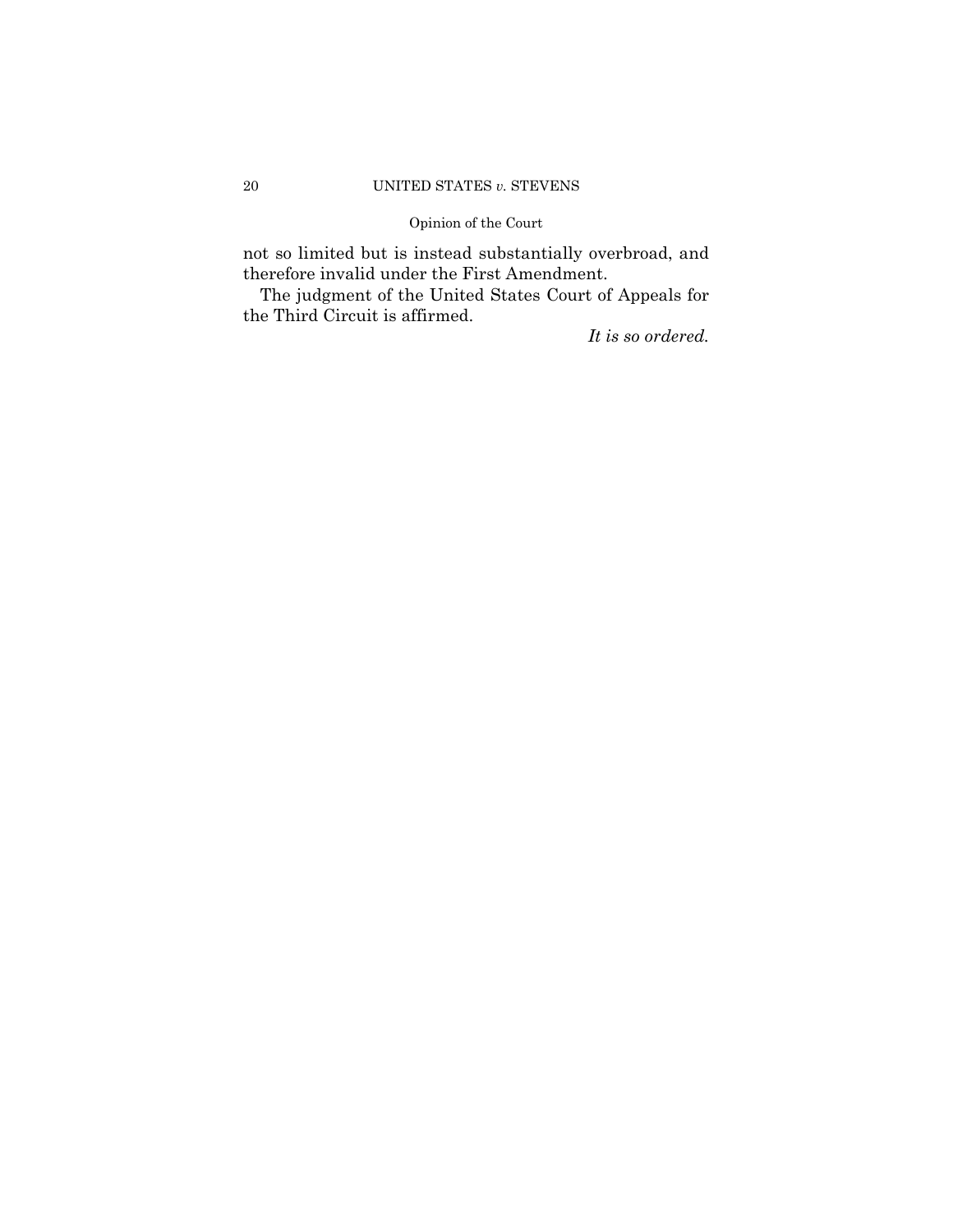not so limited but is instead substantially overbroad, and therefore invalid under the First Amendment.

The judgment of the United States Court of Appeals for the Third Circuit is affirmed.

*It is so ordered.*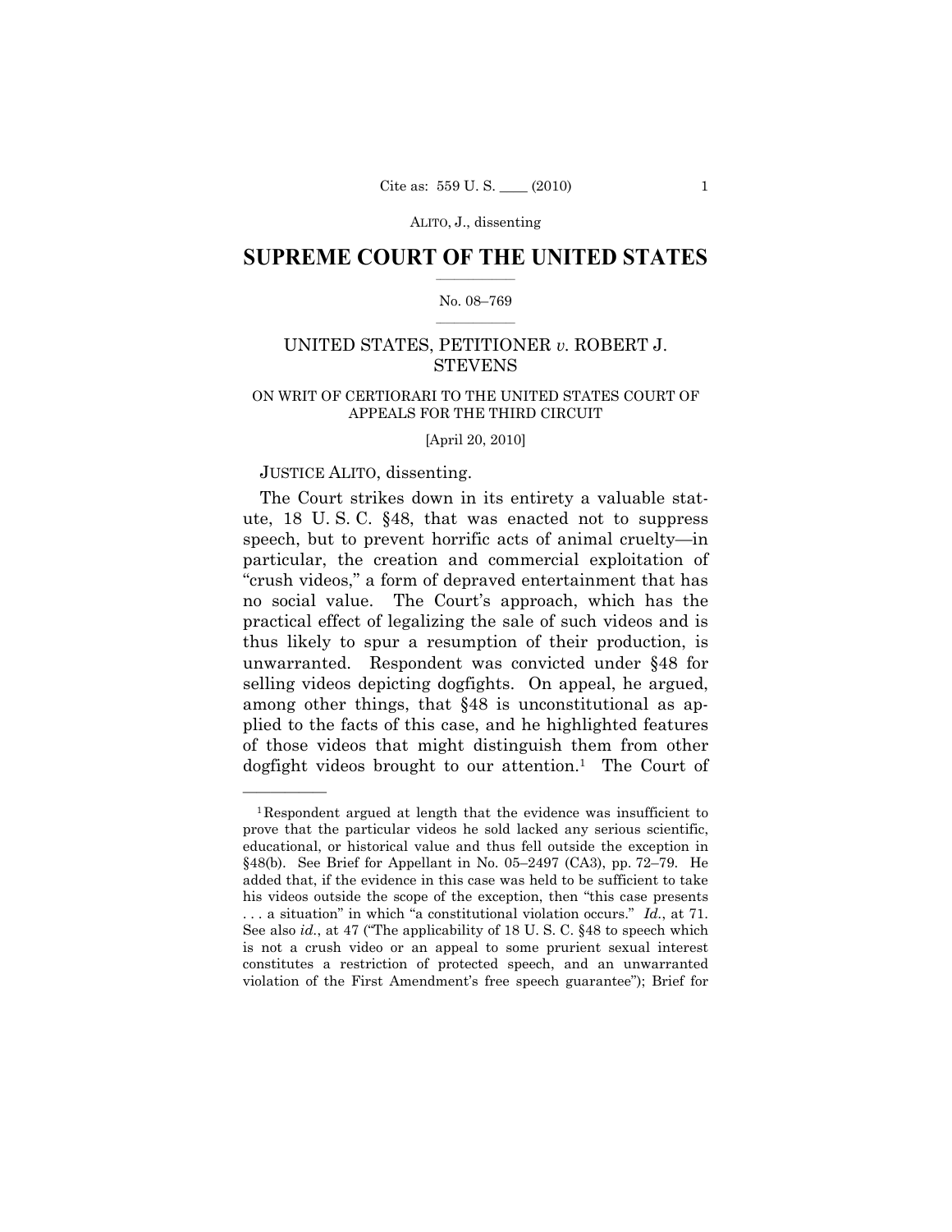## SUPREME COURT OF THE UNITED STATES

No. 08–769

UNITED STATES, PETITIONER *v.* ROBERT J. STEVENS

ON WRIT OF CERTIORARI TO THE UNITED STATES COURT OF APPEALS FOR THE THIRD CIRCUIT

[April 20, 2010]

JUSTICE ALITO, dissenting.

The Court strikes down in its entirety a valuable statute, 18 U. S. C. §48, that was enacted not to suppress speech, but to prevent horrific acts of animal cruelty—in particular, the creation and commercial exploitation of "crush videos," a form of depraved entertainment that has no social value. The Court's approach, which has the practical effect of legalizing the sale of such videos and is thus likely to spur a resumption of their production, is unwarranted. Respondent was convicted under §48 for selling videos depicting dogfights. On appeal, he argued, among other things, that §48 is unconstitutional as applied to the facts of this case, and he highlighted features of those videos that might distinguish them from other dogfight videos brought to our attention.[1] The Court of

---

[1] Respondent argued at length that the evidence was insufficient to prove that the particular videos he sold lacked any serious scientific, educational, or historical value and thus fell outside the exception in §48(b). See Brief for Appellant in No. 05–2497 (CA3), pp. 72–79. He added that, if the evidence in this case was held to be sufficient to take his videos outside the scope of the exception, then "this case presents . . . a situation" in which "a constitutional violation occurs." *Id.*, at 71. See also *id.*, at 47 ("The applicability of 18 U. S. C. §48 to speech which is not a crush video or an appeal to some prurient sexual interest constitutes a restriction of protected speech, and an unwarranted violation of the First Amendment's free speech guarantee"); Brief for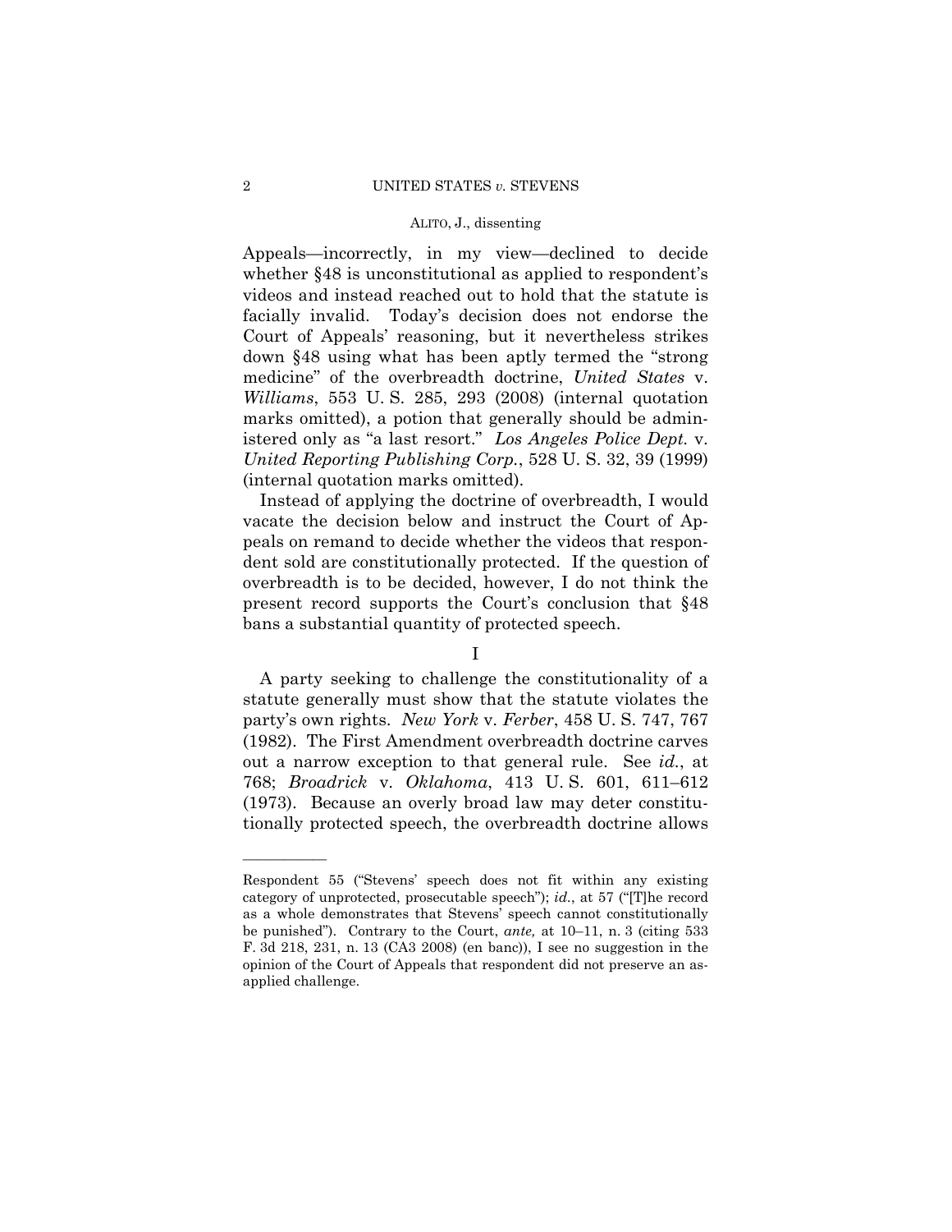Appeals—incorrectly, in my view—declined to decide whether §48 is unconstitutional as applied to respondent's videos and instead reached out to hold that the statute is facially invalid. Today's decision does not endorse the Court of Appeals' reasoning, but it nevertheless strikes down §48 using what has been aptly termed the "strong medicine" of the overbreadth doctrine, *United States* v. *Williams*, 553 U. S. 285, 293 (2008) (internal quotation marks omitted), a potion that generally should be administered only as "a last resort." *Los Angeles Police Dept.* v. *United Reporting Publishing Corp.*, 528 U. S. 32, 39 (1999) (internal quotation marks omitted).

Instead of applying the doctrine of overbreadth, I would vacate the decision below and instruct the Court of Appeals on remand to decide whether the videos that respondent sold are constitutionally protected. If the question of overbreadth is to be decided, however, I do not think the present record supports the Court's conclusion that §48 bans a substantial quantity of protected speech.

## I

A party seeking to challenge the constitutionality of a statute generally must show that the statute violates the party's own rights. *New York* v. *Ferber*, 458 U. S. 747, 767 (1982). The First Amendment overbreadth doctrine carves out a narrow exception to that general rule. See *id.*, at 768; *Broadrick* v. *Oklahoma*, 413 U. S. 601, 611–612 (1973). Because an overly broad law may deter constitutionally protected speech, the overbreadth doctrine allows

---

Respondent 55 ("Stevens' speech does not fit within any existing category of unprotected, prosecutable speech"); *id.*, at 57 ("[T]he record as a whole demonstrates that Stevens' speech cannot constitutionally be punished"). Contrary to the Court, *ante,* at 10–11, n. 3 (citing 533 F. 3d 218, 231, n. 13 (CA3 2008) (en banc)), I see no suggestion in the opinion of the Court of Appeals that respondent did not preserve an as-applied challenge.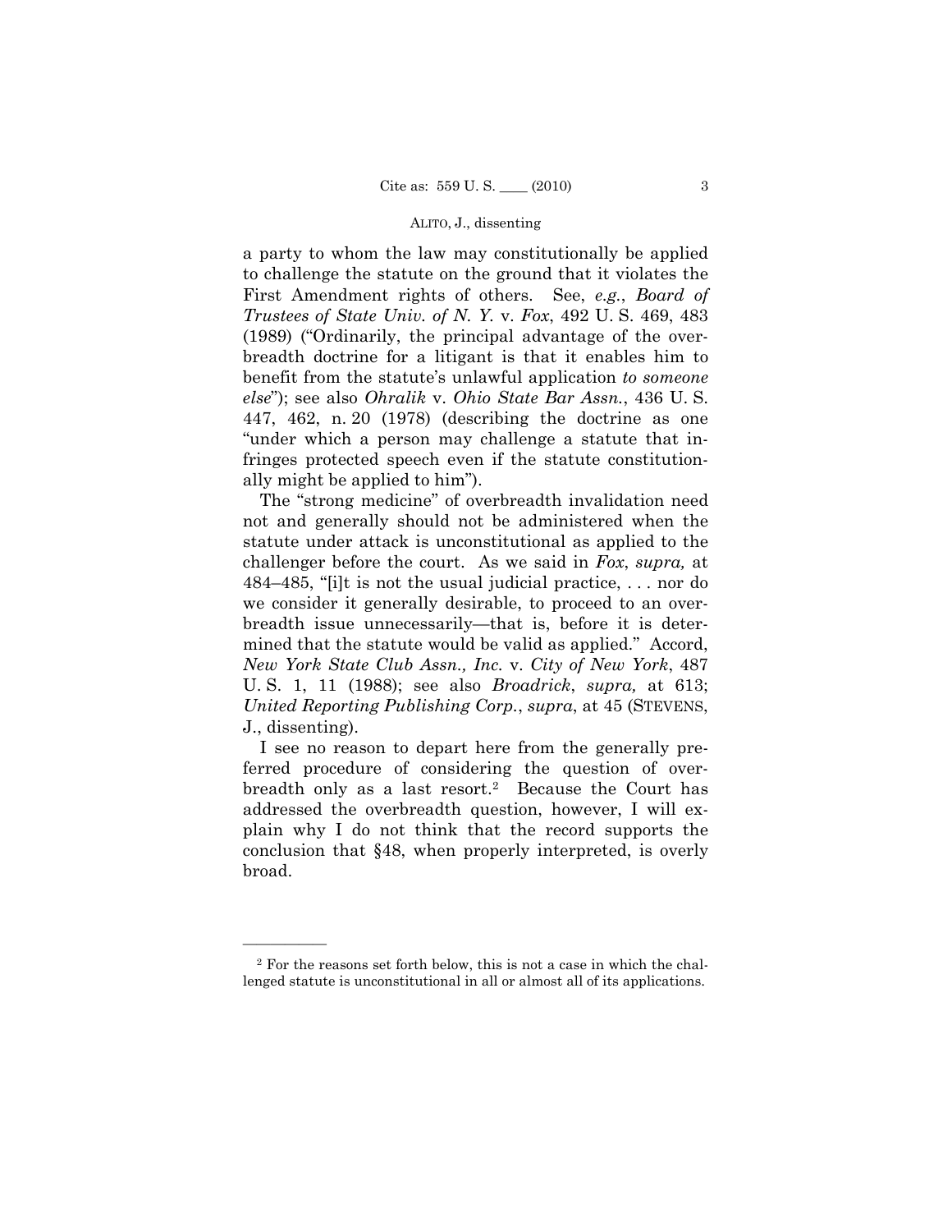a party to whom the law may constitutionally be applied to challenge the statute on the ground that it violates the First Amendment rights of others. See, *e.g.*, *Board of Trustees of State Univ. of N. Y.* v. *Fox*, 492 U. S. 469, 483 (1989) ("Ordinarily, the principal advantage of the overbreadth doctrine for a litigant is that it enables him to benefit from the statute's unlawful application *to someone else*"); see also *Ohralik* v. *Ohio State Bar Assn.*, 436 U. S. 447, 462, n. 20 (1978) (describing the doctrine as one "under which a person may challenge a statute that infringes protected speech even if the statute constitutionally might be applied to him").

The "strong medicine" of overbreadth invalidation need not and generally should not be administered when the statute under attack is unconstitutional as applied to the challenger before the court. As we said in *Fox*, *supra,* at 484–485, "[i]t is not the usual judicial practice, . . . nor do we consider it generally desirable, to proceed to an overbreadth issue unnecessarily—that is, before it is determined that the statute would be valid as applied." Accord, *New York State Club Assn., Inc.* v. *City of New York*, 487 U. S. 1, 11 (1988); see also *Broadrick*, *supra,* at 613; *United Reporting Publishing Corp.*, *supra*, at 45 (STEVENS, J., dissenting).

I see no reason to depart here from the generally preferred procedure of considering the question of overbreadth only as a last resort.[2] Because the Court has addressed the overbreadth question, however, I will explain why I do not think that the record supports the conclusion that §48, when properly interpreted, is overly broad.

---

[2] For the reasons set forth below, this is not a case in which the challenged statute is unconstitutional in all or almost all of its applications.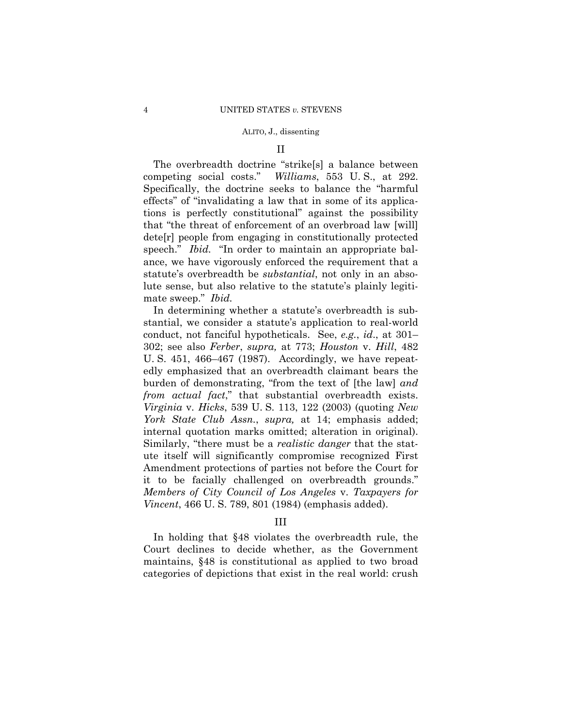## II

The overbreadth doctrine "strike[s] a balance between competing social costs." *Williams*, 553 U. S., at 292. Specifically, the doctrine seeks to balance the "harmful effects" of "invalidating a law that in some of its applications is perfectly constitutional" against the possibility that "the threat of enforcement of an overbroad law [will] dete[r] people from engaging in constitutionally protected speech." *Ibid.* "In order to maintain an appropriate balance, we have vigorously enforced the requirement that a statute's overbreadth be *substantial*, not only in an absolute sense, but also relative to the statute's plainly legitimate sweep." *Ibid.*

In determining whether a statute's overbreadth is substantial, we consider a statute's application to real-world conduct, not fanciful hypotheticals. See, *e.g.*, *id*., at 301–302; see also *Ferber*, *supra,* at 773; *Houston* v. *Hill*, 482 U. S. 451, 466–467 (1987). Accordingly, we have repeatedly emphasized that an overbreadth claimant bears the burden of demonstrating, "from the text of [the law] *and from actual fact*," that substantial overbreadth exists. *Virginia* v. *Hicks*, 539 U. S. 113, 122 (2003) (quoting *New York State Club Assn.*, *supra,* at 14; emphasis added; internal quotation marks omitted; alteration in original). Similarly, "there must be a *realistic danger* that the statute itself will significantly compromise recognized First Amendment protections of parties not before the Court for it to be facially challenged on overbreadth grounds." *Members of City Council of Los Angeles* v. *Taxpayers for Vincent*, 466 U. S. 789, 801 (1984) (emphasis added).

## III

In holding that §48 violates the overbreadth rule, the Court declines to decide whether, as the Government maintains, §48 is constitutional as applied to two broad categories of depictions that exist in the real world: crush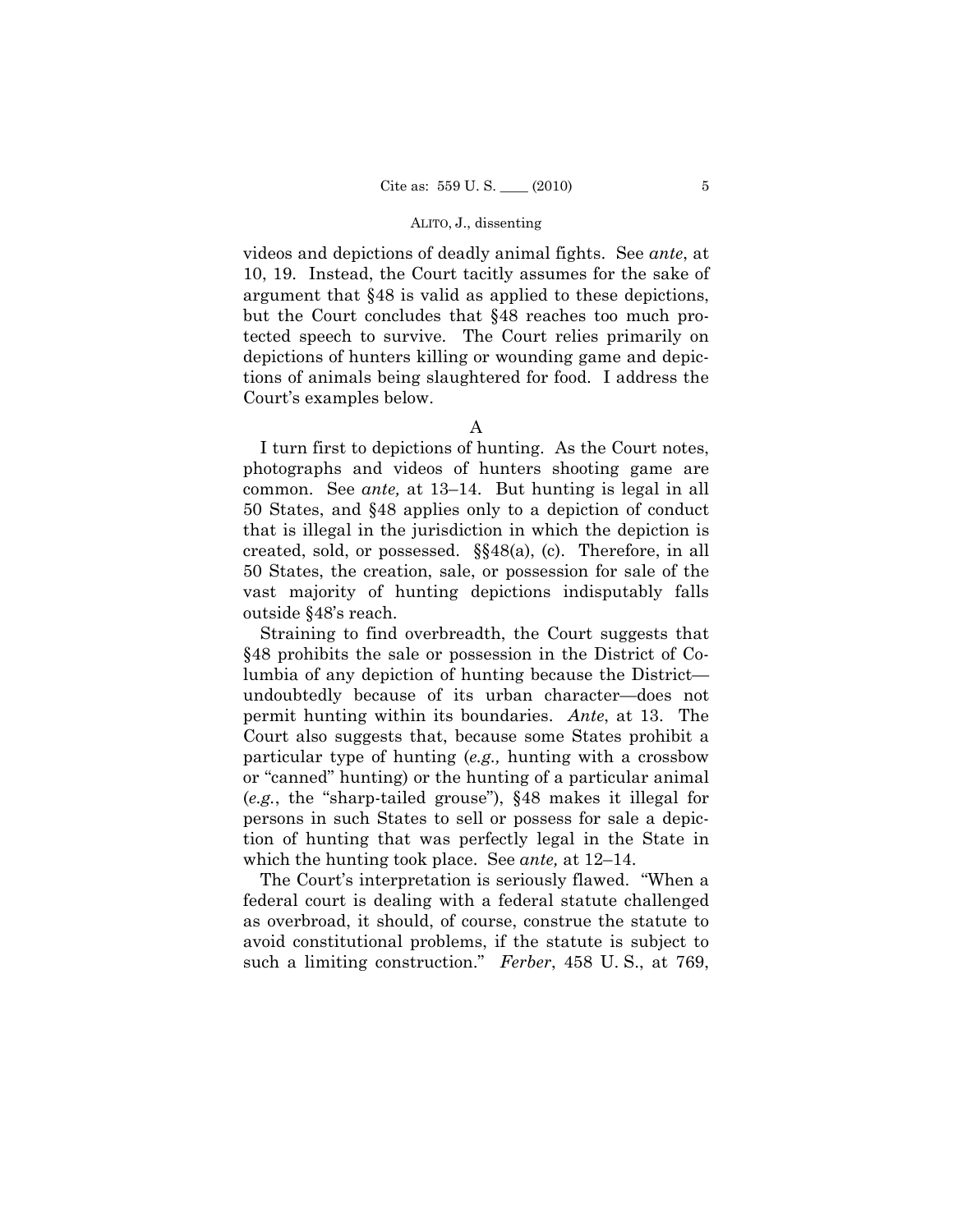videos and depictions of deadly animal fights. See *ante*, at 10, 19. Instead, the Court tacitly assumes for the sake of argument that §48 is valid as applied to these depictions, but the Court concludes that §48 reaches too much protected speech to survive. The Court relies primarily on depictions of hunters killing or wounding game and depictions of animals being slaughtered for food. I address the Court's examples below.

A

I turn first to depictions of hunting. As the Court notes, photographs and videos of hunters shooting game are common. See *ante,* at 13–14. But hunting is legal in all 50 States, and §48 applies only to a depiction of conduct that is illegal in the jurisdiction in which the depiction is created, sold, or possessed. §§48(a), (c). Therefore, in all 50 States, the creation, sale, or possession for sale of the vast majority of hunting depictions indisputably falls outside §48's reach.

Straining to find overbreadth, the Court suggests that §48 prohibits the sale or possession in the District of Columbia of any depiction of hunting because the District—undoubtedly because of its urban character—does not permit hunting within its boundaries. *Ante*, at 13. The Court also suggests that, because some States prohibit a particular type of hunting (*e.g.,* hunting with a crossbow or "canned" hunting) or the hunting of a particular animal (*e.g.*, the "sharp-tailed grouse"), §48 makes it illegal for persons in such States to sell or possess for sale a depiction of hunting that was perfectly legal in the State in which the hunting took place. See *ante,* at 12–14.

The Court's interpretation is seriously flawed. "When a federal court is dealing with a federal statute challenged as overbroad, it should, of course, construe the statute to avoid constitutional problems, if the statute is subject to such a limiting construction." *Ferber*, 458 U. S., at 769,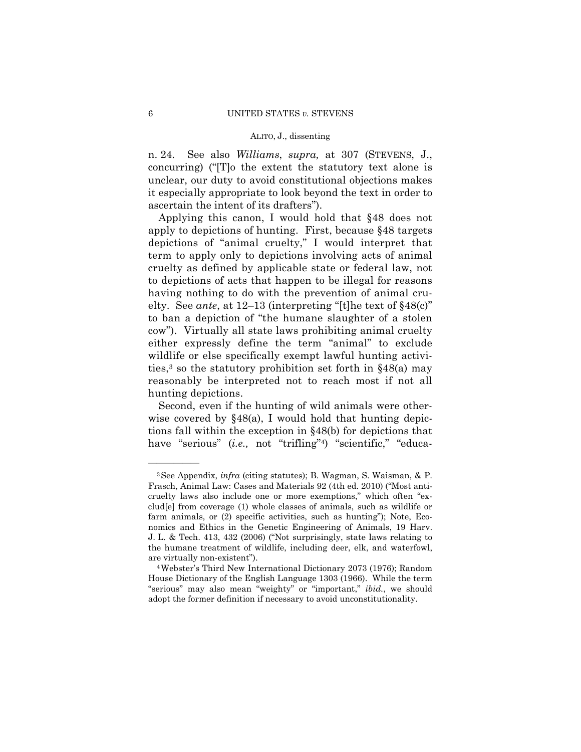n. 24. See also *Williams*, *supra,* at 307 (STEVENS, J., concurring) ("[T]o the extent the statutory text alone is unclear, our duty to avoid constitutional objections makes it especially appropriate to look beyond the text in order to ascertain the intent of its drafters").

Applying this canon, I would hold that §48 does not apply to depictions of hunting. First, because §48 targets depictions of "animal cruelty," I would interpret that term to apply only to depictions involving acts of animal cruelty as defined by applicable state or federal law, not to depictions of acts that happen to be illegal for reasons having nothing to do with the prevention of animal cruelty. See *ante*, at 12–13 (interpreting "[t]he text of §48(c)" to ban a depiction of "the humane slaughter of a stolen cow"). Virtually all state laws prohibiting animal cruelty either expressly define the term "animal" to exclude wildlife or else specifically exempt lawful hunting activities,[3] so the statutory prohibition set forth in §48(a) may reasonably be interpreted not to reach most if not all hunting depictions.

Second, even if the hunting of wild animals were otherwise covered by §48(a), I would hold that hunting depictions fall within the exception in §48(b) for depictions that have "serious" (*i.e.,* not "trifling"[4]) "scientific," "educa-

---

[3] See Appendix, *infra* (citing statutes); B. Wagman, S. Waisman, & P. Frasch, Animal Law: Cases and Materials 92 (4th ed. 2010) ("Most anti-cruelty laws also include one or more exemptions," which often "exclud[e] from coverage (1) whole classes of animals, such as wildlife or farm animals, or (2) specific activities, such as hunting"); Note, Economics and Ethics in the Genetic Engineering of Animals, 19 Harv. J. L. & Tech. 413, 432 (2006) ("Not surprisingly, state laws relating to the humane treatment of wildlife, including deer, elk, and waterfowl, are virtually non-existent").

[4] Webster's Third New International Dictionary 2073 (1976); Random House Dictionary of the English Language 1303 (1966). While the term "serious" may also mean "weighty" or "important," *ibid.*, we should adopt the former definition if necessary to avoid unconstitutionality.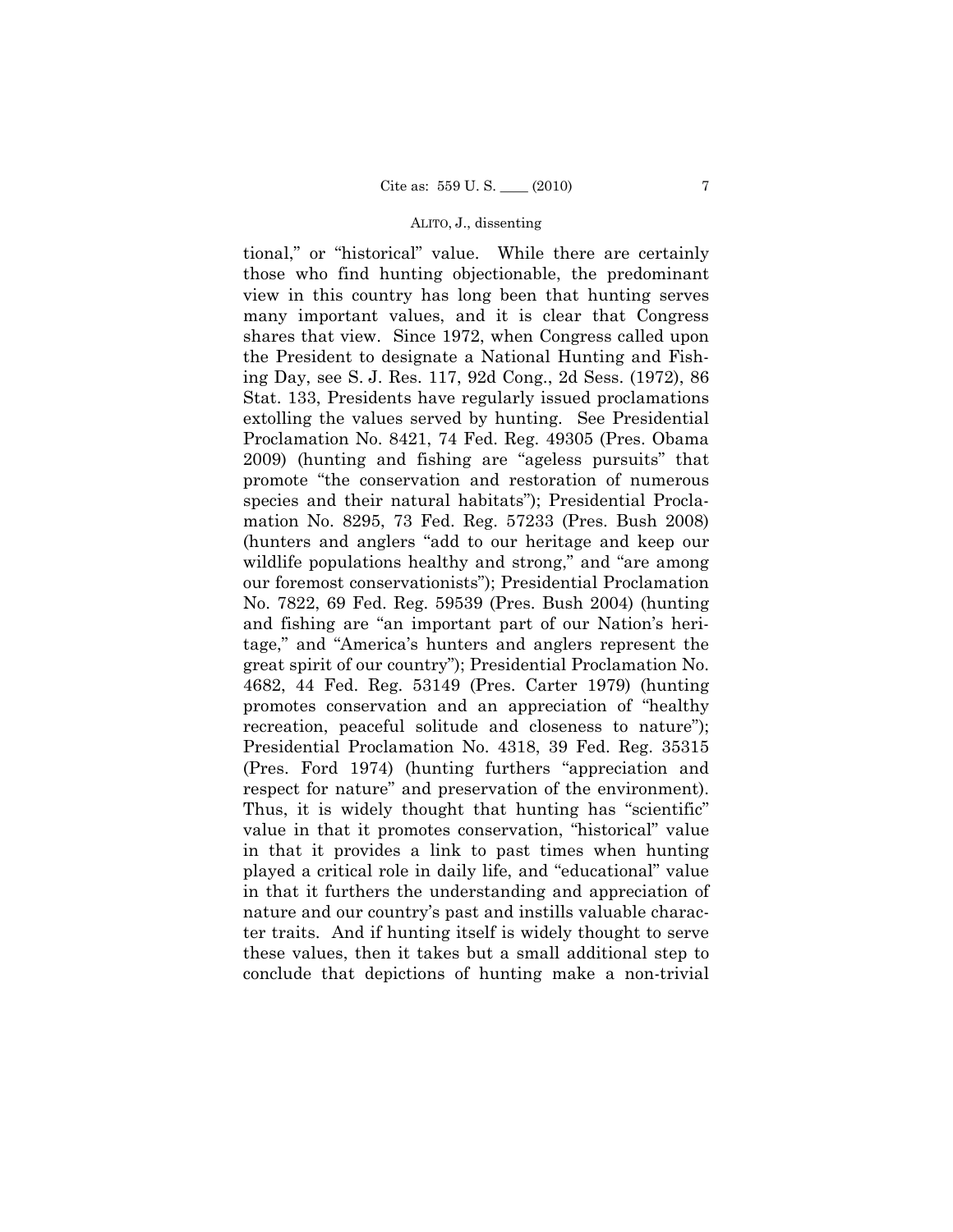tional," or "historical" value. While there are certainly those who find hunting objectionable, the predominant view in this country has long been that hunting serves many important values, and it is clear that Congress shares that view. Since 1972, when Congress called upon the President to designate a National Hunting and Fishing Day, see S. J. Res. 117, 92d Cong., 2d Sess. (1972), 86 Stat. 133, Presidents have regularly issued proclamations extolling the values served by hunting. See Presidential Proclamation No. 8421, 74 Fed. Reg. 49305 (Pres. Obama 2009) (hunting and fishing are "ageless pursuits" that promote "the conservation and restoration of numerous species and their natural habitats"); Presidential Proclamation No. 8295, 73 Fed. Reg. 57233 (Pres. Bush 2008) (hunters and anglers "add to our heritage and keep our wildlife populations healthy and strong," and "are among our foremost conservationists"); Presidential Proclamation No. 7822, 69 Fed. Reg. 59539 (Pres. Bush 2004) (hunting and fishing are "an important part of our Nation's heritage," and "America's hunters and anglers represent the great spirit of our country"); Presidential Proclamation No. 4682, 44 Fed. Reg. 53149 (Pres. Carter 1979) (hunting promotes conservation and an appreciation of "healthy recreation, peaceful solitude and closeness to nature"); Presidential Proclamation No. 4318, 39 Fed. Reg. 35315 (Pres. Ford 1974) (hunting furthers "appreciation and respect for nature" and preservation of the environment). Thus, it is widely thought that hunting has "scientific" value in that it promotes conservation, "historical" value in that it provides a link to past times when hunting played a critical role in daily life, and "educational" value in that it furthers the understanding and appreciation of nature and our country's past and instills valuable character traits. And if hunting itself is widely thought to serve these values, then it takes but a small additional step to conclude that depictions of hunting make a non-trivial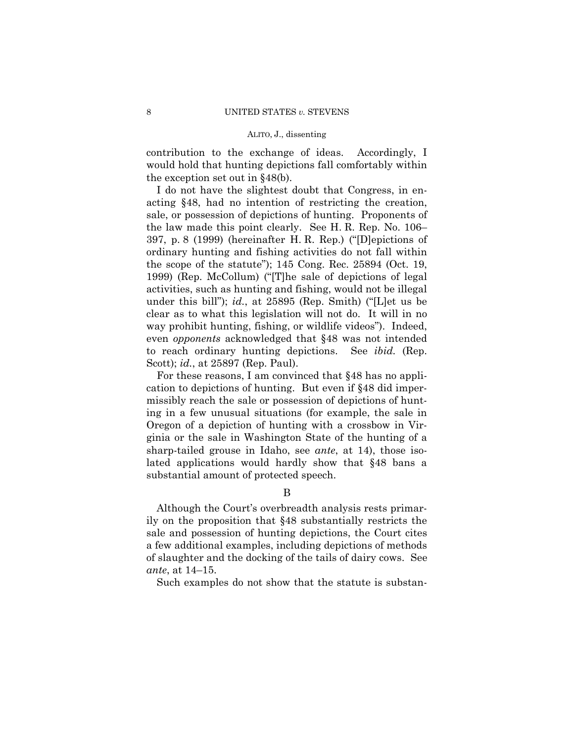contribution to the exchange of ideas. Accordingly, I would hold that hunting depictions fall comfortably within the exception set out in §48(b).

I do not have the slightest doubt that Congress, in enacting §48, had no intention of restricting the creation, sale, or possession of depictions of hunting. Proponents of the law made this point clearly. See H. R. Rep. No. 106–397, p. 8 (1999) (hereinafter H. R. Rep.) ("[D]epictions of ordinary hunting and fishing activities do not fall within the scope of the statute"); 145 Cong. Rec. 25894 (Oct. 19, 1999) (Rep. McCollum) ("[T]he sale of depictions of legal activities, such as hunting and fishing, would not be illegal under this bill"); *id.*, at 25895 (Rep. Smith) ("[L]et us be clear as to what this legislation will not do. It will in no way prohibit hunting, fishing, or wildlife videos"). Indeed, even *opponents* acknowledged that §48 was not intended to reach ordinary hunting depictions. See *ibid.* (Rep. Scott); *id.*, at 25897 (Rep. Paul).

For these reasons, I am convinced that §48 has no application to depictions of hunting. But even if §48 did impermissibly reach the sale or possession of depictions of hunting in a few unusual situations (for example, the sale in Oregon of a depiction of hunting with a crossbow in Virginia or the sale in Washington State of the hunting of a sharp-tailed grouse in Idaho, see *ante*, at 14), those isolated applications would hardly show that §48 bans a substantial amount of protected speech.

### B

Although the Court's overbreadth analysis rests primarily on the proposition that §48 substantially restricts the sale and possession of hunting depictions, the Court cites a few additional examples, including depictions of methods of slaughter and the docking of the tails of dairy cows. See *ante*, at 14–15.

Such examples do not show that the statute is substan-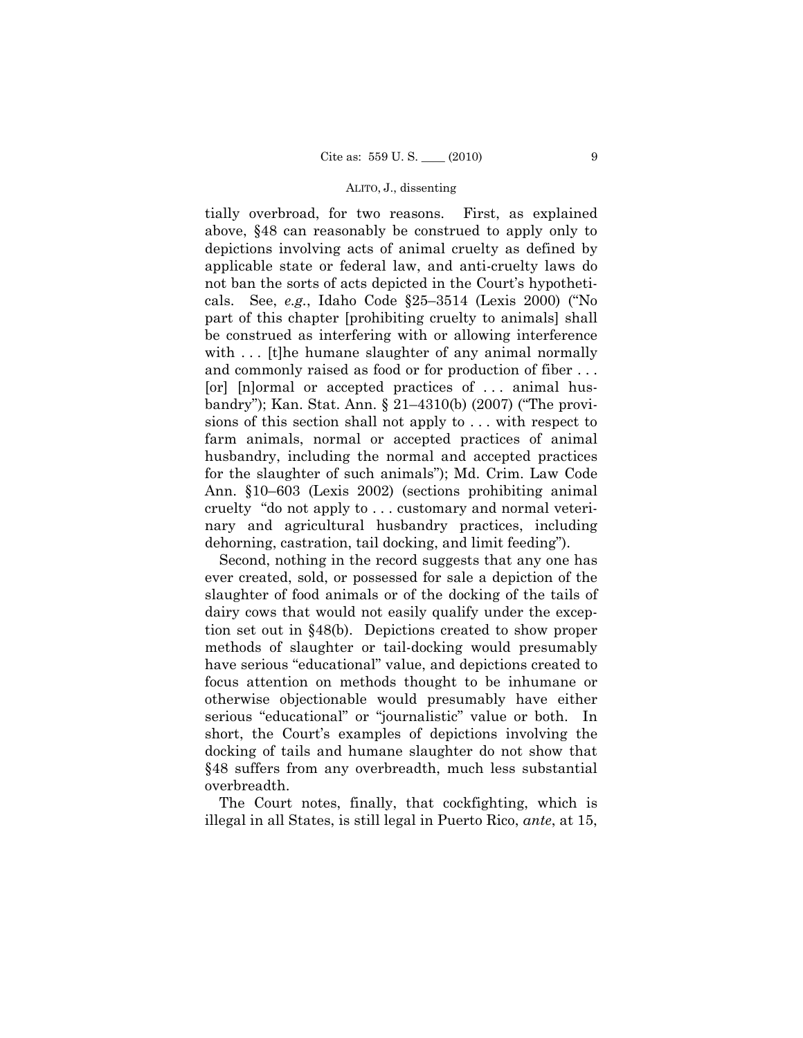tially overbroad, for two reasons. First, as explained above, §48 can reasonably be construed to apply only to depictions involving acts of animal cruelty as defined by applicable state or federal law, and anti-cruelty laws do not ban the sorts of acts depicted in the Court's hypotheticals. See, *e.g.*, Idaho Code §25–3514 (Lexis 2000) ("No part of this chapter [prohibiting cruelty to animals] shall be construed as interfering with or allowing interference with . . . [t]he humane slaughter of any animal normally and commonly raised as food or for production of fiber . . . [or] [n]ormal or accepted practices of . . . animal husbandry"); Kan. Stat. Ann. § 21–4310(b) (2007) ("The provisions of this section shall not apply to . . . with respect to farm animals, normal or accepted practices of animal husbandry, including the normal and accepted practices for the slaughter of such animals"); Md. Crim. Law Code Ann. §10–603 (Lexis 2002) (sections prohibiting animal cruelty "do not apply to . . . customary and normal veterinary and agricultural husbandry practices, including dehorning, castration, tail docking, and limit feeding").

Second, nothing in the record suggests that any one has ever created, sold, or possessed for sale a depiction of the slaughter of food animals or of the docking of the tails of dairy cows that would not easily qualify under the exception set out in §48(b). Depictions created to show proper methods of slaughter or tail-docking would presumably have serious "educational" value, and depictions created to focus attention on methods thought to be inhumane or otherwise objectionable would presumably have either serious "educational" or "journalistic" value or both. In short, the Court's examples of depictions involving the docking of tails and humane slaughter do not show that §48 suffers from any overbreadth, much less substantial overbreadth.

The Court notes, finally, that cockfighting, which is illegal in all States, is still legal in Puerto Rico, *ante*, at 15,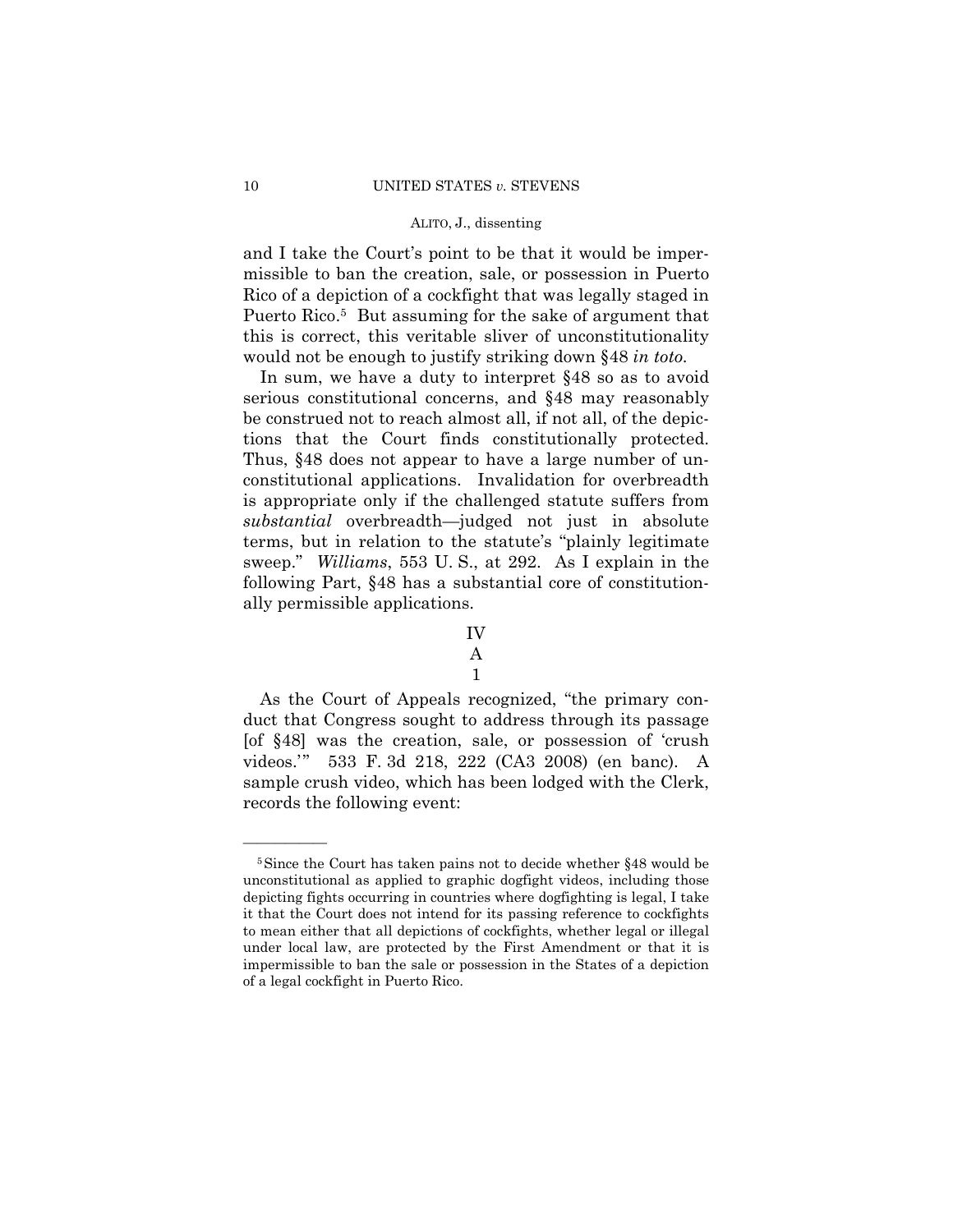and I take the Court's point to be that it would be impermissible to ban the creation, sale, or possession in Puerto Rico of a depiction of a cockfight that was legally staged in Puerto Rico.[5] But assuming for the sake of argument that this is correct, this veritable sliver of unconstitutionality would not be enough to justify striking down §48 *in toto*.

In sum, we have a duty to interpret §48 so as to avoid serious constitutional concerns, and §48 may reasonably be construed not to reach almost all, if not all, of the depictions that the Court finds constitutionally protected. Thus, §48 does not appear to have a large number of unconstitutional applications. Invalidation for overbreadth is appropriate only if the challenged statute suffers from *substantial* overbreadth—judged not just in absolute terms, but in relation to the statute's "plainly legitimate sweep." *Williams*, 553 U. S., at 292. As I explain in the following Part, §48 has a substantial core of constitutionally permissible applications.

## IV

### A

#### 1

As the Court of Appeals recognized, "the primary conduct that Congress sought to address through its passage [of §48] was the creation, sale, or possession of 'crush videos.'" 533 F. 3d 218, 222 (CA3 2008) (en banc). A sample crush video, which has been lodged with the Clerk, records the following event:

---

[5] Since the Court has taken pains not to decide whether §48 would be unconstitutional as applied to graphic dogfight videos, including those depicting fights occurring in countries where dogfighting is legal, I take it that the Court does not intend for its passing reference to cockfights to mean either that all depictions of cockfights, whether legal or illegal under local law, are protected by the First Amendment or that it is impermissible to ban the sale or possession in the States of a depiction of a legal cockfight in Puerto Rico.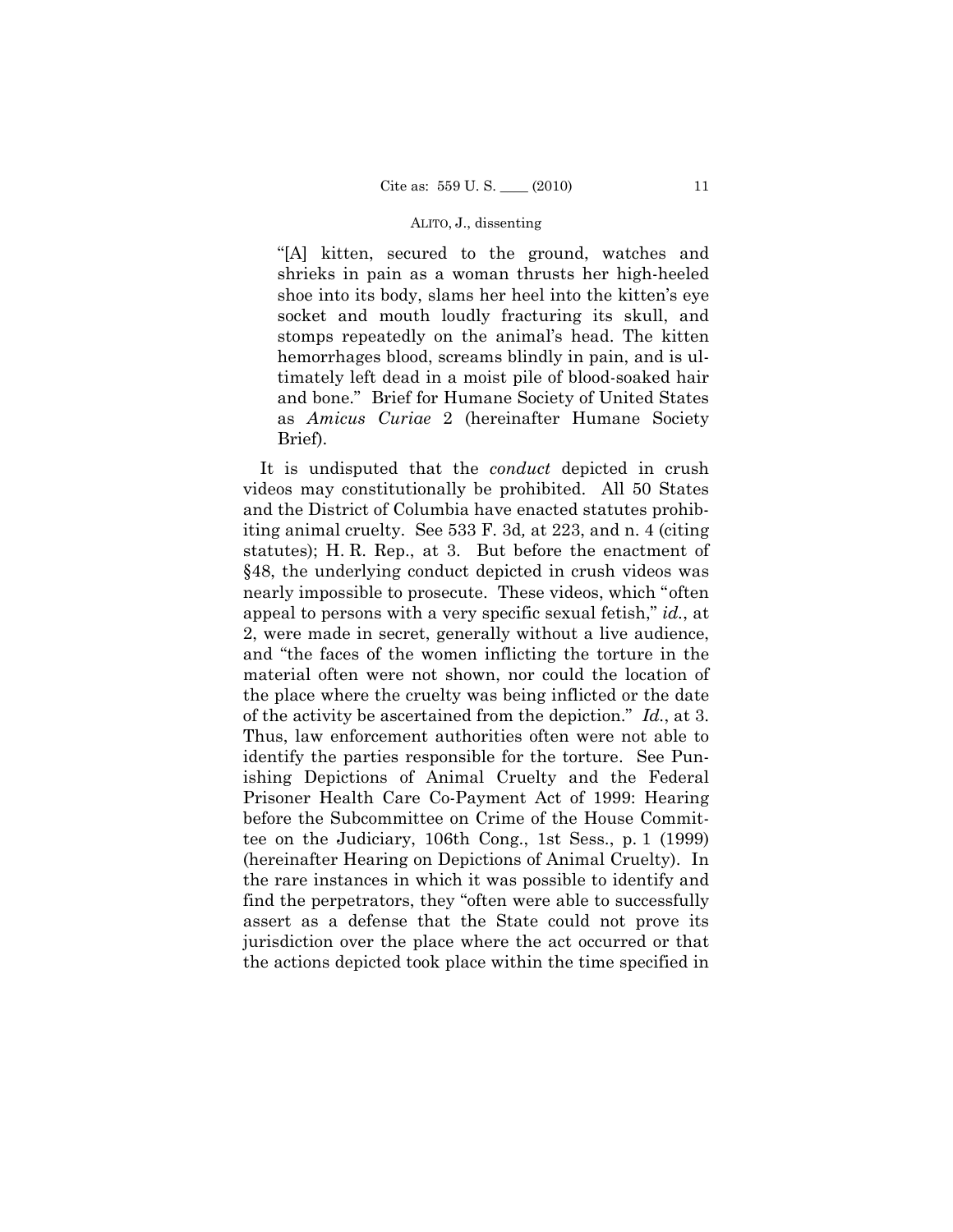"[A] kitten, secured to the ground, watches and shrieks in pain as a woman thrusts her high-heeled shoe into its body, slams her heel into the kitten's eye socket and mouth loudly fracturing its skull, and stomps repeatedly on the animal's head. The kitten hemorrhages blood, screams blindly in pain, and is ultimately left dead in a moist pile of blood-soaked hair and bone." Brief for Humane Society of United States as *Amicus Curiae* 2 (hereinafter Humane Society Brief).

It is undisputed that the *conduct* depicted in crush videos may constitutionally be prohibited. All 50 States and the District of Columbia have enacted statutes prohibiting animal cruelty. See 533 F. 3d, at 223, and n. 4 (citing statutes); H. R. Rep., at 3. But before the enactment of §48, the underlying conduct depicted in crush videos was nearly impossible to prosecute. These videos, which "often appeal to persons with a very specific sexual fetish," *id.*, at 2, were made in secret, generally without a live audience, and "the faces of the women inflicting the torture in the material often were not shown, nor could the location of the place where the cruelty was being inflicted or the date of the activity be ascertained from the depiction." *Id.*, at 3. Thus, law enforcement authorities often were not able to identify the parties responsible for the torture. See Punishing Depictions of Animal Cruelty and the Federal Prisoner Health Care Co-Payment Act of 1999: Hearing before the Subcommittee on Crime of the House Committee on the Judiciary, 106th Cong., 1st Sess., p. 1 (1999) (hereinafter Hearing on Depictions of Animal Cruelty). In the rare instances in which it was possible to identify and find the perpetrators, they "often were able to successfully assert as a defense that the State could not prove its jurisdiction over the place where the act occurred or that the actions depicted took place within the time specified in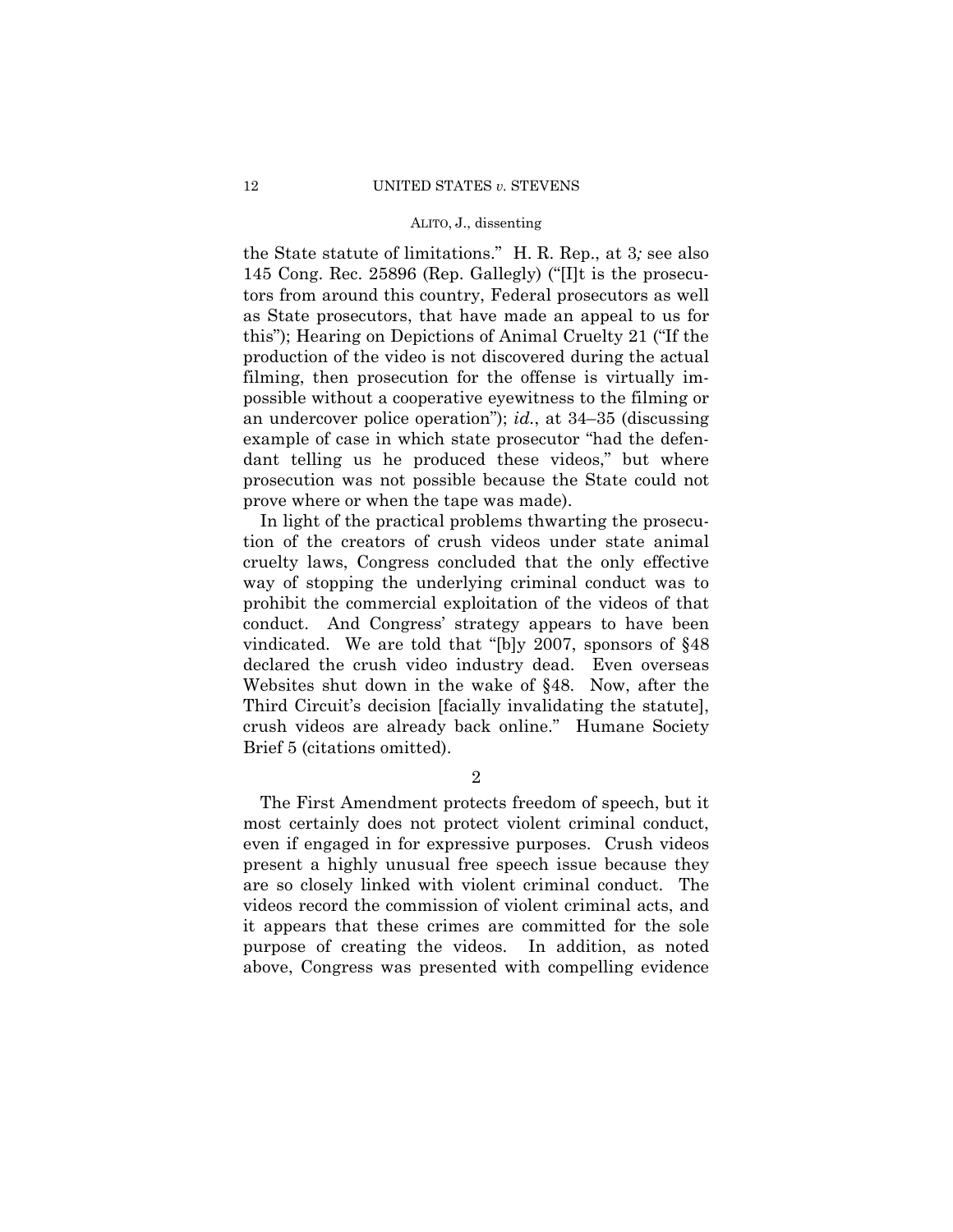the State statute of limitations." H. R. Rep., at 3*;* see also 145 Cong. Rec. 25896 (Rep. Gallegly) ("[I]t is the prosecutors from around this country, Federal prosecutors as well as State prosecutors, that have made an appeal to us for this"); Hearing on Depictions of Animal Cruelty 21 ("If the production of the video is not discovered during the actual filming, then prosecution for the offense is virtually impossible without a cooperative eyewitness to the filming or an undercover police operation"); *id.*, at 34–35 (discussing example of case in which state prosecutor "had the defendant telling us he produced these videos," but where prosecution was not possible because the State could not prove where or when the tape was made).

In light of the practical problems thwarting the prosecution of the creators of crush videos under state animal cruelty laws, Congress concluded that the only effective way of stopping the underlying criminal conduct was to prohibit the commercial exploitation of the videos of that conduct. And Congress' strategy appears to have been vindicated. We are told that "[b]y 2007, sponsors of §48 declared the crush video industry dead. Even overseas Websites shut down in the wake of §48. Now, after the Third Circuit's decision [facially invalidating the statute], crush videos are already back online." Humane Society Brief 5 (citations omitted).

2

The First Amendment protects freedom of speech, but it most certainly does not protect violent criminal conduct, even if engaged in for expressive purposes. Crush videos present a highly unusual free speech issue because they are so closely linked with violent criminal conduct. The videos record the commission of violent criminal acts, and it appears that these crimes are committed for the sole purpose of creating the videos. In addition, as noted above, Congress was presented with compelling evidence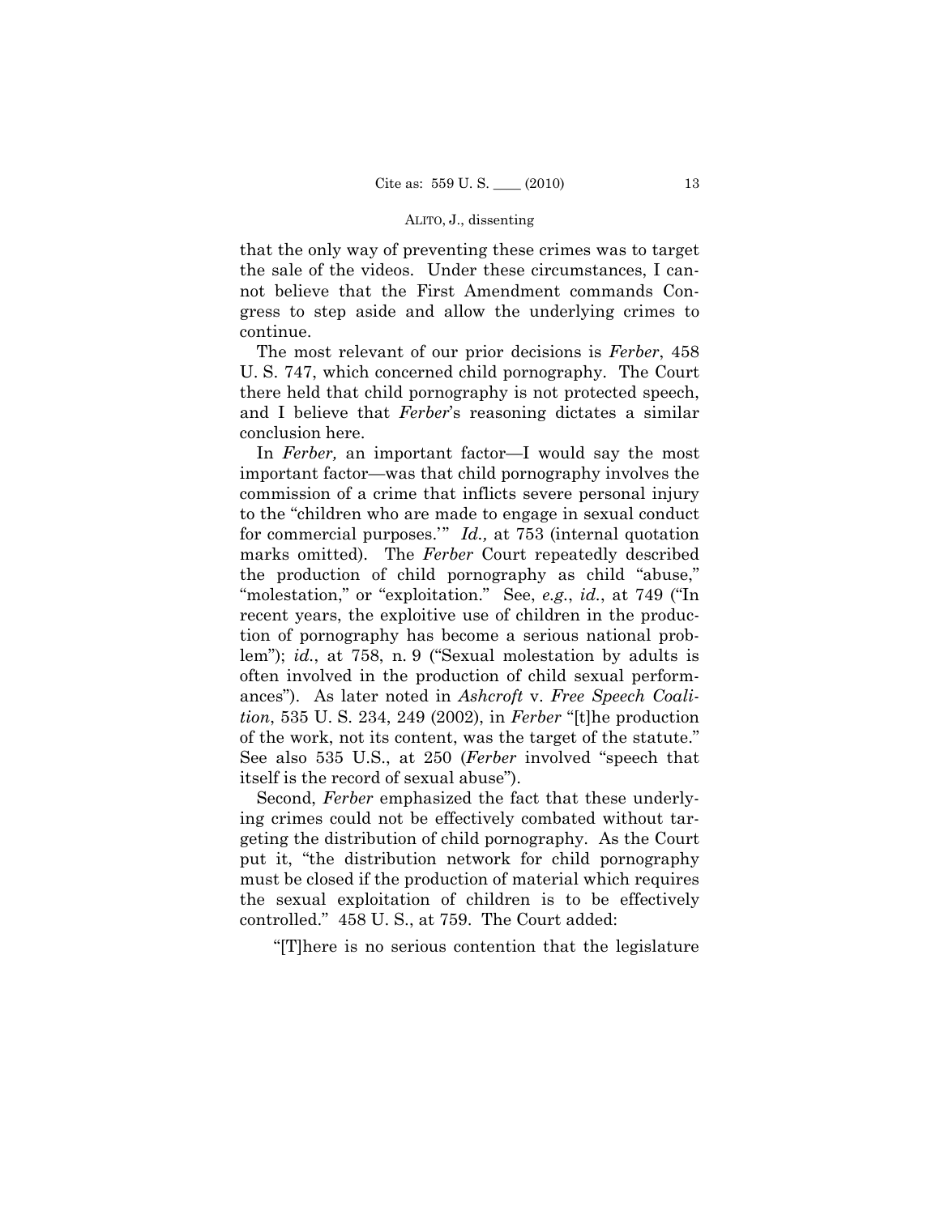that the only way of preventing these crimes was to target the sale of the videos. Under these circumstances, I cannot believe that the First Amendment commands Congress to step aside and allow the underlying crimes to continue.

The most relevant of our prior decisions is *Ferber*, 458 U. S. 747, which concerned child pornography. The Court there held that child pornography is not protected speech, and I believe that *Ferber*'s reasoning dictates a similar conclusion here.

In *Ferber,* an important factor—I would say the most important factor—was that child pornography involves the commission of a crime that inflicts severe personal injury to the "children who are made to engage in sexual conduct for commercial purposes.'" *Id.,* at 753 (internal quotation marks omitted). The *Ferber* Court repeatedly described the production of child pornography as child "abuse," "molestation," or "exploitation." See, *e.g.*, *id.*, at 749 ("In recent years, the exploitive use of children in the production of pornography has become a serious national problem"); *id.*, at 758, n. 9 ("Sexual molestation by adults is often involved in the production of child sexual performances"). As later noted in *Ashcroft* v. *Free Speech Coalition*, 535 U. S. 234, 249 (2002), in *Ferber* "[t]he production of the work, not its content, was the target of the statute." See also 535 U.S., at 250 (*Ferber* involved "speech that itself is the record of sexual abuse").

Second, *Ferber* emphasized the fact that these underlying crimes could not be effectively combated without targeting the distribution of child pornography. As the Court put it, "the distribution network for child pornography must be closed if the production of material which requires the sexual exploitation of children is to be effectively controlled." 458 U. S., at 759. The Court added:

"[T]here is no serious contention that the legislature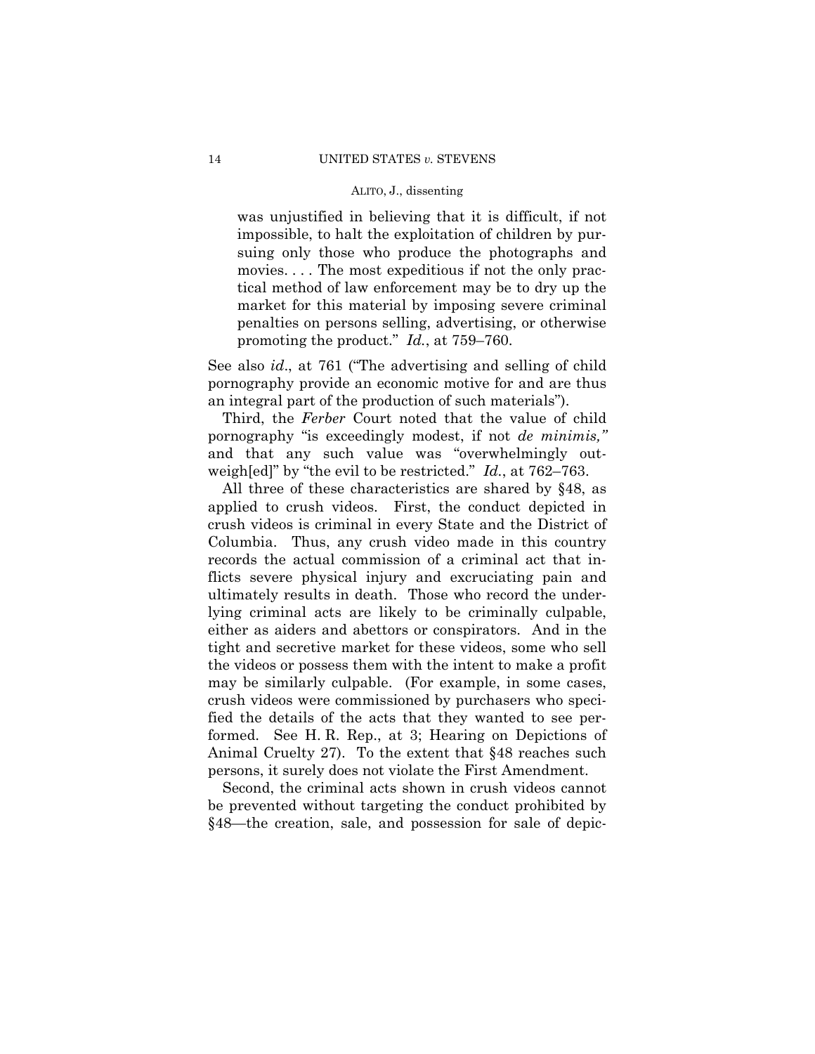> was unjustified in believing that it is difficult, if not impossible, to halt the exploitation of children by pursuing only those who produce the photographs and movies. . . . The most expeditious if not the only practical method of law enforcement may be to dry up the market for this material by imposing severe criminal penalties on persons selling, advertising, or otherwise promoting the product." *Id.*, at 759–760.

See also *id*., at 761 ("The advertising and selling of child pornography provide an economic motive for and are thus an integral part of the production of such materials").

Third, the *Ferber* Court noted that the value of child pornography "is exceedingly modest, if not *de minimis,"* and that any such value was "overwhelmingly outweigh[ed]" by "the evil to be restricted." *Id.*, at 762–763.

All three of these characteristics are shared by §48, as applied to crush videos. First, the conduct depicted in crush videos is criminal in every State and the District of Columbia. Thus, any crush video made in this country records the actual commission of a criminal act that inflicts severe physical injury and excruciating pain and ultimately results in death. Those who record the underlying criminal acts are likely to be criminally culpable, either as aiders and abettors or conspirators. And in the tight and secretive market for these videos, some who sell the videos or possess them with the intent to make a profit may be similarly culpable. (For example, in some cases, crush videos were commissioned by purchasers who specified the details of the acts that they wanted to see performed. See H. R. Rep., at 3; Hearing on Depictions of Animal Cruelty 27). To the extent that §48 reaches such persons, it surely does not violate the First Amendment.

Second, the criminal acts shown in crush videos cannot be prevented without targeting the conduct prohibited by §48—the creation, sale, and possession for sale of depic-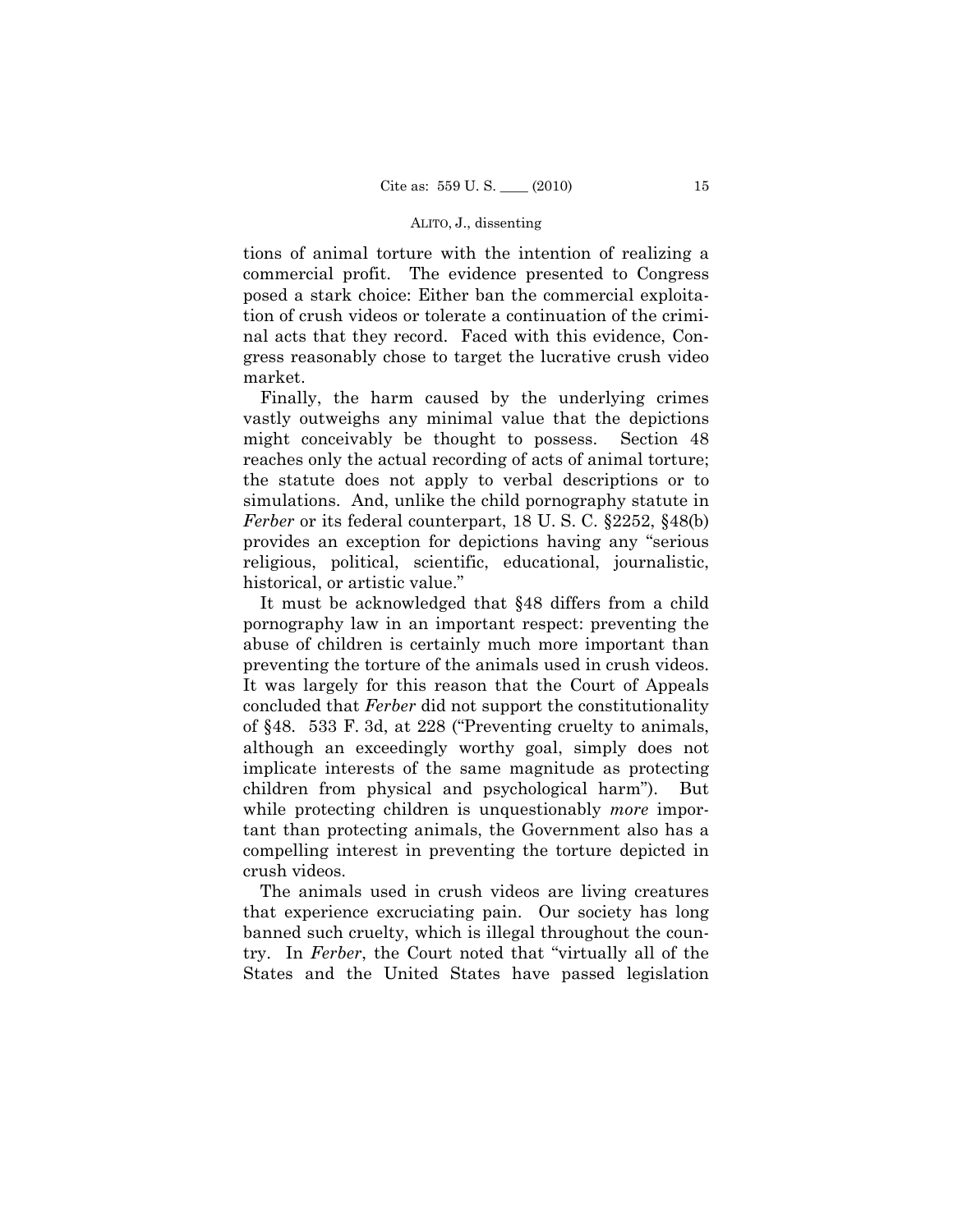tions of animal torture with the intention of realizing a commercial profit. The evidence presented to Congress posed a stark choice: Either ban the commercial exploitation of crush videos or tolerate a continuation of the criminal acts that they record. Faced with this evidence, Congress reasonably chose to target the lucrative crush video market.

Finally, the harm caused by the underlying crimes vastly outweighs any minimal value that the depictions might conceivably be thought to possess. Section 48 reaches only the actual recording of acts of animal torture; the statute does not apply to verbal descriptions or to simulations. And, unlike the child pornography statute in *Ferber* or its federal counterpart, 18 U. S. C. §2252, §48(b) provides an exception for depictions having any "serious religious, political, scientific, educational, journalistic, historical, or artistic value."

It must be acknowledged that §48 differs from a child pornography law in an important respect: preventing the abuse of children is certainly much more important than preventing the torture of the animals used in crush videos. It was largely for this reason that the Court of Appeals concluded that *Ferber* did not support the constitutionality of §48. 533 F. 3d, at 228 ("Preventing cruelty to animals, although an exceedingly worthy goal, simply does not implicate interests of the same magnitude as protecting children from physical and psychological harm"). But while protecting children is unquestionably *more* important than protecting animals, the Government also has a compelling interest in preventing the torture depicted in crush videos.

The animals used in crush videos are living creatures that experience excruciating pain. Our society has long banned such cruelty, which is illegal throughout the country. In *Ferber*, the Court noted that "virtually all of the States and the United States have passed legislation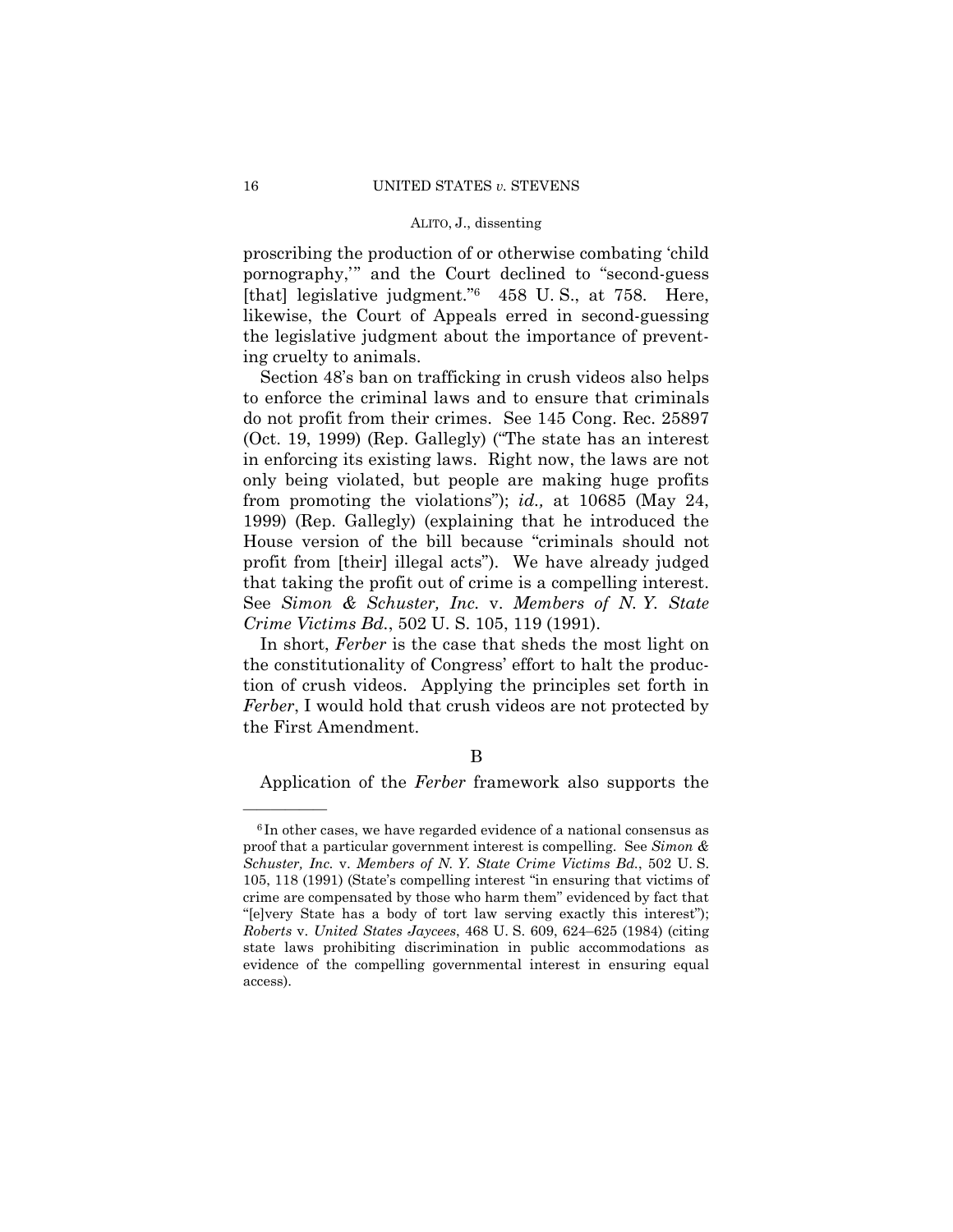proscribing the production of or otherwise combating 'child pornography,'" and the Court declined to "second-guess [that] legislative judgment."[6] 458 U. S., at 758. Here, likewise, the Court of Appeals erred in second-guessing the legislative judgment about the importance of preventing cruelty to animals.

Section 48's ban on trafficking in crush videos also helps to enforce the criminal laws and to ensure that criminals do not profit from their crimes. See 145 Cong. Rec. 25897 (Oct. 19, 1999) (Rep. Gallegly) ("The state has an interest in enforcing its existing laws. Right now, the laws are not only being violated, but people are making huge profits from promoting the violations"); *id.,* at 10685 (May 24, 1999) (Rep. Gallegly) (explaining that he introduced the House version of the bill because "criminals should not profit from [their] illegal acts"). We have already judged that taking the profit out of crime is a compelling interest. See *Simon & Schuster, Inc.* v. *Members of N. Y. State Crime Victims Bd.*, 502 U. S. 105, 119 (1991).

In short, *Ferber* is the case that sheds the most light on the constitutionality of Congress' effort to halt the production of crush videos. Applying the principles set forth in *Ferber*, I would hold that crush videos are not protected by the First Amendment.

B

Application of the *Ferber* framework also supports the

---

[6] In other cases, we have regarded evidence of a national consensus as proof that a particular government interest is compelling. See *Simon & Schuster, Inc.* v. *Members of N. Y. State Crime Victims Bd.*, 502 U. S. 105, 118 (1991) (State's compelling interest "in ensuring that victims of crime are compensated by those who harm them" evidenced by fact that "[e]very State has a body of tort law serving exactly this interest"); *Roberts* v. *United States Jaycees*, 468 U. S. 609, 624–625 (1984) (citing state laws prohibiting discrimination in public accommodations as evidence of the compelling governmental interest in ensuring equal access).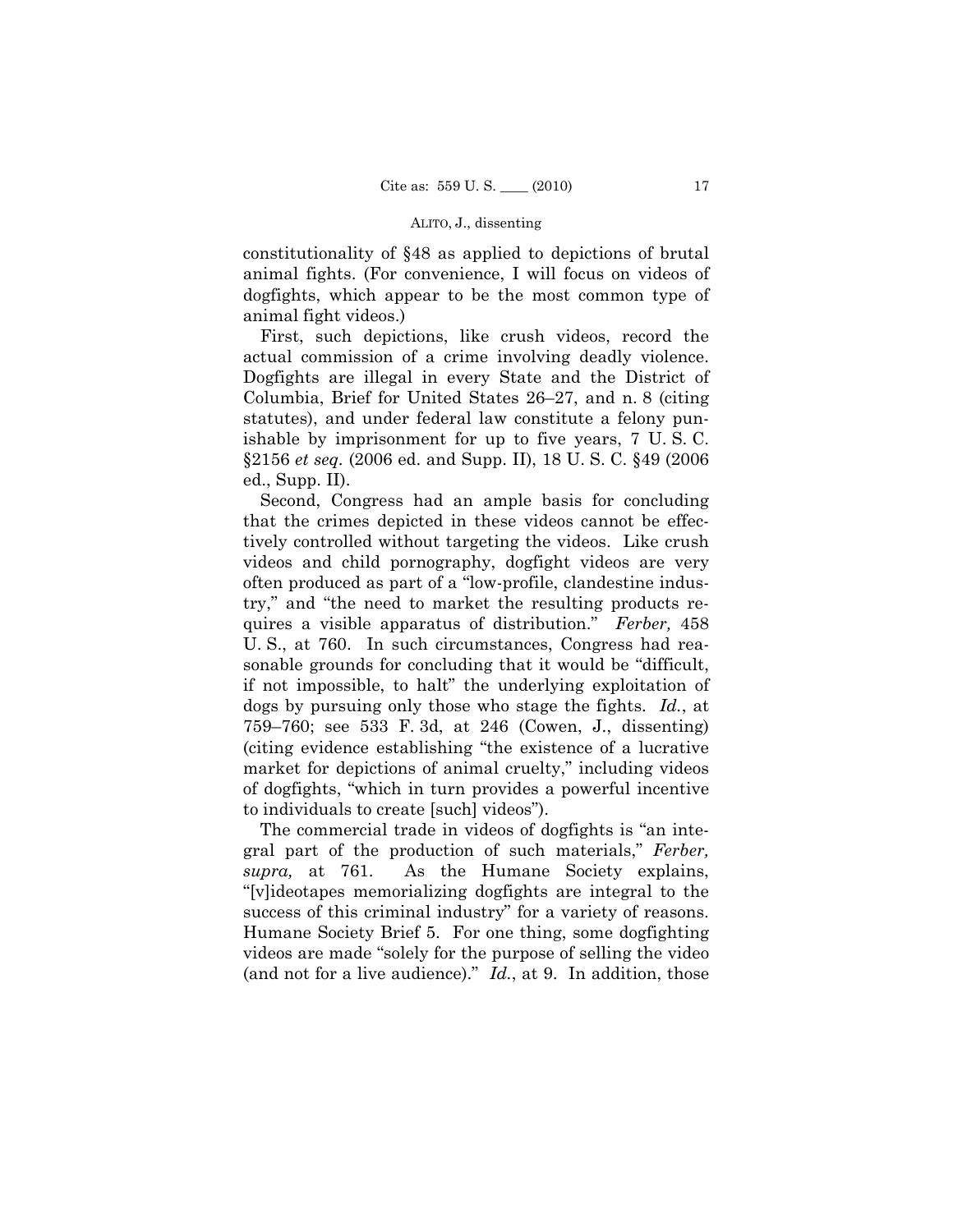constitutionality of §48 as applied to depictions of brutal animal fights. (For convenience, I will focus on videos of dogfights, which appear to be the most common type of animal fight videos.)

First, such depictions, like crush videos, record the actual commission of a crime involving deadly violence. Dogfights are illegal in every State and the District of Columbia, Brief for United States 26–27, and n. 8 (citing statutes), and under federal law constitute a felony punishable by imprisonment for up to five years, 7 U. S. C. §2156 *et seq.* (2006 ed. and Supp. II), 18 U. S. C. §49 (2006 ed., Supp. II).

Second, Congress had an ample basis for concluding that the crimes depicted in these videos cannot be effectively controlled without targeting the videos. Like crush videos and child pornography, dogfight videos are very often produced as part of a "low-profile, clandestine industry," and "the need to market the resulting products requires a visible apparatus of distribution." *Ferber,* 458 U. S., at 760. In such circumstances, Congress had reasonable grounds for concluding that it would be "difficult, if not impossible, to halt" the underlying exploitation of dogs by pursuing only those who stage the fights. *Id.*, at 759–760; see 533 F. 3d, at 246 (Cowen, J., dissenting) (citing evidence establishing "the existence of a lucrative market for depictions of animal cruelty," including videos of dogfights, "which in turn provides a powerful incentive to individuals to create [such] videos").

The commercial trade in videos of dogfights is "an integral part of the production of such materials," *Ferber, supra,* at 761. As the Humane Society explains, "[v]ideotapes memorializing dogfights are integral to the success of this criminal industry" for a variety of reasons. Humane Society Brief 5. For one thing, some dogfighting videos are made "solely for the purpose of selling the video (and not for a live audience)." *Id.*, at 9. In addition, those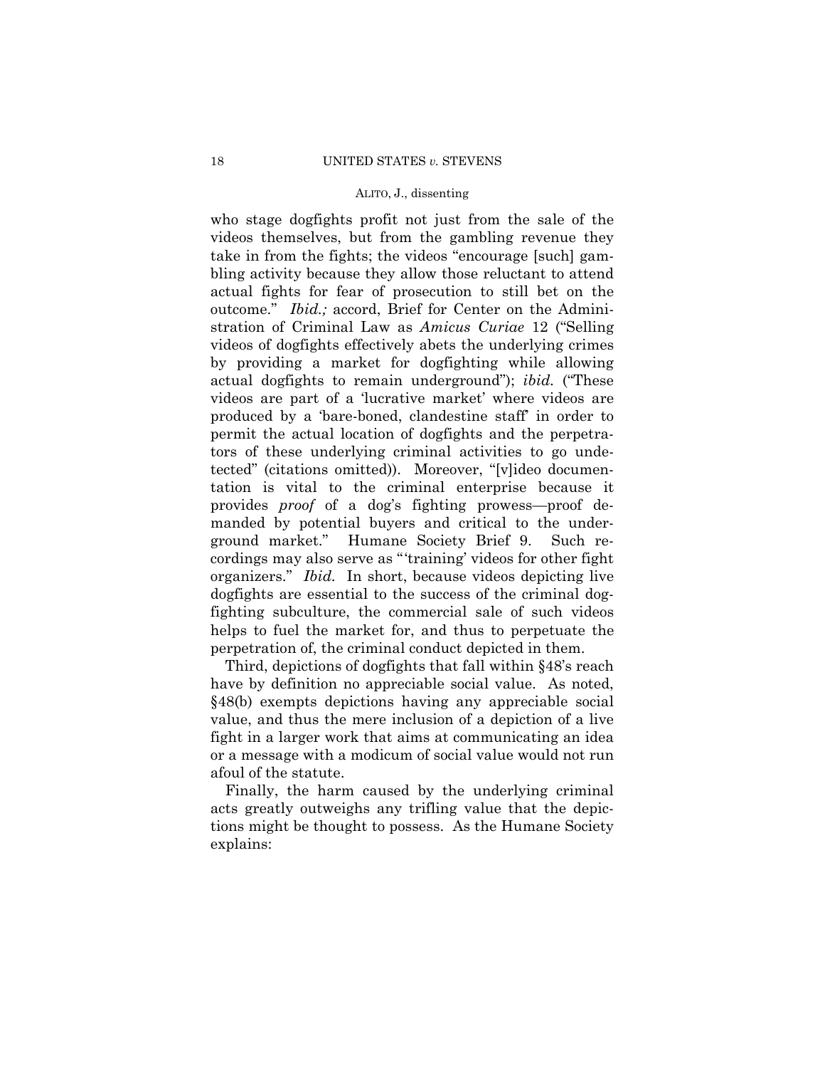who stage dogfights profit not just from the sale of the videos themselves, but from the gambling revenue they take in from the fights; the videos "encourage [such] gambling activity because they allow those reluctant to attend actual fights for fear of prosecution to still bet on the outcome." *Ibid.;* accord, Brief for Center on the Administration of Criminal Law as *Amicus Curiae* 12 ("Selling videos of dogfights effectively abets the underlying crimes by providing a market for dogfighting while allowing actual dogfights to remain underground"); *ibid.* ("These videos are part of a 'lucrative market' where videos are produced by a 'bare-boned, clandestine staff' in order to permit the actual location of dogfights and the perpetrators of these underlying criminal activities to go undetected" (citations omitted)). Moreover, "[v]ideo documentation is vital to the criminal enterprise because it provides *proof* of a dog's fighting prowess—proof demanded by potential buyers and critical to the underground market." Humane Society Brief 9. Such recordings may also serve as "'training' videos for other fight organizers." *Ibid.* In short, because videos depicting live dogfights are essential to the success of the criminal dogfighting subculture, the commercial sale of such videos helps to fuel the market for, and thus to perpetuate the perpetration of, the criminal conduct depicted in them.

Third, depictions of dogfights that fall within §48's reach have by definition no appreciable social value. As noted, §48(b) exempts depictions having any appreciable social value, and thus the mere inclusion of a depiction of a live fight in a larger work that aims at communicating an idea or a message with a modicum of social value would not run afoul of the statute.

Finally, the harm caused by the underlying criminal acts greatly outweighs any trifling value that the depictions might be thought to possess. As the Humane Society explains: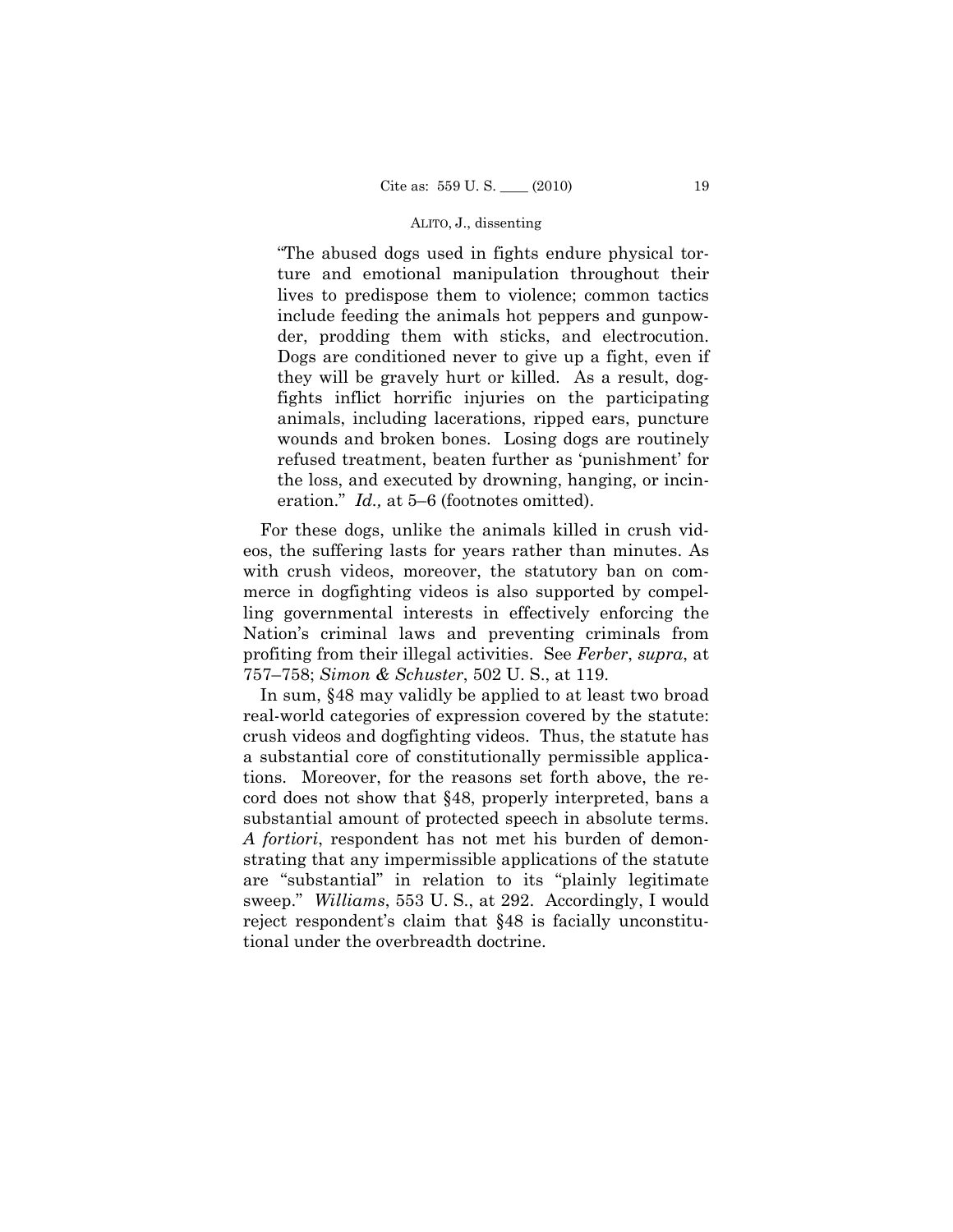"The abused dogs used in fights endure physical torture and emotional manipulation throughout their lives to predispose them to violence; common tactics include feeding the animals hot peppers and gunpowder, prodding them with sticks, and electrocution. Dogs are conditioned never to give up a fight, even if they will be gravely hurt or killed. As a result, dogfights inflict horrific injuries on the participating animals, including lacerations, ripped ears, puncture wounds and broken bones. Losing dogs are routinely refused treatment, beaten further as 'punishment' for the loss, and executed by drowning, hanging, or incineration." *Id.,* at 5–6 (footnotes omitted).

For these dogs, unlike the animals killed in crush videos, the suffering lasts for years rather than minutes. As with crush videos, moreover, the statutory ban on commerce in dogfighting videos is also supported by compelling governmental interests in effectively enforcing the Nation's criminal laws and preventing criminals from profiting from their illegal activities. See *Ferber*, *supra*, at 757–758; *Simon & Schuster*, 502 U. S., at 119.

In sum, §48 may validly be applied to at least two broad real-world categories of expression covered by the statute: crush videos and dogfighting videos. Thus, the statute has a substantial core of constitutionally permissible applications. Moreover, for the reasons set forth above, the record does not show that §48, properly interpreted, bans a substantial amount of protected speech in absolute terms. *A fortiori*, respondent has not met his burden of demonstrating that any impermissible applications of the statute are "substantial" in relation to its "plainly legitimate sweep." *Williams*, 553 U. S., at 292. Accordingly, I would reject respondent's claim that §48 is facially unconstitutional under the overbreadth doctrine.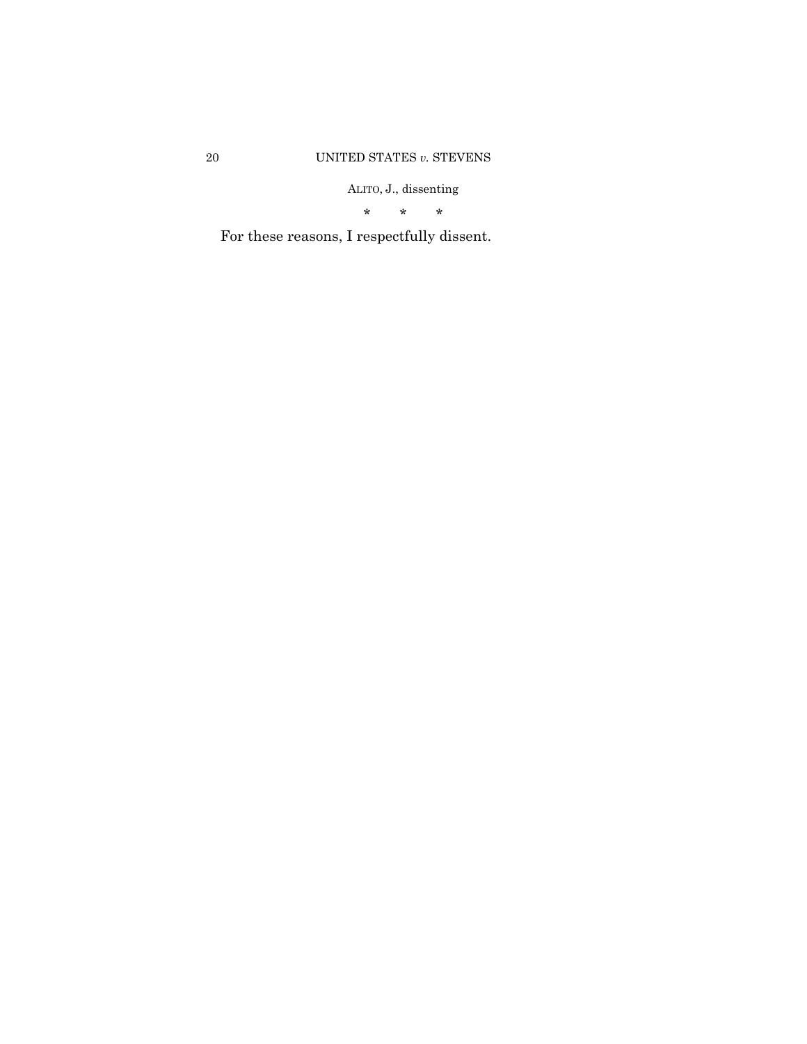\*     \*     \*

For these reasons, I respectfully dissent.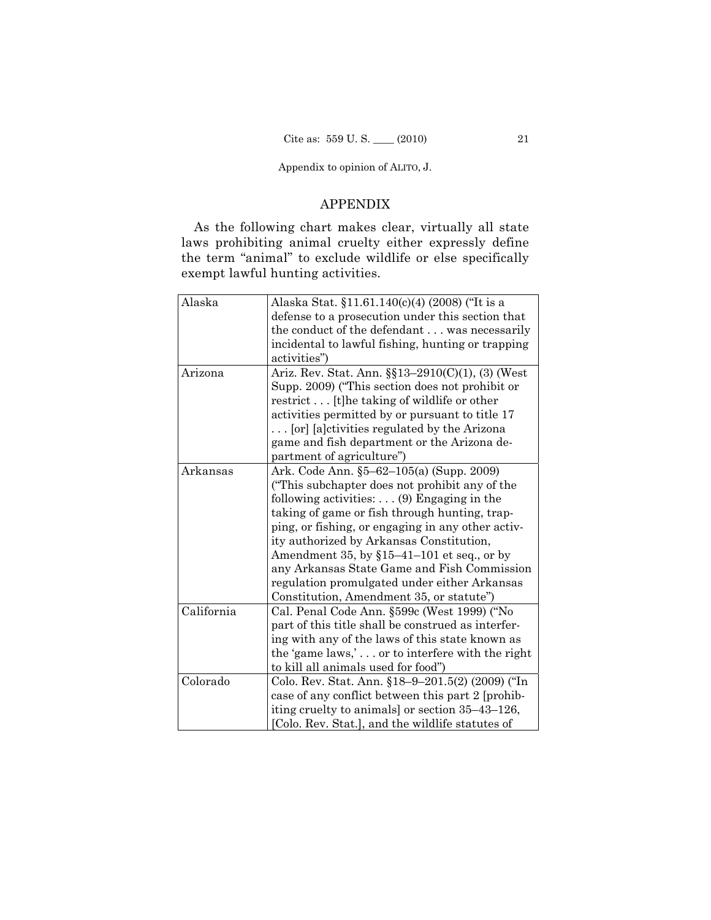## APPENDIX

As the following chart makes clear, virtually all state laws prohibiting animal cruelty either expressly define the term "animal" to exclude wildlife or else specifically exempt lawful hunting activities.

| | |
|---|---|
| Alaska | Alaska Stat. §11.61.140(c)(4) (2008) ("It is a defense to a prosecution under this section that the conduct of the defendant . . . was necessarily incidental to lawful fishing, hunting or trapping activities") |
| Arizona | Ariz. Rev. Stat. Ann. §§13–2910(C)(1), (3) (West Supp. 2009) ("This section does not prohibit or restrict . . . [t]he taking of wildlife or other activities permitted by or pursuant to title 17 . . . [or] [a]ctivities regulated by the Arizona game and fish department or the Arizona department of agriculture") |
| Arkansas | Ark. Code Ann. §5–62–105(a) (Supp. 2009) ("This subchapter does not prohibit any of the following activities: . . . (9) Engaging in the taking of game or fish through hunting, trapping, or fishing, or engaging in any other activity authorized by Arkansas Constitution, Amendment 35, by §15–41–101 et seq., or by any Arkansas State Game and Fish Commission regulation promulgated under either Arkansas Constitution, Amendment 35, or statute") |
| California | Cal. Penal Code Ann. §599c (West 1999) ("No part of this title shall be construed as interfering with any of the laws of this state known as the 'game laws,' . . . or to interfere with the right to kill all animals used for food") |
| Colorado | Colo. Rev. Stat. Ann. §18–9–201.5(2) (2009) ("In case of any conflict between this part 2 [prohibiting cruelty to animals] or section 35–43–126, [Colo. Rev. Stat.], and the wildlife statutes of |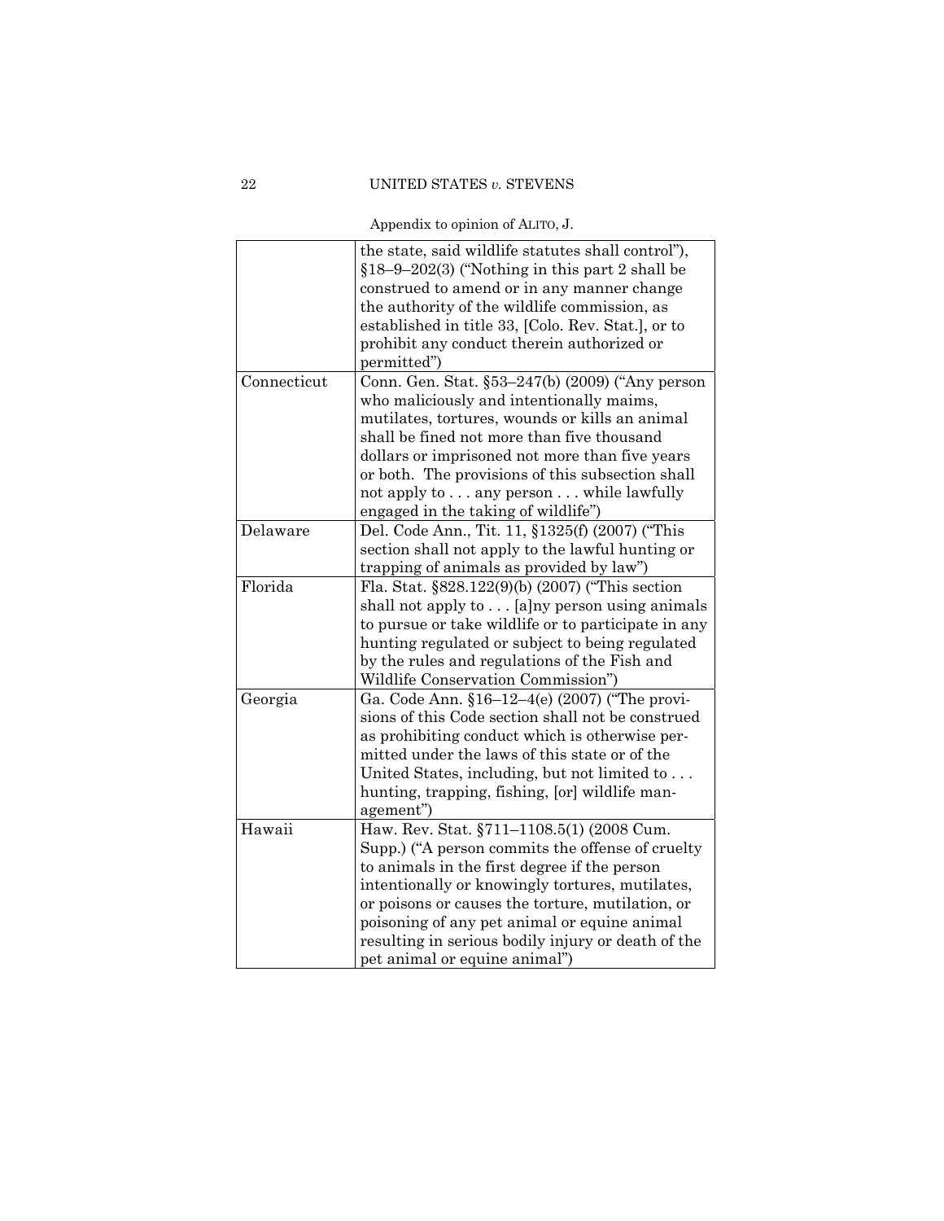Appendix to opinion of ALITO, J.

| | |
|---|---|
| | the state, said wildlife statutes shall control"), §18–9–202(3) ("Nothing in this part 2 shall be construed to amend or in any manner change the authority of the wildlife commission, as established in title 33, [Colo. Rev. Stat.], or to prohibit any conduct therein authorized or permitted") |
| Connecticut | Conn. Gen. Stat. §53–247(b) (2009) ("Any person who maliciously and intentionally maims, mutilates, tortures, wounds or kills an animal shall be fined not more than five thousand dollars or imprisoned not more than five years or both. The provisions of this subsection shall not apply to . . . any person . . . while lawfully engaged in the taking of wildlife") |
| Delaware | Del. Code Ann., Tit. 11, §1325(f) (2007) ("This section shall not apply to the lawful hunting or trapping of animals as provided by law") |
| Florida | Fla. Stat. §828.122(9)(b) (2007) ("This section shall not apply to . . . [a]ny person using animals to pursue or take wildlife or to participate in any hunting regulated or subject to being regulated by the rules and regulations of the Fish and Wildlife Conservation Commission") |
| Georgia | Ga. Code Ann. §16–12–4(e) (2007) ("The provisions of this Code section shall not be construed as prohibiting conduct which is otherwise permitted under the laws of this state or of the United States, including, but not limited to . . . hunting, trapping, fishing, [or] wildlife management") |
| Hawaii | Haw. Rev. Stat. §711–1108.5(1) (2008 Cum. Supp.) ("A person commits the offense of cruelty to animals in the first degree if the person intentionally or knowingly tortures, mutilates, or poisons or causes the torture, mutilation, or poisoning of any pet animal or equine animal resulting in serious bodily injury or death of the pet animal or equine animal") |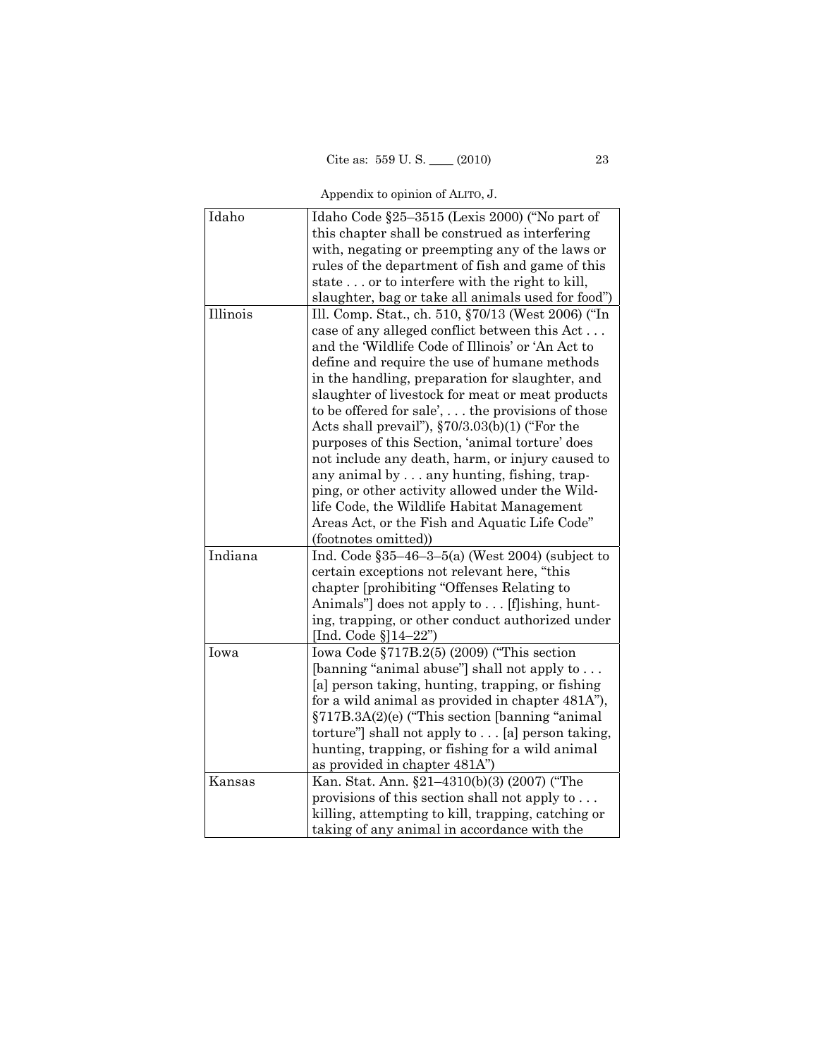Appendix to opinion of ALITO, J.

| | |
|---|---|
| Idaho | Idaho Code §25–3515 (Lexis 2000) ("No part of this chapter shall be construed as interfering with, negating or preempting any of the laws or rules of the department of fish and game of this state . . . or to interfere with the right to kill, slaughter, bag or take all animals used for food") |
| Illinois | Ill. Comp. Stat., ch. 510, §70/13 (West 2006) ("In case of any alleged conflict between this Act . . . and the 'Wildlife Code of Illinois' or 'An Act to define and require the use of humane methods in the handling, preparation for slaughter, and slaughter of livestock for meat or meat products to be offered for sale', . . . the provisions of those Acts shall prevail"), §70/3.03(b)(1) ("For the purposes of this Section, 'animal torture' does not include any death, harm, or injury caused to any animal by . . . any hunting, fishing, trapping, or other activity allowed under the Wildlife Code, the Wildlife Habitat Management Areas Act, or the Fish and Aquatic Life Code" (footnotes omitted)) |
| Indiana | Ind. Code §35–46–3–5(a) (West 2004) (subject to certain exceptions not relevant here, "this chapter [prohibiting "Offenses Relating to Animals"] does not apply to . . . [f]ishing, hunting, trapping, or other conduct authorized under [Ind. Code §]14–22") |
| Iowa | Iowa Code §717B.2(5) (2009) ("This section [banning "animal abuse"] shall not apply to . . . [a] person taking, hunting, trapping, or fishing for a wild animal as provided in chapter 481A"), §717B.3A(2)(e) ("This section [banning "animal torture"] shall not apply to . . . [a] person taking, hunting, trapping, or fishing for a wild animal as provided in chapter 481A") |
| Kansas | Kan. Stat. Ann. §21–4310(b)(3) (2007) ("The provisions of this section shall not apply to . . . killing, attempting to kill, trapping, catching or taking of any animal in accordance with the |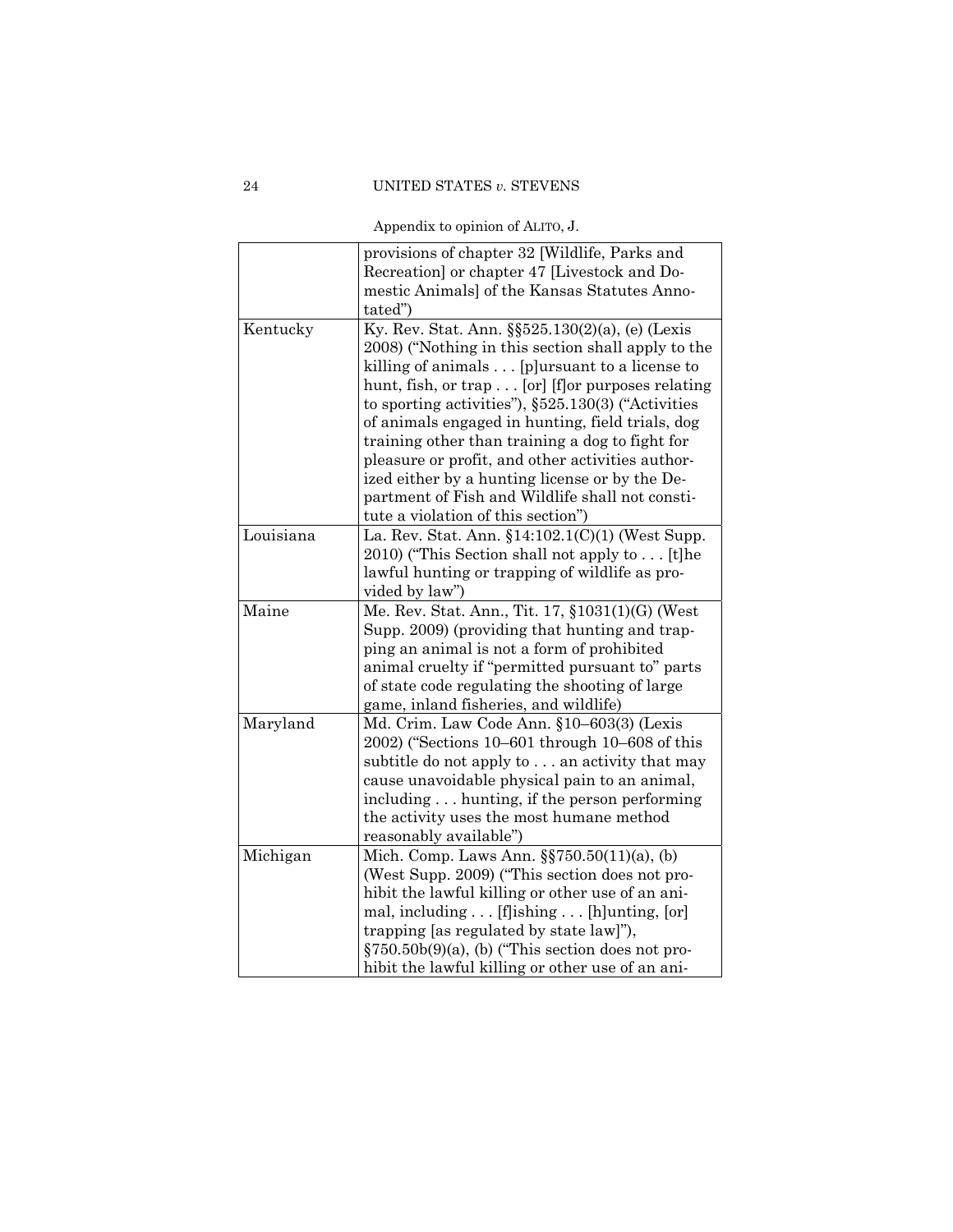Appendix to opinion of ALITO, J.

| | |
|---|---|
| | provisions of chapter 32 [Wildlife, Parks and Recreation] or chapter 47 [Livestock and Domestic Animals] of the Kansas Statutes Annotated") |
| Kentucky | Ky. Rev. Stat. Ann. §§525.130(2)(a), (e) (Lexis 2008) ("Nothing in this section shall apply to the killing of animals . . . [p]ursuant to a license to hunt, fish, or trap . . . [or] [f]or purposes relating to sporting activities"), §525.130(3) ("Activities of animals engaged in hunting, field trials, dog training other than training a dog to fight for pleasure or profit, and other activities authorized either by a hunting license or by the Department of Fish and Wildlife shall not constitute a violation of this section") |
| Louisiana | La. Rev. Stat. Ann. §14:102.1(C)(1) (West Supp. 2010) ("This Section shall not apply to . . . [t]he lawful hunting or trapping of wildlife as provided by law") |
| Maine | Me. Rev. Stat. Ann., Tit. 17, §1031(1)(G) (West Supp. 2009) (providing that hunting and trapping an animal is not a form of prohibited animal cruelty if "permitted pursuant to" parts of state code regulating the shooting of large game, inland fisheries, and wildlife) |
| Maryland | Md. Crim. Law Code Ann. §10–603(3) (Lexis 2002) ("Sections 10–601 through 10–608 of this subtitle do not apply to . . . an activity that may cause unavoidable physical pain to an animal, including . . . hunting, if the person performing the activity uses the most humane method reasonably available") |
| Michigan | Mich. Comp. Laws Ann. §§750.50(11)(a), (b) (West Supp. 2009) ("This section does not prohibit the lawful killing or other use of an animal, including . . . [f]ishing . . . [h]unting, [or] trapping [as regulated by state law]"), §750.50b(9)(a), (b) ("This section does not prohibit the lawful killing or other use of an ani- |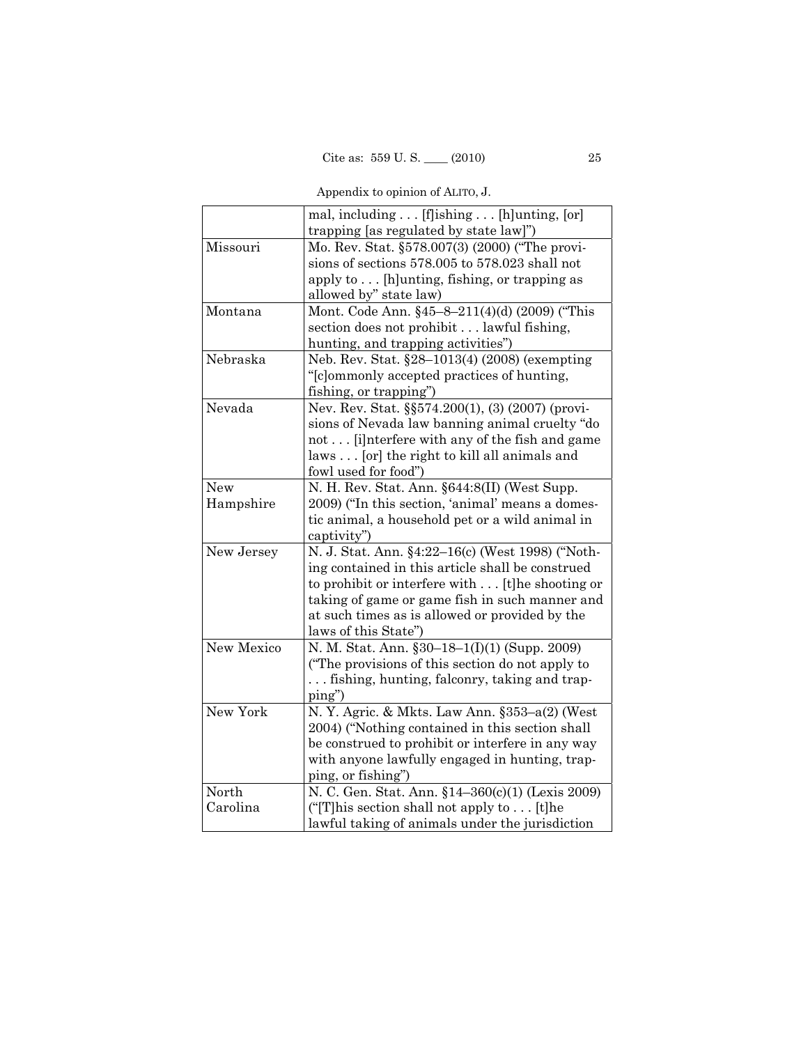Appendix to opinion of ALITO, J.

| | |
|---|---|
| | mal, including . . . [f]ishing . . . [h]unting, [or] trapping [as regulated by state law]") |
| Missouri | Mo. Rev. Stat. §578.007(3) (2000) ("The provisions of sections 578.005 to 578.023 shall not apply to . . . [h]unting, fishing, or trapping as allowed by" state law) |
| Montana | Mont. Code Ann. §45–8–211(4)(d) (2009) ("This section does not prohibit . . . lawful fishing, hunting, and trapping activities") |
| Nebraska | Neb. Rev. Stat. §28–1013(4) (2008) (exempting "[c]ommonly accepted practices of hunting, fishing, or trapping") |
| Nevada | Nev. Rev. Stat. §§574.200(1), (3) (2007) (provisions of Nevada law banning animal cruelty "do not . . . [i]nterfere with any of the fish and game laws . . . [or] the right to kill all animals and fowl used for food") |
| New Hampshire | N. H. Rev. Stat. Ann. §644:8(II) (West Supp. 2009) ("In this section, 'animal' means a domestic animal, a household pet or a wild animal in captivity") |
| New Jersey | N. J. Stat. Ann. §4:22–16(c) (West 1998) ("Nothing contained in this article shall be construed to prohibit or interfere with . . . [t]he shooting or taking of game or game fish in such manner and at such times as is allowed or provided by the laws of this State") |
| New Mexico | N. M. Stat. Ann. §30–18–1(I)(1) (Supp. 2009) ("The provisions of this section do not apply to . . . fishing, hunting, falconry, taking and trapping") |
| New York | N. Y. Agric. & Mkts. Law Ann. §353–a(2) (West 2004) ("Nothing contained in this section shall be construed to prohibit or interfere in any way with anyone lawfully engaged in hunting, trapping, or fishing") |
| North Carolina | N. C. Gen. Stat. Ann. §14–360(c)(1) (Lexis 2009) ("[T]his section shall not apply to . . . [t]he lawful taking of animals under the jurisdiction |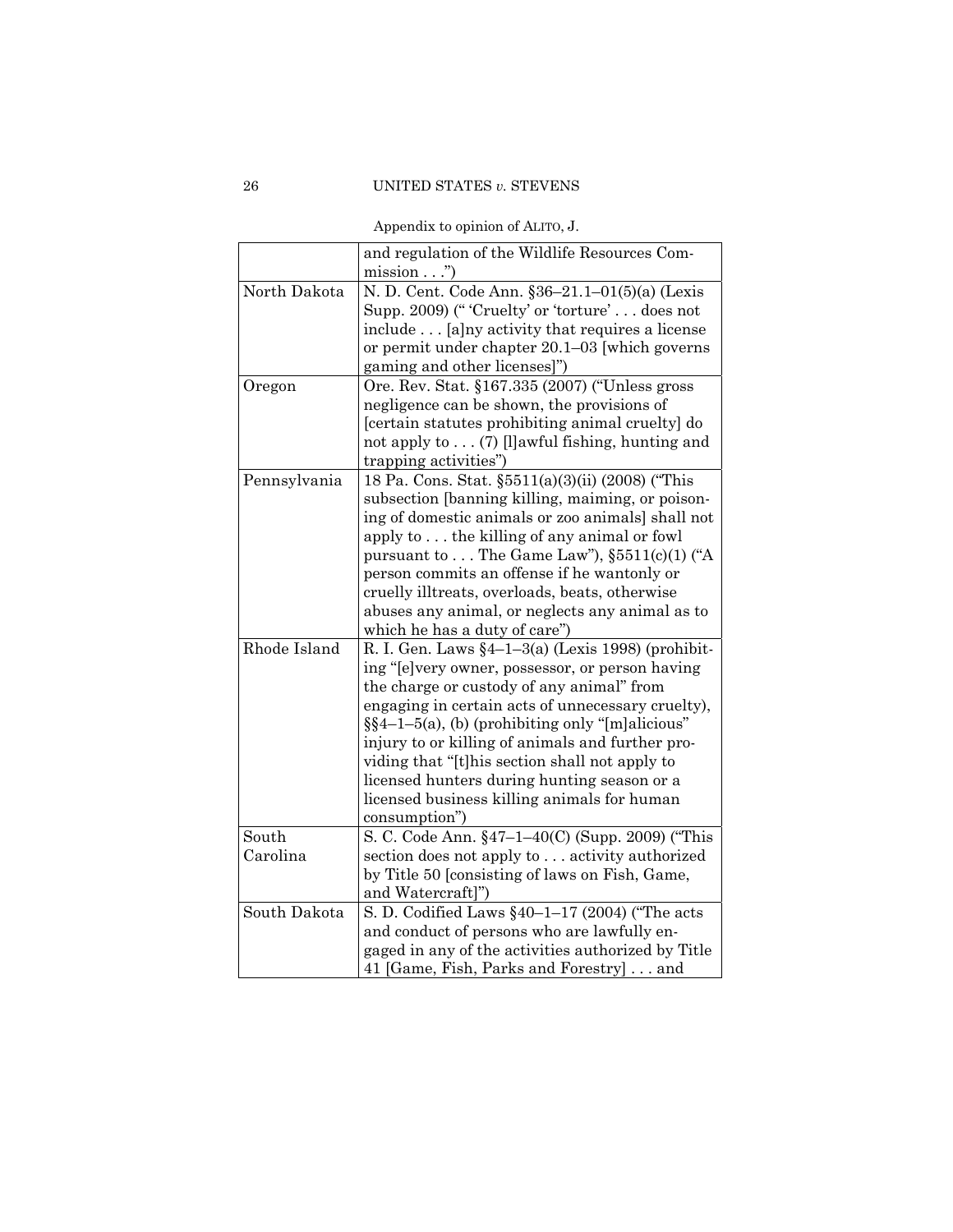Appendix to opinion of ALITO, J.

| | |
|---|---|
| | and regulation of the Wildlife Resources Commission . . .") |
| North Dakota | N. D. Cent. Code Ann. §36–21.1–01(5)(a) (Lexis Supp. 2009) (" 'Cruelty' or 'torture' . . . does not include . . . [a]ny activity that requires a license or permit under chapter 20.1–03 [which governs gaming and other licenses]") |
| Oregon | Ore. Rev. Stat. §167.335 (2007) ("Unless gross negligence can be shown, the provisions of [certain statutes prohibiting animal cruelty] do not apply to . . . (7) [l]awful fishing, hunting and trapping activities") |
| Pennsylvania | 18 Pa. Cons. Stat. §5511(a)(3)(ii) (2008) ("This subsection [banning killing, maiming, or poisoning of domestic animals or zoo animals] shall not apply to . . . the killing of any animal or fowl pursuant to . . . The Game Law"), §5511(c)(1) ("A person commits an offense if he wantonly or cruelly illtreats, overloads, beats, otherwise abuses any animal, or neglects any animal as to which he has a duty of care") |
| Rhode Island | R. I. Gen. Laws §4–1–3(a) (Lexis 1998) (prohibiting "[e]very owner, possessor, or person having the charge or custody of any animal" from engaging in certain acts of unnecessary cruelty), §§4–1–5(a), (b) (prohibiting only "[m]alicious" injury to or killing of animals and further providing that "[t]his section shall not apply to licensed hunters during hunting season or a licensed business killing animals for human consumption") |
| South Carolina | S. C. Code Ann. §47–1–40(C) (Supp. 2009) ("This section does not apply to . . . activity authorized by Title 50 [consisting of laws on Fish, Game, and Watercraft]") |
| South Dakota | S. D. Codified Laws §40–1–17 (2004) ("The acts and conduct of persons who are lawfully engaged in any of the activities authorized by Title 41 [Game, Fish, Parks and Forestry] . . . and |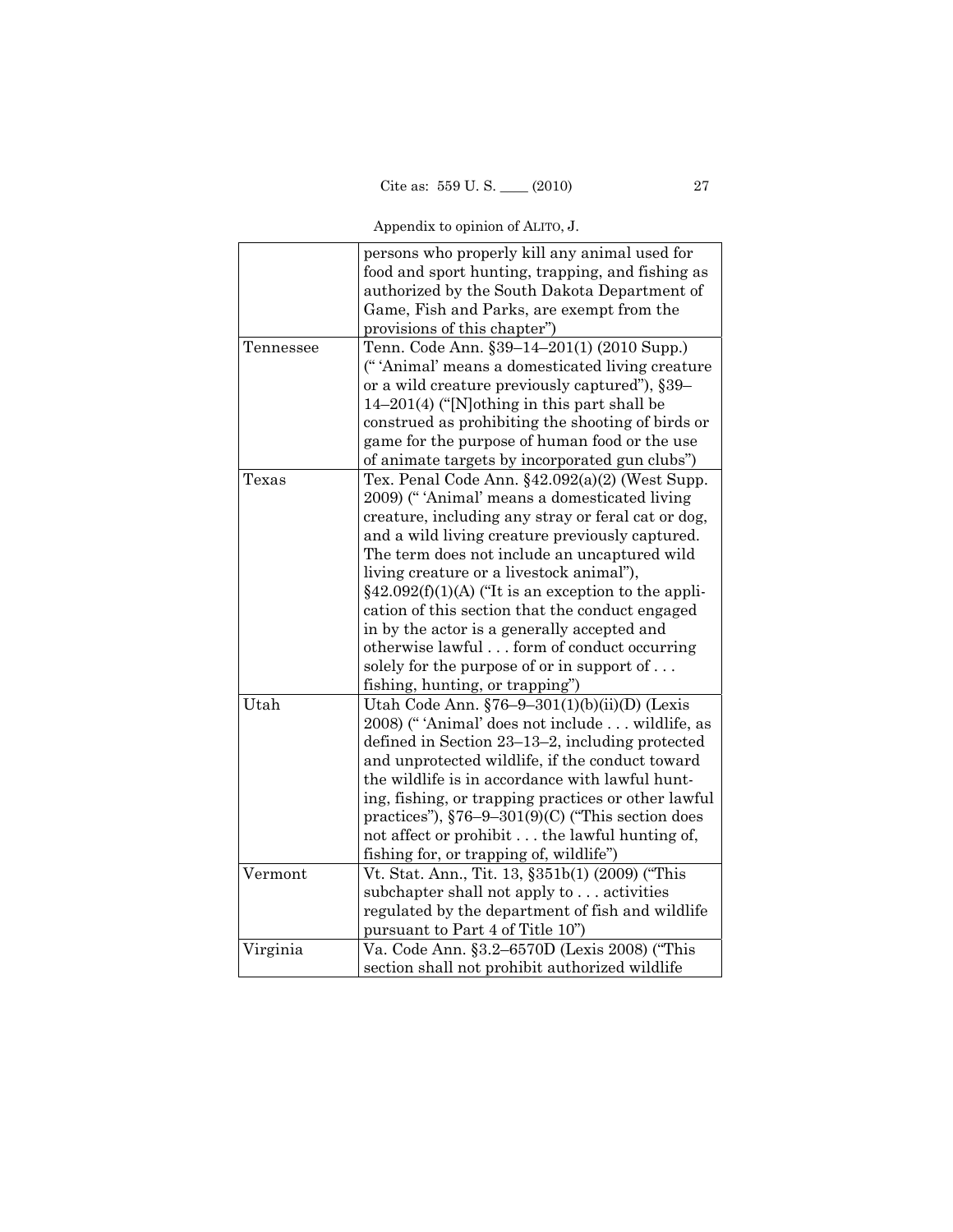Appendix to opinion of ALITO, J.

| | |
|---|---|
| | persons who properly kill any animal used for food and sport hunting, trapping, and fishing as authorized by the South Dakota Department of Game, Fish and Parks, are exempt from the provisions of this chapter") |
| Tennessee | Tenn. Code Ann. §39–14–201(1) (2010 Supp.) ("'Animal' means a domesticated living creature or a wild creature previously captured"), §39–14–201(4) ("[N]othing in this part shall be construed as prohibiting the shooting of birds or game for the purpose of human food or the use of animate targets by incorporated gun clubs") |
| Texas | Tex. Penal Code Ann. §42.092(a)(2) (West Supp. 2009) ("'Animal' means a domesticated living creature, including any stray or feral cat or dog, and a wild living creature previously captured. The term does not include an uncaptured wild living creature or a livestock animal"), §42.092(f)(1)(A) ("It is an exception to the application of this section that the conduct engaged in by the actor is a generally accepted and otherwise lawful . . . form of conduct occurring solely for the purpose of or in support of . . . fishing, hunting, or trapping") |
| Utah | Utah Code Ann. §76–9–301(1)(b)(ii)(D) (Lexis 2008) ("'Animal' does not include . . . wildlife, as defined in Section 23–13–2, including protected and unprotected wildlife, if the conduct toward the wildlife is in accordance with lawful hunting, fishing, or trapping practices or other lawful practices"), §76–9–301(9)(C) ("This section does not affect or prohibit . . . the lawful hunting of, fishing for, or trapping of, wildlife") |
| Vermont | Vt. Stat. Ann., Tit. 13, §351b(1) (2009) ("This subchapter shall not apply to . . . activities regulated by the department of fish and wildlife pursuant to Part 4 of Title 10") |
| Virginia | Va. Code Ann. §3.2–6570D (Lexis 2008) ("This section shall not prohibit authorized wildlife |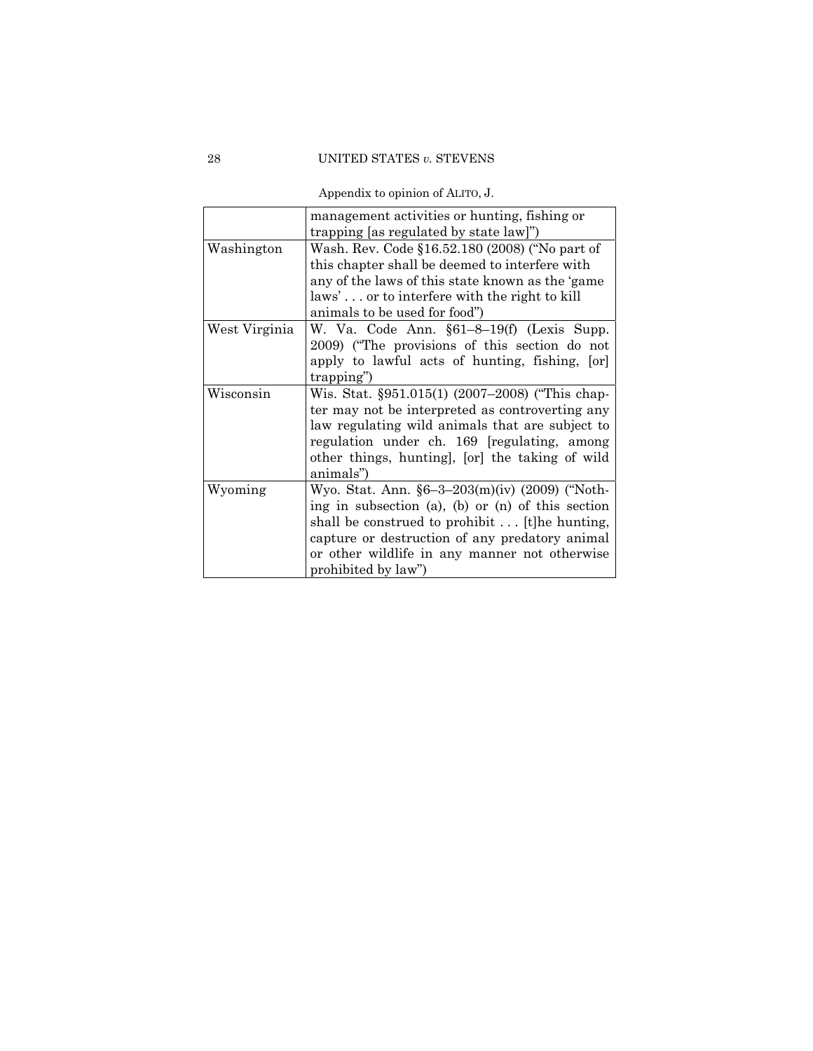Appendix to opinion of ALITO, J.

| | |
|---|---|
| | management activities or hunting, fishing or trapping [as regulated by state law]") |
| Washington | Wash. Rev. Code §16.52.180 (2008) ("No part of this chapter shall be deemed to interfere with any of the laws of this state known as the 'game laws' . . . or to interfere with the right to kill animals to be used for food") |
| West Virginia | W. Va. Code Ann. §61–8–19(f) (Lexis Supp. 2009) ("The provisions of this section do not apply to lawful acts of hunting, fishing, [or] trapping") |
| Wisconsin | Wis. Stat. §951.015(1) (2007–2008) ("This chapter may not be interpreted as controverting any law regulating wild animals that are subject to regulation under ch. 169 [regulating, among other things, hunting], [or] the taking of wild animals") |
| Wyoming | Wyo. Stat. Ann. §6–3–203(m)(iv) (2009) ("Nothing in subsection (a), (b) or (n) of this section shall be construed to prohibit . . . [t]he hunting, capture or destruction of any predatory animal or other wildlife in any manner not otherwise prohibited by law") |